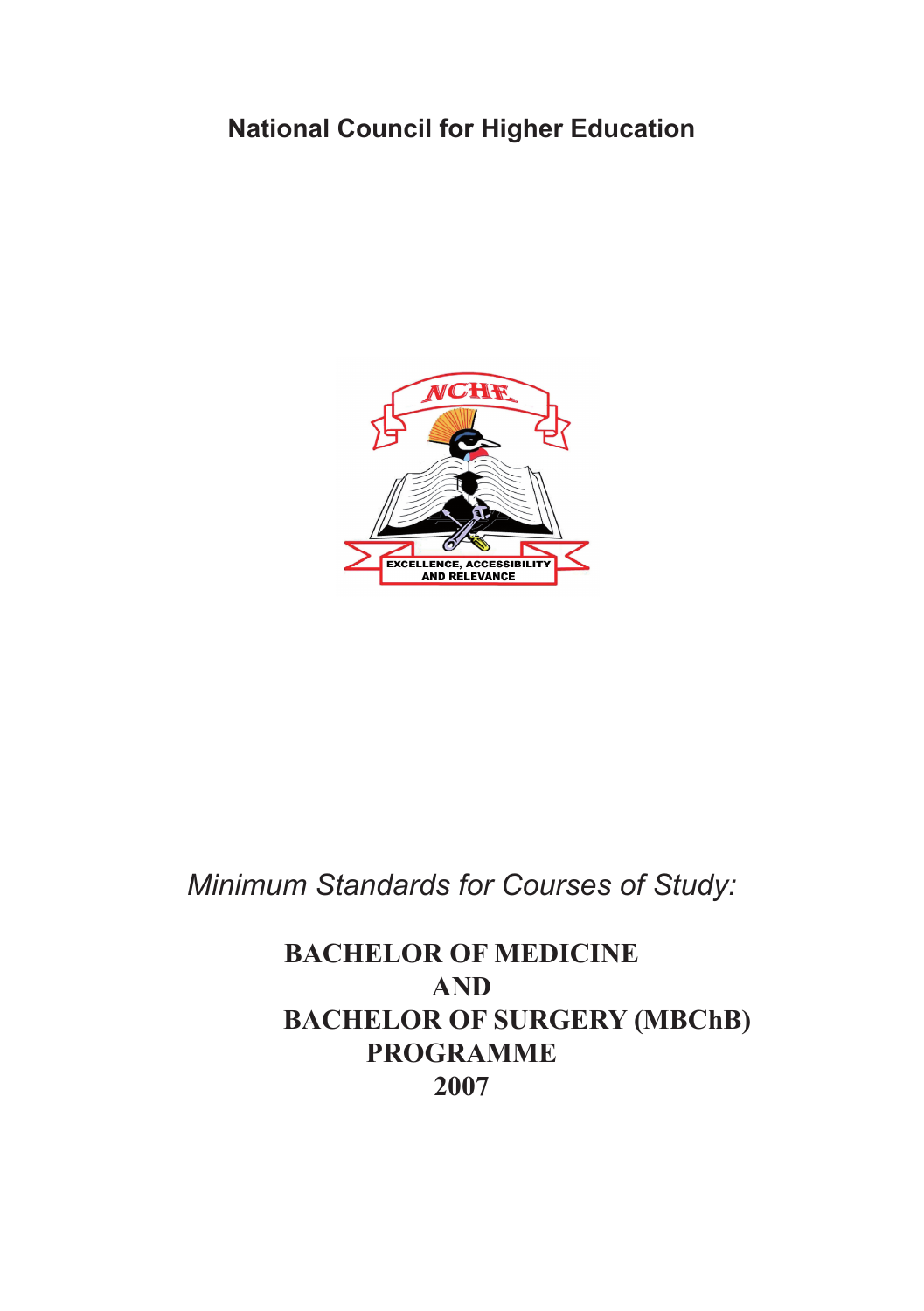**National Council for Higher Education**

*Minimum Standards for Courses of Study:*

# BACHELOR OF MEDICINE AND BACHELOR OF SURGERY (MBChB) PROGRAMME 2007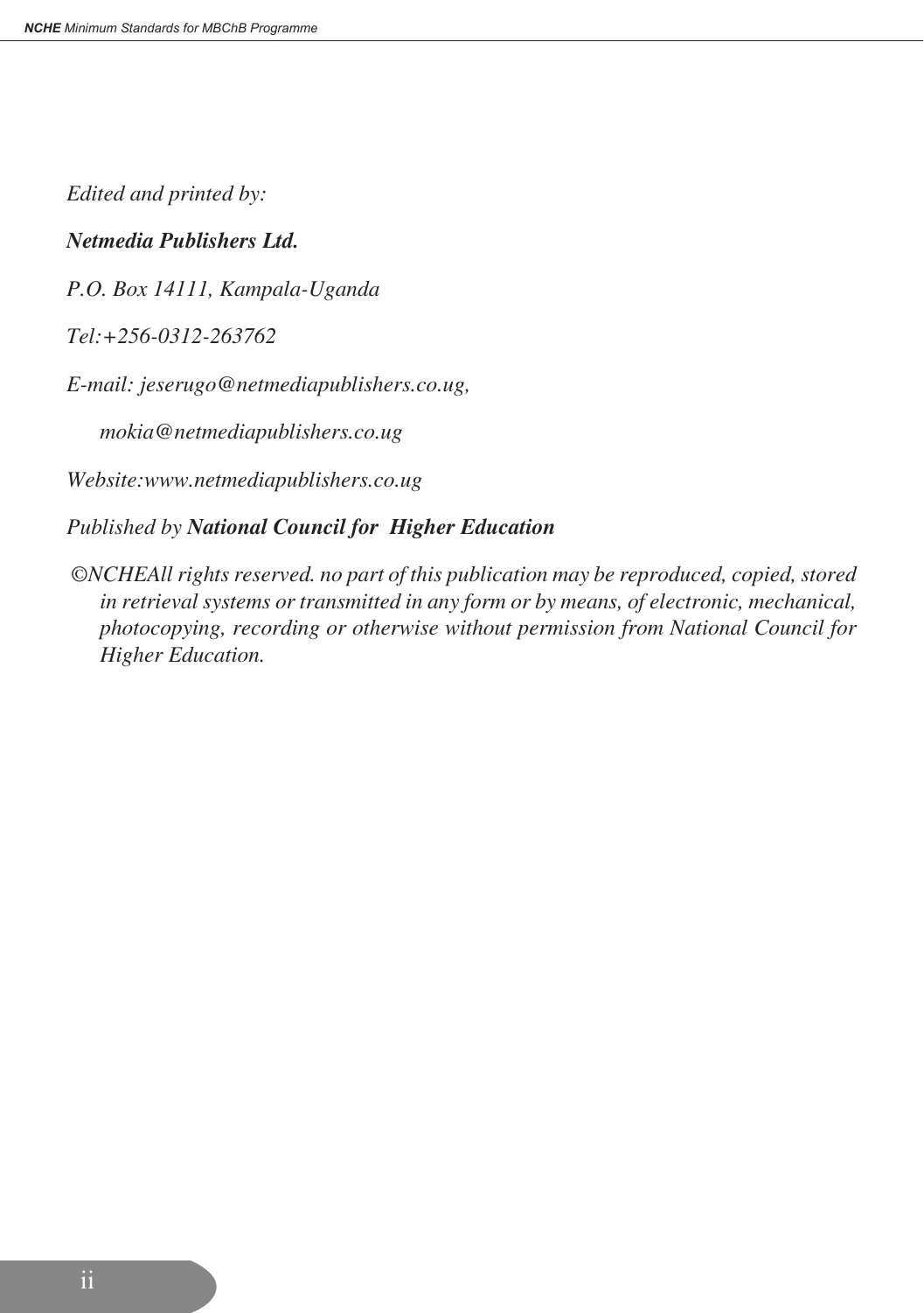*Edited and printed by:*

***Netmedia Publishers Ltd.***

*P.O. Box 14111, Kampala-Uganda*

*Tel:+256-0312-263762*

*E-mail: jeserugo@netmediapublishers.co.ug,*

*mokia@netmediapublishers.co.ug*

*Website:www.netmediapublishers.co.ug*

*Published by **National Council for Higher Education***

*©NCHEAll rights reserved. no part of this publication may be reproduced, copied, stored in retrieval systems or transmitted in any form or by means, of electronic, mechanical, photocopying, recording or otherwise without permission from National Council for Higher Education.*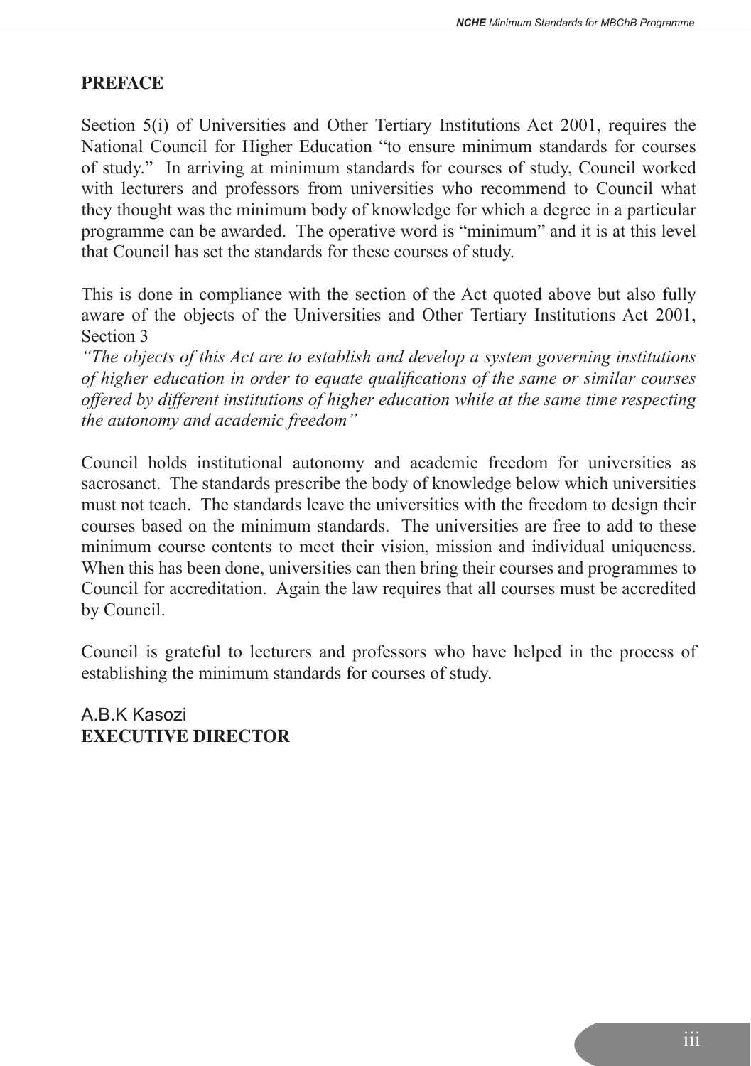## PREFACE

Section 5(i) of Universities and Other Tertiary Institutions Act 2001, requires the National Council for Higher Education "to ensure minimum standards for courses of study." In arriving at minimum standards for courses of study, Council worked with lecturers and professors from universities who recommend to Council what they thought was the minimum body of knowledge for which a degree in a particular programme can be awarded. The operative word is "minimum" and it is at this level that Council has set the standards for these courses of study.

This is done in compliance with the section of the Act quoted above but also fully aware of the objects of the Universities and Other Tertiary Institutions Act 2001, Section 3

*"The objects of this Act are to establish and develop a system governing institutions of higher education in order to equate qualifications of the same or similar courses offered by different institutions of higher education while at the same time respecting the autonomy and academic freedom"*

Council holds institutional autonomy and academic freedom for universities as sacrosanct. The standards prescribe the body of knowledge below which universities must not teach. The standards leave the universities with the freedom to design their courses based on the minimum standards. The universities are free to add to these minimum course contents to meet their vision, mission and individual uniqueness. When this has been done, universities can then bring their courses and programmes to Council for accreditation. Again the law requires that all courses must be accredited by Council.

Council is grateful to lecturers and professors who have helped in the process of establishing the minimum standards for courses of study.

A.B.K Kasozi
**EXECUTIVE DIRECTOR**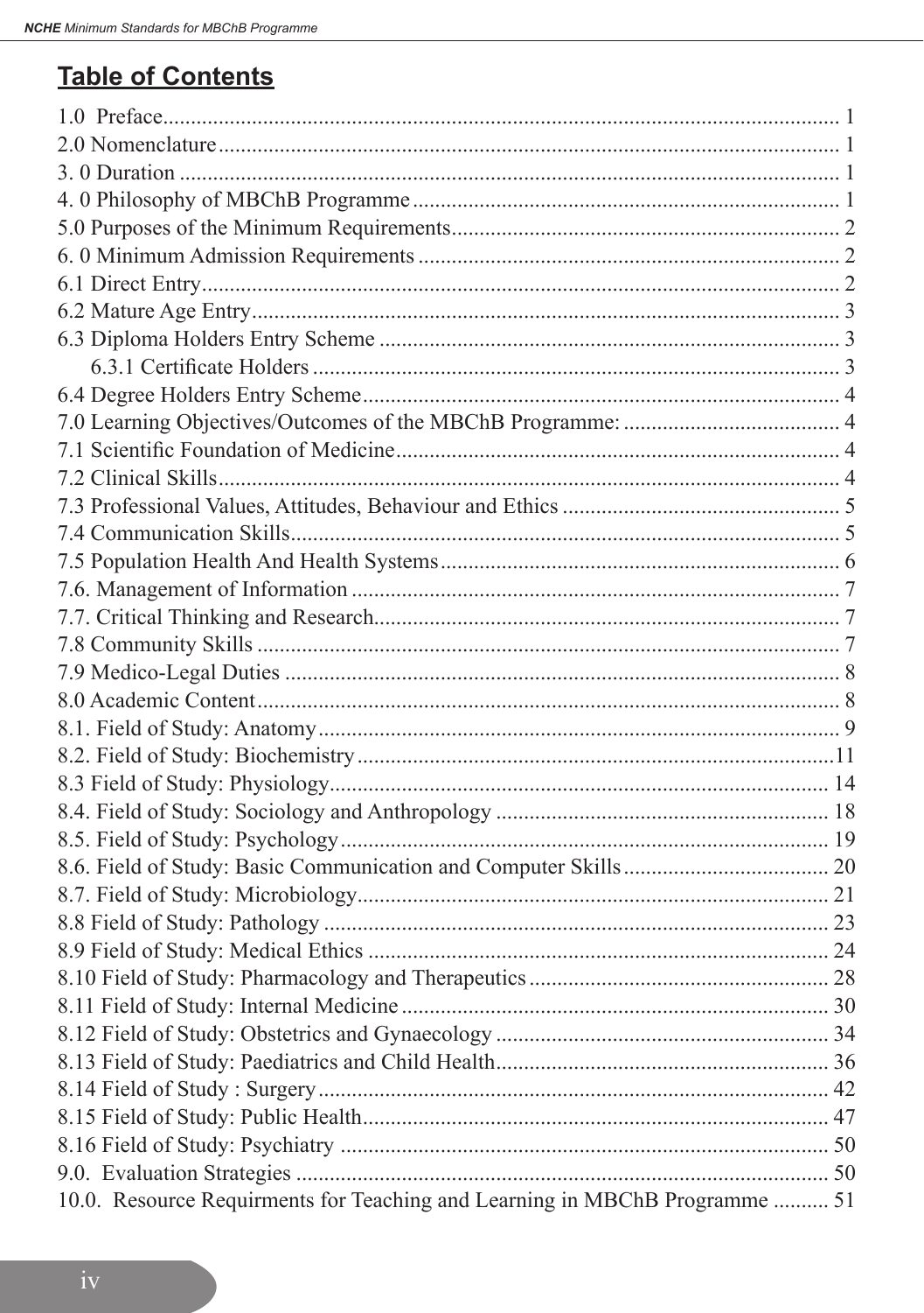## Table of Contents

1.0 Preface.......................................................................................................... 1
2.0 Nomenclature................................................................................................ 1
3. 0 Duration ...................................................................................................... 1
4. 0 Philosophy of MBChB Programme............................................................. 1
5.0 Purposes of the Minimum Requirements...................................................... 2
6. 0 Minimum Admission Requirements ............................................................ 2
6.1 Direct Entry................................................................................................... 2
6.2 Mature Age Entry.......................................................................................... 3
6.3 Diploma Holders Entry Scheme ................................................................... 3
    6.3.1 Certificate Holders ............................................................................... 3
6.4 Degree Holders Entry Scheme...................................................................... 4
7.0 Learning Objectives/Outcomes of the MBChB Programme: ....................... 4
7.1 Scientific Foundation of Medicine................................................................ 4
7.2 Clinical Skills................................................................................................ 4
7.3 Professional Values, Attitudes, Behaviour and Ethics .................................. 5
7.4 Communication Skills................................................................................... 5
7.5 Population Health And Health Systems........................................................ 6
7.6. Management of Information ........................................................................ 7
7.7. Critical Thinking and Research.................................................................... 7
7.8 Community Skills .......................................................................................... 7
7.9 Medico-Legal Duties .................................................................................... 8
8.0 Academic Content......................................................................................... 8
8.1. Field of Study: Anatomy.............................................................................. 9
8.2. Field of Study: Biochemistry......................................................................11
8.3 Field of Study: Physiology........................................................................... 14
8.4. Field of Study: Sociology and Anthropology ............................................. 18
8.5. Field of Study: Psychology......................................................................... 19
8.6. Field of Study: Basic Communication and Computer Skills..................... 20
8.7. Field of Study: Microbiology..................................................................... 21
8.8 Field of Study: Pathology ............................................................................ 23
8.9 Field of Study: Medical Ethics .................................................................... 24
8.10 Field of Study: Pharmacology and Therapeutics....................................... 28
8.11 Field of Study: Internal Medicine.............................................................. 30
8.12 Field of Study: Obstetrics and Gynaecology ............................................. 34
8.13 Field of Study: Paediatrics and Child Health............................................ 36
8.14 Field of Study : Surgery............................................................................. 42
8.15 Field of Study: Public Health..................................................................... 47
8.16 Field of Study: Psychiatry ......................................................................... 50
9.0. Evaluation Strategies ................................................................................. 50
10.0. Resource Requirments for Teaching and Learning in MBChB Programme .......... 51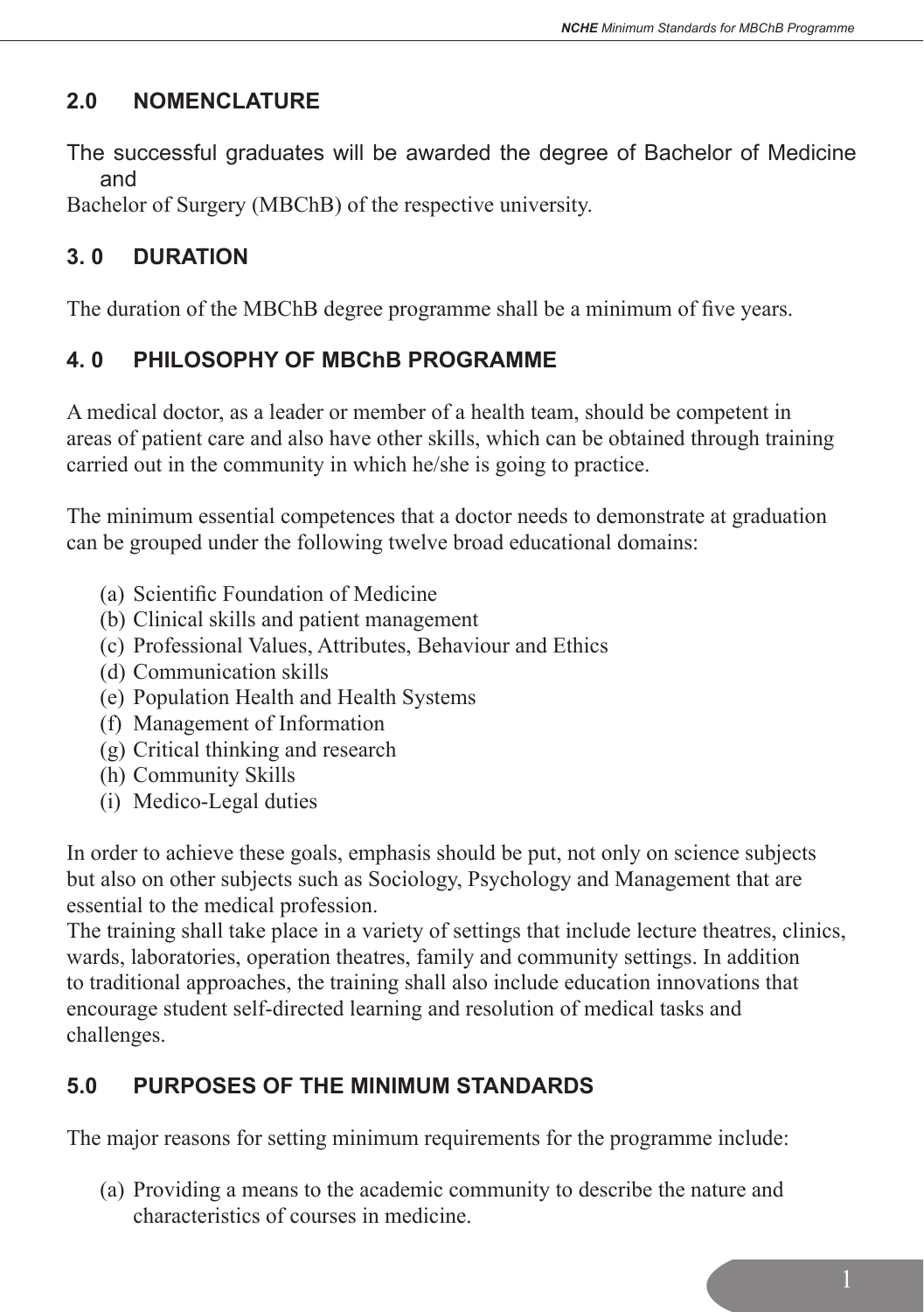## 2.0 NOMENCLATURE

The successful graduates will be awarded the degree of Bachelor of Medicine and Bachelor of Surgery (MBChB) of the respective university.

## 3. 0 DURATION

The duration of the MBChB degree programme shall be a minimum of five years.

## 4. 0 PHILOSOPHY OF MBChB PROGRAMME

A medical doctor, as a leader or member of a health team, should be competent in areas of patient care and also have other skills, which can be obtained through training carried out in the community in which he/she is going to practice.

The minimum essential competences that a doctor needs to demonstrate at graduation can be grouped under the following twelve broad educational domains:

(a) Scientific Foundation of Medicine
(b) Clinical skills and patient management
(c) Professional Values, Attributes, Behaviour and Ethics
(d) Communication skills
(e) Population Health and Health Systems
(f) Management of Information
(g) Critical thinking and research
(h) Community Skills
(i) Medico-Legal duties

In order to achieve these goals, emphasis should be put, not only on science subjects but also on other subjects such as Sociology, Psychology and Management that are essential to the medical profession.

The training shall take place in a variety of settings that include lecture theatres, clinics, wards, laboratories, operation theatres, family and community settings. In addition to traditional approaches, the training shall also include education innovations that encourage student self-directed learning and resolution of medical tasks and challenges.

## 5.0 PURPOSES OF THE MINIMUM STANDARDS

The major reasons for setting minimum requirements for the programme include:

(a) Providing a means to the academic community to describe the nature and characteristics of courses in medicine.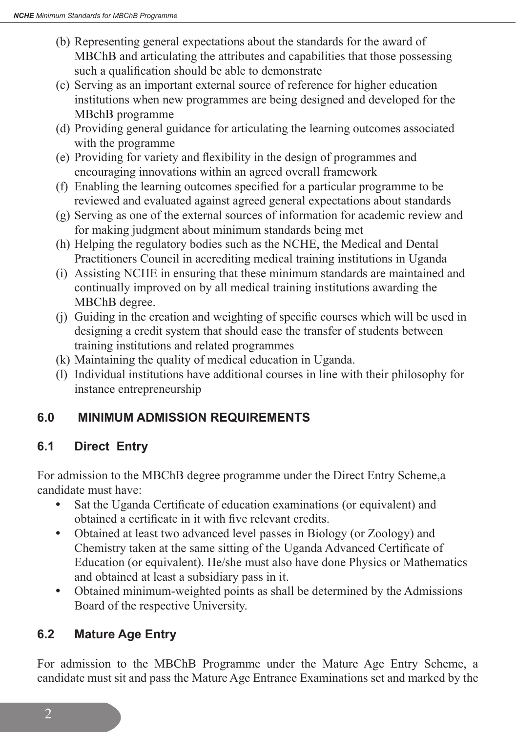(b) Representing general expectations about the standards for the award of MBChB and articulating the attributes and capabilities that those possessing such a qualification should be able to demonstrate
(c) Serving as an important external source of reference for higher education institutions when new programmes are being designed and developed for the MBchB programme
(d) Providing general guidance for articulating the learning outcomes associated with the programme
(e) Providing for variety and flexibility in the design of programmes and encouraging innovations within an agreed overall framework
(f) Enabling the learning outcomes specified for a particular programme to be reviewed and evaluated against agreed general expectations about standards
(g) Serving as one of the external sources of information for academic review and for making judgment about minimum standards being met
(h) Helping the regulatory bodies such as the NCHE, the Medical and Dental Practitioners Council in accrediting medical training institutions in Uganda
(i) Assisting NCHE in ensuring that these minimum standards are maintained and continually improved on by all medical training institutions awarding the MBChB degree.
(j) Guiding in the creation and weighting of specific courses which will be used in designing a credit system that should ease the transfer of students between training institutions and related programmes
(k) Maintaining the quality of medical education in Uganda.
(l) Individual institutions have additional courses in line with their philosophy for instance entrepreneurship

## 6.0 MINIMUM ADMISSION REQUIREMENTS

### 6.1 Direct Entry

For admission to the MBChB degree programme under the Direct Entry Scheme,a candidate must have:

- Sat the Uganda Certificate of education examinations (or equivalent) and obtained a certificate in it with five relevant credits.
- Obtained at least two advanced level passes in Biology (or Zoology) and Chemistry taken at the same sitting of the Uganda Advanced Certificate of Education (or equivalent). He/she must also have done Physics or Mathematics and obtained at least a subsidiary pass in it.
- Obtained minimum-weighted points as shall be determined by the Admissions Board of the respective University.

### 6.2 Mature Age Entry

For admission to the MBChB Programme under the Mature Age Entry Scheme, a candidate must sit and pass the Mature Age Entrance Examinations set and marked by the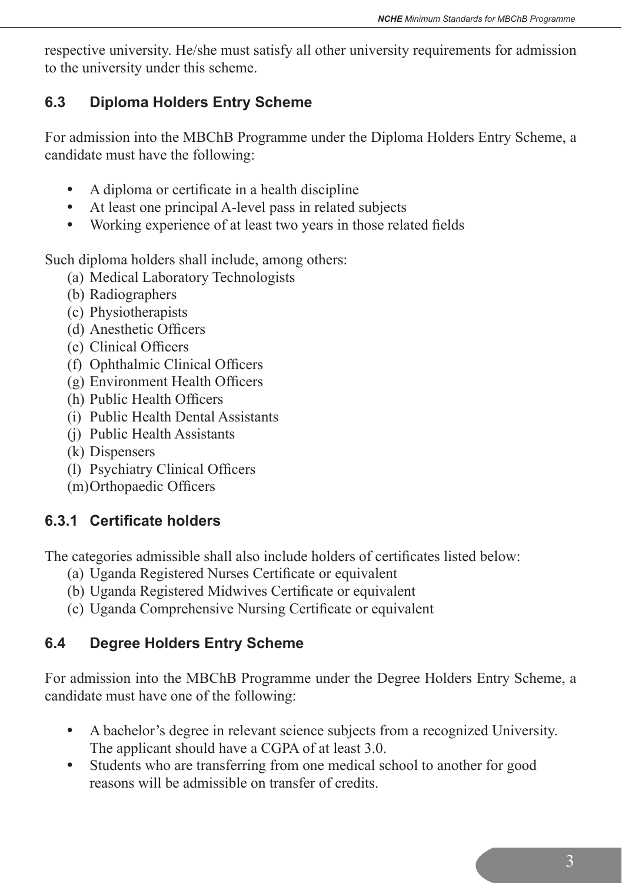respective university. He/she must satisfy all other university requirements for admission to the university under this scheme.

### 6.3 Diploma Holders Entry Scheme

For admission into the MBChB Programme under the Diploma Holders Entry Scheme, a candidate must have the following:

- A diploma or certificate in a health discipline
- At least one principal A-level pass in related subjects
- Working experience of at least two years in those related fields

Such diploma holders shall include, among others:

(a) Medical Laboratory Technologists
(b) Radiographers
(c) Physiotherapists
(d) Anesthetic Officers
(e) Clinical Officers
(f) Ophthalmic Clinical Officers
(g) Environment Health Officers
(h) Public Health Officers
(i) Public Health Dental Assistants
(j) Public Health Assistants
(k) Dispensers
(l) Psychiatry Clinical Officers
(m) Orthopaedic Officers

#### 6.3.1 Certificate holders

The categories admissible shall also include holders of certificates listed below:

(a) Uganda Registered Nurses Certificate or equivalent
(b) Uganda Registered Midwives Certificate or equivalent
(c) Uganda Comprehensive Nursing Certificate or equivalent

### 6.4 Degree Holders Entry Scheme

For admission into the MBChB Programme under the Degree Holders Entry Scheme, a candidate must have one of the following:

- A bachelor's degree in relevant science subjects from a recognized University. The applicant should have a CGPA of at least 3.0.
- Students who are transferring from one medical school to another for good reasons will be admissible on transfer of credits.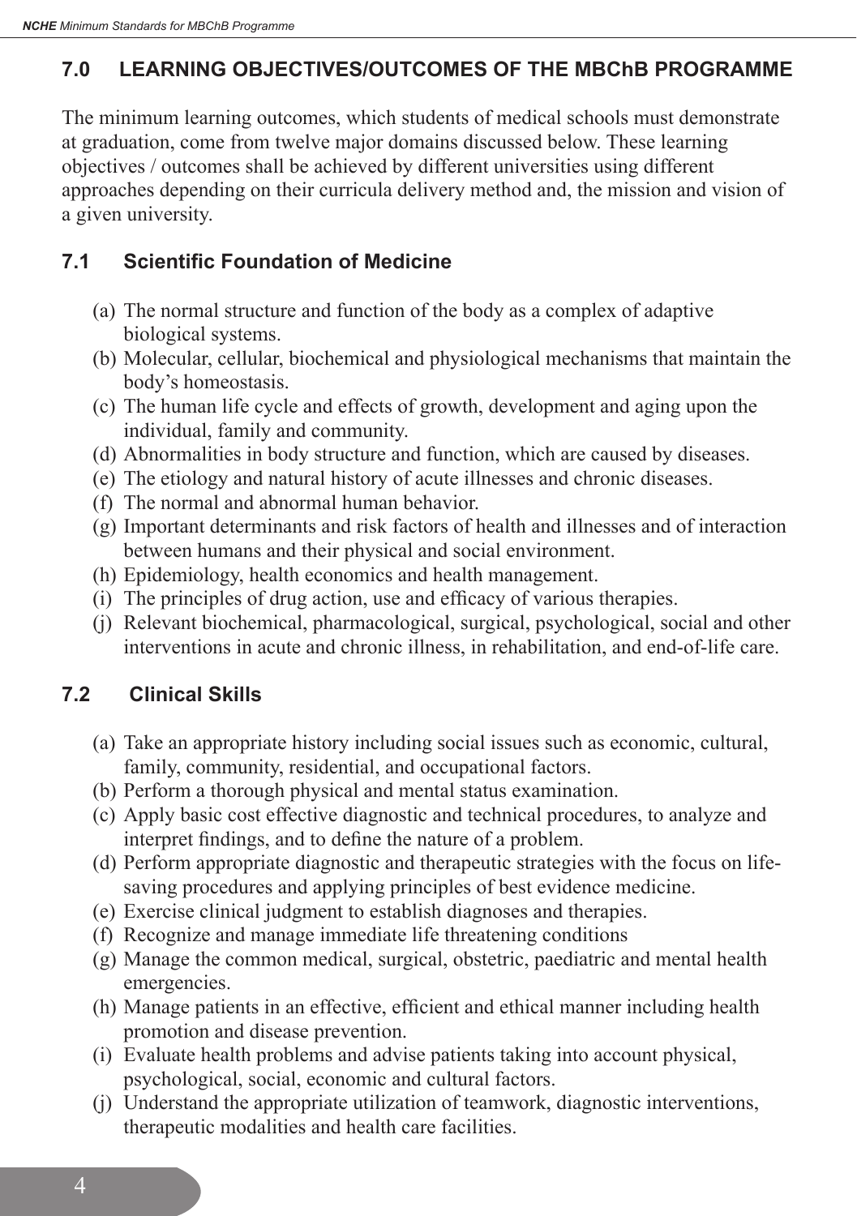## 7.0 LEARNING OBJECTIVES/OUTCOMES OF THE MBChB PROGRAMME

The minimum learning outcomes, which students of medical schools must demonstrate at graduation, come from twelve major domains discussed below. These learning objectives / outcomes shall be achieved by different universities using different approaches depending on their curricula delivery method and, the mission and vision of a given university.

### 7.1 Scientific Foundation of Medicine

(a) The normal structure and function of the body as a complex of adaptive biological systems.
(b) Molecular, cellular, biochemical and physiological mechanisms that maintain the body's homeostasis.
(c) The human life cycle and effects of growth, development and aging upon the individual, family and community.
(d) Abnormalities in body structure and function, which are caused by diseases.
(e) The etiology and natural history of acute illnesses and chronic diseases.
(f) The normal and abnormal human behavior.
(g) Important determinants and risk factors of health and illnesses and of interaction between humans and their physical and social environment.
(h) Epidemiology, health economics and health management.
(i) The principles of drug action, use and efficacy of various therapies.
(j) Relevant biochemical, pharmacological, surgical, psychological, social and other interventions in acute and chronic illness, in rehabilitation, and end-of-life care.

### 7.2 Clinical Skills

(a) Take an appropriate history including social issues such as economic, cultural, family, community, residential, and occupational factors.
(b) Perform a thorough physical and mental status examination.
(c) Apply basic cost effective diagnostic and technical procedures, to analyze and interpret findings, and to define the nature of a problem.
(d) Perform appropriate diagnostic and therapeutic strategies with the focus on life-saving procedures and applying principles of best evidence medicine.
(e) Exercise clinical judgment to establish diagnoses and therapies.
(f) Recognize and manage immediate life threatening conditions
(g) Manage the common medical, surgical, obstetric, paediatric and mental health emergencies.
(h) Manage patients in an effective, efficient and ethical manner including health promotion and disease prevention.
(i) Evaluate health problems and advise patients taking into account physical, psychological, social, economic and cultural factors.
(j) Understand the appropriate utilization of teamwork, diagnostic interventions, therapeutic modalities and health care facilities.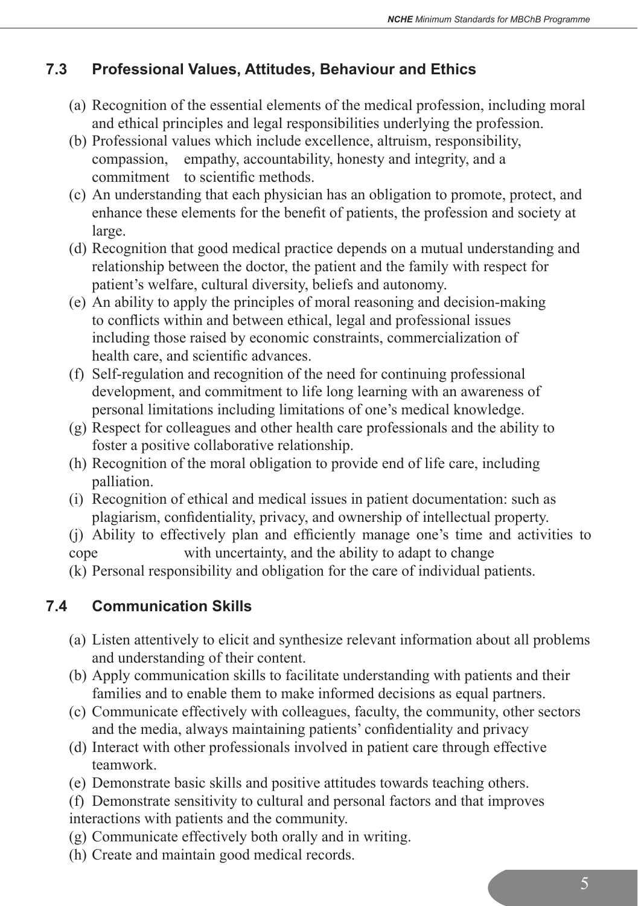## 7.3 Professional Values, Attitudes, Behaviour and Ethics

(a) Recognition of the essential elements of the medical profession, including moral and ethical principles and legal responsibilities underlying the profession.

(b) Professional values which include excellence, altruism, responsibility, compassion, empathy, accountability, honesty and integrity, and a commitment to scientific methods.

(c) An understanding that each physician has an obligation to promote, protect, and enhance these elements for the benefit of patients, the profession and society at large.

(d) Recognition that good medical practice depends on a mutual understanding and relationship between the doctor, the patient and the family with respect for patient's welfare, cultural diversity, beliefs and autonomy.

(e) An ability to apply the principles of moral reasoning and decision-making to conflicts within and between ethical, legal and professional issues including those raised by economic constraints, commercialization of health care, and scientific advances.

(f) Self-regulation and recognition of the need for continuing professional development, and commitment to life long learning with an awareness of personal limitations including limitations of one's medical knowledge.

(g) Respect for colleagues and other health care professionals and the ability to foster a positive collaborative relationship.

(h) Recognition of the moral obligation to provide end of life care, including palliation.

(i) Recognition of ethical and medical issues in patient documentation: such as plagiarism, confidentiality, privacy, and ownership of intellectual property.

(j) Ability to effectively plan and efficiently manage one's time and activities to cope with uncertainty, and the ability to adapt to change

(k) Personal responsibility and obligation for the care of individual patients.

## 7.4 Communication Skills

(a) Listen attentively to elicit and synthesize relevant information about all problems and understanding of their content.

(b) Apply communication skills to facilitate understanding with patients and their families and to enable them to make informed decisions as equal partners.

(c) Communicate effectively with colleagues, faculty, the community, other sectors and the media, always maintaining patients' confidentiality and privacy

(d) Interact with other professionals involved in patient care through effective teamwork.

(e) Demonstrate basic skills and positive attitudes towards teaching others.

(f) Demonstrate sensitivity to cultural and personal factors and that improves interactions with patients and the community.

(g) Communicate effectively both orally and in writing.

(h) Create and maintain good medical records.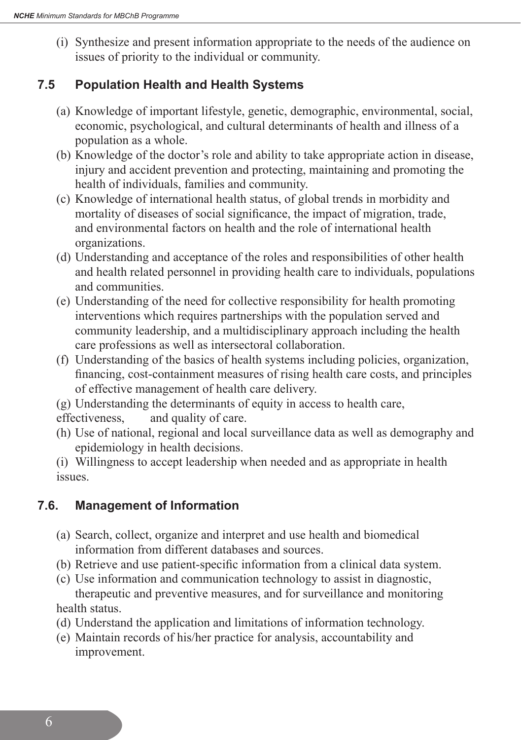(i) Synthesize and present information appropriate to the needs of the audience on issues of priority to the individual or community.

### 7.5 Population Health and Health Systems

(a) Knowledge of important lifestyle, genetic, demographic, environmental, social, economic, psychological, and cultural determinants of health and illness of a population as a whole.

(b) Knowledge of the doctor's role and ability to take appropriate action in disease, injury and accident prevention and protecting, maintaining and promoting the health of individuals, families and community.

(c) Knowledge of international health status, of global trends in morbidity and mortality of diseases of social significance, the impact of migration, trade, and environmental factors on health and the role of international health organizations.

(d) Understanding and acceptance of the roles and responsibilities of other health and health related personnel in providing health care to individuals, populations and communities.

(e) Understanding of the need for collective responsibility for health promoting interventions which requires partnerships with the population served and community leadership, and a multidisciplinary approach including the health care professions as well as intersectoral collaboration.

(f) Understanding of the basics of health systems including policies, organization, financing, cost-containment measures of rising health care costs, and principles of effective management of health care delivery.

(g) Understanding the determinants of equity in access to health care, effectiveness, and quality of care.

(h) Use of national, regional and local surveillance data as well as demography and epidemiology in health decisions.

(i) Willingness to accept leadership when needed and as appropriate in health issues.

### 7.6. Management of Information

(a) Search, collect, organize and interpret and use health and biomedical information from different databases and sources.

(b) Retrieve and use patient-specific information from a clinical data system.

(c) Use information and communication technology to assist in diagnostic, therapeutic and preventive measures, and for surveillance and monitoring health status.

(d) Understand the application and limitations of information technology.

(e) Maintain records of his/her practice for analysis, accountability and improvement.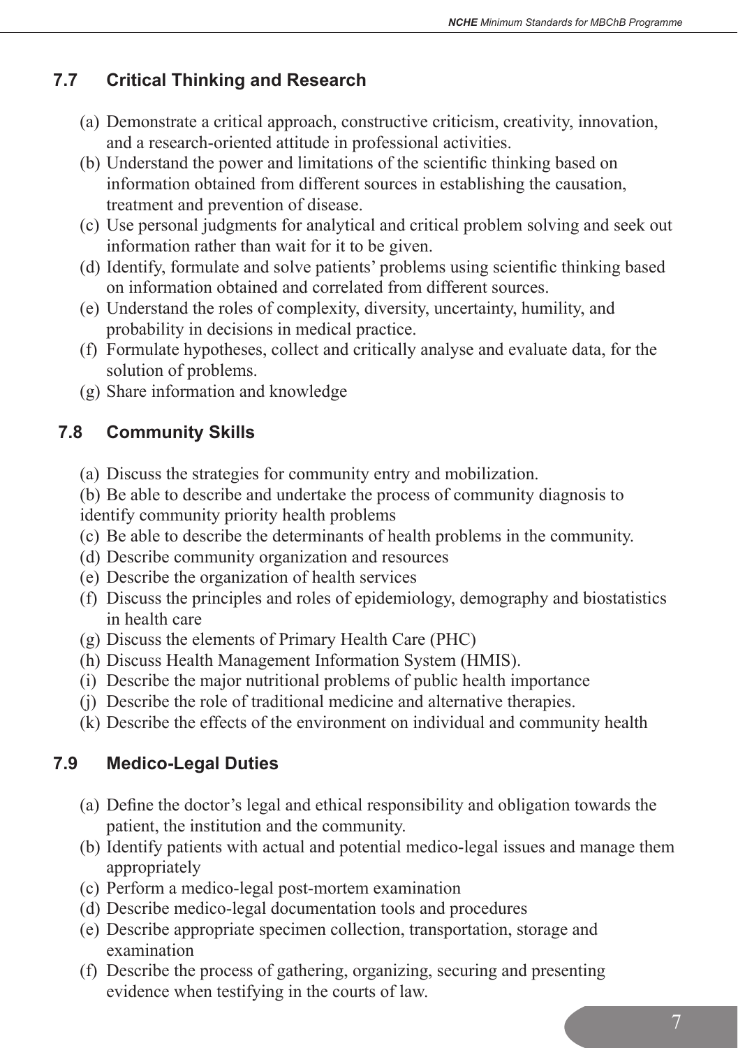## 7.7 Critical Thinking and Research

(a) Demonstrate a critical approach, constructive criticism, creativity, innovation, and a research-oriented attitude in professional activities.
(b) Understand the power and limitations of the scientific thinking based on information obtained from different sources in establishing the causation, treatment and prevention of disease.
(c) Use personal judgments for analytical and critical problem solving and seek out information rather than wait for it to be given.
(d) Identify, formulate and solve patients' problems using scientific thinking based on information obtained and correlated from different sources.
(e) Understand the roles of complexity, diversity, uncertainty, humility, and probability in decisions in medical practice.
(f) Formulate hypotheses, collect and critically analyse and evaluate data, for the solution of problems.
(g) Share information and knowledge

## 7.8 Community Skills

(a) Discuss the strategies for community entry and mobilization.
(b) Be able to describe and undertake the process of community diagnosis to identify community priority health problems
(c) Be able to describe the determinants of health problems in the community.
(d) Describe community organization and resources
(e) Describe the organization of health services
(f) Discuss the principles and roles of epidemiology, demography and biostatistics in health care
(g) Discuss the elements of Primary Health Care (PHC)
(h) Discuss Health Management Information System (HMIS).
(i) Describe the major nutritional problems of public health importance
(j) Describe the role of traditional medicine and alternative therapies.
(k) Describe the effects of the environment on individual and community health

## 7.9 Medico-Legal Duties

(a) Define the doctor's legal and ethical responsibility and obligation towards the patient, the institution and the community.
(b) Identify patients with actual and potential medico-legal issues and manage them appropriately
(c) Perform a medico-legal post-mortem examination
(d) Describe medico-legal documentation tools and procedures
(e) Describe appropriate specimen collection, transportation, storage and examination
(f) Describe the process of gathering, organizing, securing and presenting evidence when testifying in the courts of law.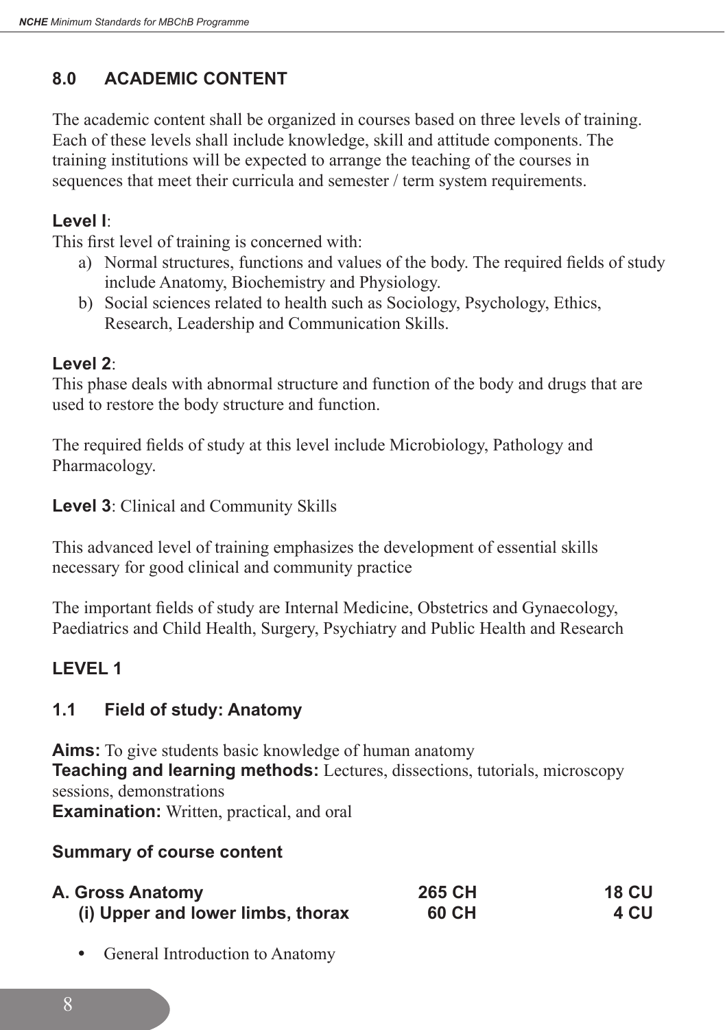## 8.0 ACADEMIC CONTENT

The academic content shall be organized in courses based on three levels of training. Each of these levels shall include knowledge, skill and attitude components. The training institutions will be expected to arrange the teaching of the courses in sequences that meet their curricula and semester / term system requirements.

**Level I**:

This first level of training is concerned with:

a) Normal structures, functions and values of the body. The required fields of study include Anatomy, Biochemistry and Physiology.
b) Social sciences related to health such as Sociology, Psychology, Ethics, Research, Leadership and Communication Skills.

**Level 2**:

This phase deals with abnormal structure and function of the body and drugs that are used to restore the body structure and function.

The required fields of study at this level include Microbiology, Pathology and Pharmacology.

**Level 3**: Clinical and Community Skills

This advanced level of training emphasizes the development of essential skills necessary for good clinical and community practice

The important fields of study are Internal Medicine, Obstetrics and Gynaecology, Paediatrics and Child Health, Surgery, Psychiatry and Public Health and Research

### LEVEL 1

### 1.1 Field of study: Anatomy

**Aims:** To give students basic knowledge of human anatomy
**Teaching and learning methods:** Lectures, dissections, tutorials, microscopy sessions, demonstrations
**Examination:** Written, practical, and oral

**Summary of course content**

| | | |
|---|---|---|
| **A. Gross Anatomy** | **265 CH** | **18 CU** |
| **(i) Upper and lower limbs, thorax** | **60 CH** | **4 CU** |

- General Introduction to Anatomy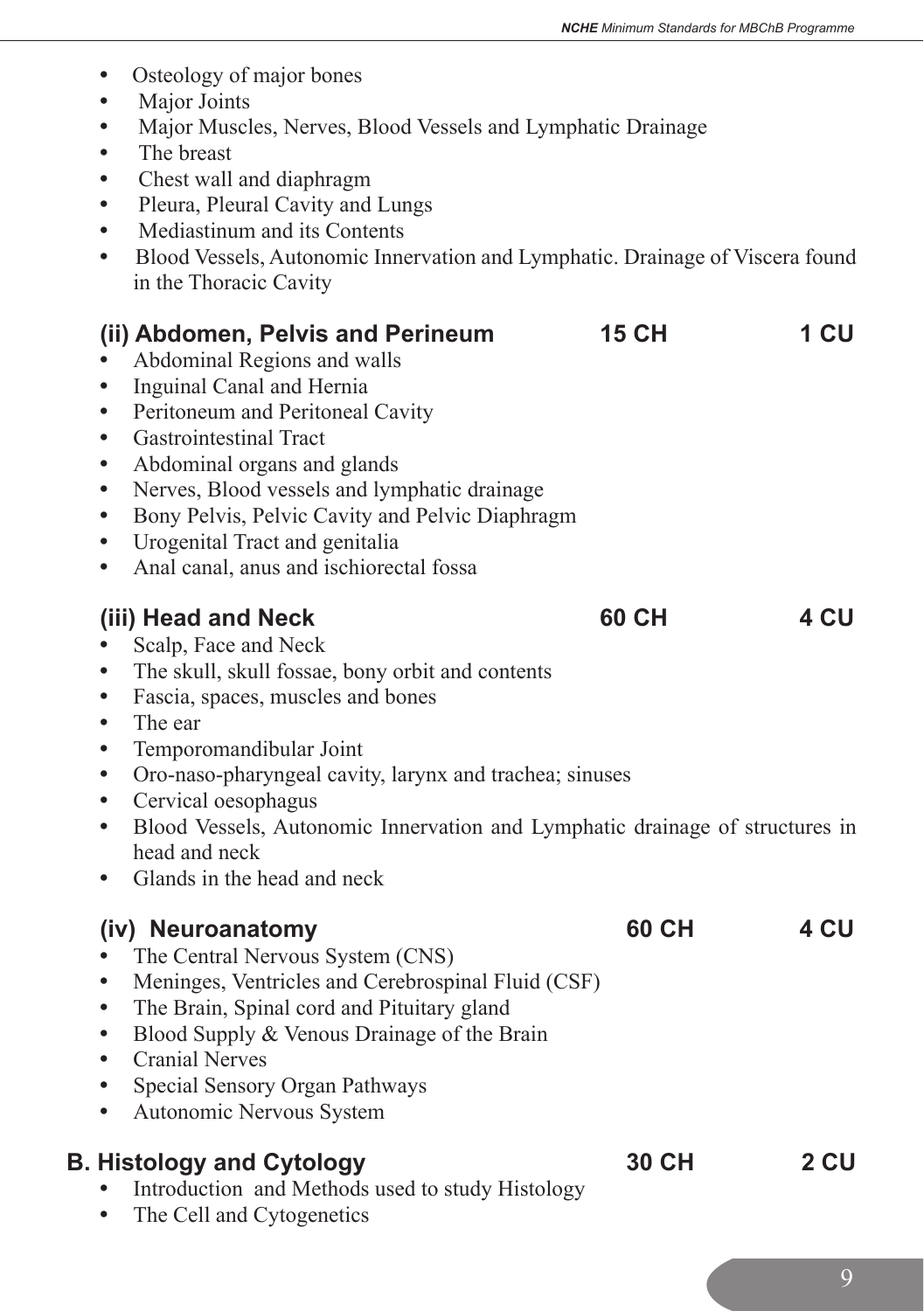- Osteology of major bones
- Major Joints
- Major Muscles, Nerves, Blood Vessels and Lymphatic Drainage
- The breast
- Chest wall and diaphragm
- Pleura, Pleural Cavity and Lungs
- Mediastinum and its Contents
- Blood Vessels, Autonomic Innervation and Lymphatic. Drainage of Viscera found in the Thoracic Cavity

### (ii) Abdomen, Pelvis and Perineum 15 CH 1 CU

- Abdominal Regions and walls
- Inguinal Canal and Hernia
- Peritoneum and Peritoneal Cavity
- Gastrointestinal Tract
- Abdominal organs and glands
- Nerves, Blood vessels and lymphatic drainage
- Bony Pelvis, Pelvic Cavity and Pelvic Diaphragm
- Urogenital Tract and genitalia
- Anal canal, anus and ischiorectal fossa

### (iii) Head and Neck 60 CH 4 CU

- Scalp, Face and Neck
- The skull, skull fossae, bony orbit and contents
- Fascia, spaces, muscles and bones
- The ear
- Temporomandibular Joint
- Oro-naso-pharyngeal cavity, larynx and trachea; sinuses
- Cervical oesophagus
- Blood Vessels, Autonomic Innervation and Lymphatic drainage of structures in head and neck
- Glands in the head and neck

### (iv) Neuroanatomy 60 CH 4 CU

- The Central Nervous System (CNS)
- Meninges, Ventricles and Cerebrospinal Fluid (CSF)
- The Brain, Spinal cord and Pituitary gland
- Blood Supply & Venous Drainage of the Brain
- Cranial Nerves
- Special Sensory Organ Pathways
- Autonomic Nervous System

## B. Histology and Cytology 30 CH 2 CU

- Introduction and Methods used to study Histology
- The Cell and Cytogenetics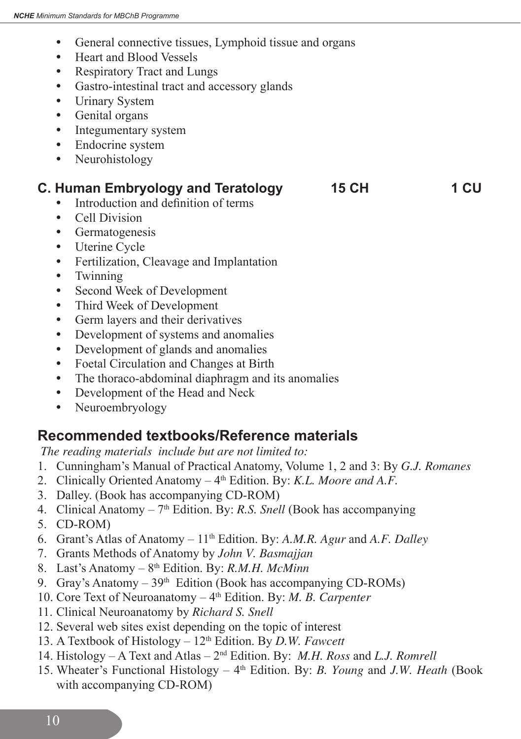- General connective tissues, Lymphoid tissue and organs
- Heart and Blood Vessels
- Respiratory Tract and Lungs
- Gastro-intestinal tract and accessory glands
- Urinary System
- Genital organs
- Integumentary system
- Endocrine system
- Neurohistology

### C. Human Embryology and Teratology 15 CH 1 CU

- Introduction and definition of terms
- Cell Division
- Germatogenesis
- Uterine Cycle
- Fertilization, Cleavage and Implantation
- Twinning
- Second Week of Development
- Third Week of Development
- Germ layers and their derivatives
- Development of systems and anomalies
- Development of glands and anomalies
- Foetal Circulation and Changes at Birth
- The thoraco-abdominal diaphragm and its anomalies
- Development of the Head and Neck
- Neuroembryology

## Recommended textbooks/Reference materials

*The reading materials include but are not limited to:*

1. Cunningham's Manual of Practical Anatomy, Volume 1, 2 and 3: By *G.J. Romanes*
2. Clinically Oriented Anatomy – 4th Edition. By: *K.L. Moore and A.F.*
3. Dalley. (Book has accompanying CD-ROM)
4. Clinical Anatomy – 7th Edition. By: *R.S. Snell* (Book has accompanying
5. CD-ROM)
6. Grant's Atlas of Anatomy – 11th Edition. By: *A.M.R. Agur* and *A.F. Dalley*
7. Grants Methods of Anatomy by *John V. Basmajjan*
8. Last's Anatomy – 8th Edition. By: *R.M.H. McMinn*
9. Gray's Anatomy – 39th Edition (Book has accompanying CD-ROMs)
10. Core Text of Neuroanatomy – 4th Edition. By: *M. B. Carpenter*
11. Clinical Neuroanatomy by *Richard S. Snell*
12. Several web sites exist depending on the topic of interest
13. A Textbook of Histology – 12th Edition. By *D.W. Fawcett*
14. Histology – A Text and Atlas – 2nd Edition. By: *M.H. Ross* and *L.J. Romrell*
15. Wheater's Functional Histology – 4th Edition. By: *B. Young* and *J.W. Heath* (Book with accompanying CD-ROM)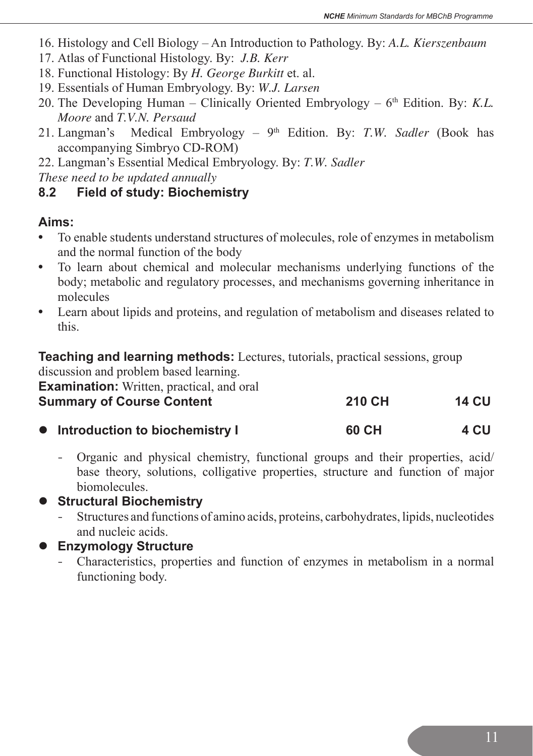16. Histology and Cell Biology – An Introduction to Pathology. By: *A.L. Kierszenbaum*
17. Atlas of Functional Histology. By: *J.B. Kerr*
18. Functional Histology: By *H. George Burkitt* et. al.
19. Essentials of Human Embryology. By: *W.J. Larsen*
20. The Developing Human – Clinically Oriented Embryology – 6th Edition. By: *K.L. Moore* and *T.V.N. Persaud*
21. Langman's Medical Embryology – 9th Edition. By: *T.W. Sadler* (Book has accompanying Simbryo CD-ROM)
22. Langman's Essential Medical Embryology. By: *T.W. Sadler*

*These need to be updated annually*

## 8.2 Field of study: Biochemistry

**Aims:**

- To enable students understand structures of molecules, role of enzymes in metabolism and the normal function of the body
- To learn about chemical and molecular mechanisms underlying functions of the body; metabolic and regulatory processes, and mechanisms governing inheritance in molecules
- Learn about lipids and proteins, and regulation of metabolism and diseases related to this.

**Teaching and learning methods:** Lectures, tutorials, practical sessions, group discussion and problem based learning.

**Examination:** Written, practical, and oral

| **Summary of Course Content** | **210 CH** | **14 CU** |
|---|---|---|
| **Introduction to biochemistry I** | **60 CH** | **4 CU** |

- **Introduction to biochemistry I**
  - Organic and physical chemistry, functional groups and their properties, acid/base theory, solutions, colligative properties, structure and function of major biomolecules.
- **Structural Biochemistry**
  - Structures and functions of amino acids, proteins, carbohydrates, lipids, nucleotides and nucleic acids.
- **Enzymology Structure**
  - Characteristics, properties and function of enzymes in metabolism in a normal functioning body.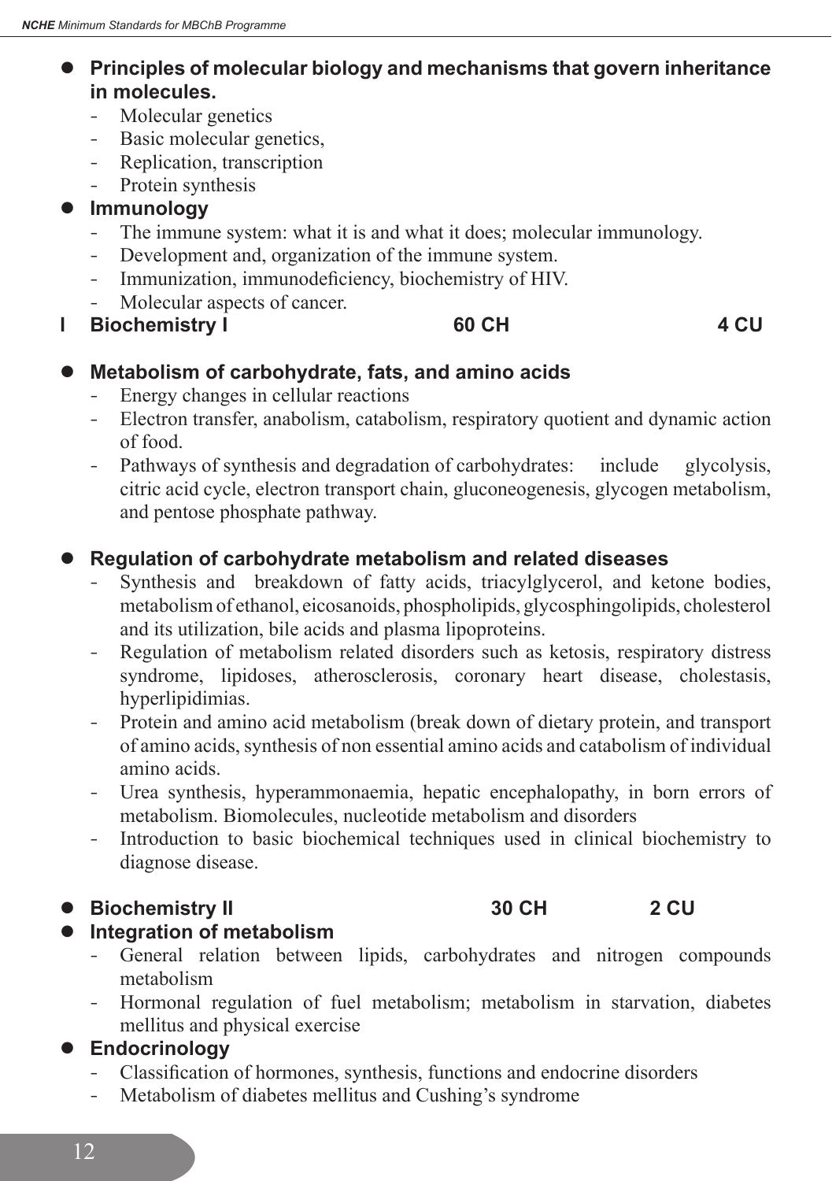- **Principles of molecular biology and mechanisms that govern inheritance in molecules.**
  - Molecular genetics
  - Basic molecular genetics,
  - Replication, transcription
  - Protein synthesis
- **Immunology**
  - The immune system: what it is and what it does; molecular immunology.
  - Development and, organization of the immune system.
  - Immunization, immunodeficiency, biochemistry of HIV.
  - Molecular aspects of cancer.

**l Biochemistry I 60 CH 4 CU**

- **Metabolism of carbohydrate, fats, and amino acids**
  - Energy changes in cellular reactions
  - Electron transfer, anabolism, catabolism, respiratory quotient and dynamic action of food.
  - Pathways of synthesis and degradation of carbohydrates: include glycolysis, citric acid cycle, electron transport chain, gluconeogenesis, glycogen metabolism, and pentose phosphate pathway.

- **Regulation of carbohydrate metabolism and related diseases**
  - Synthesis and breakdown of fatty acids, triacylglycerol, and ketone bodies, metabolism of ethanol, eicosanoids, phospholipids, glycosphingolipids, cholesterol and its utilization, bile acids and plasma lipoproteins.
  - Regulation of metabolism related disorders such as ketosis, respiratory distress syndrome, lipidoses, atherosclerosis, coronary heart disease, cholestasis, hyperlipidimias.
  - Protein and amino acid metabolism (break down of dietary protein, and transport of amino acids, synthesis of non essential amino acids and catabolism of individual amino acids.
  - Urea synthesis, hyperammonaemia, hepatic encephalopathy, in born errors of metabolism. Biomolecules, nucleotide metabolism and disorders
  - Introduction to basic biochemical techniques used in clinical biochemistry to diagnose disease.

- **Biochemistry II 30 CH 2 CU**
- **Integration of metabolism**
  - General relation between lipids, carbohydrates and nitrogen compounds metabolism
  - Hormonal regulation of fuel metabolism; metabolism in starvation, diabetes mellitus and physical exercise
- **Endocrinology**
  - Classification of hormones, synthesis, functions and endocrine disorders
  - Metabolism of diabetes mellitus and Cushing's syndrome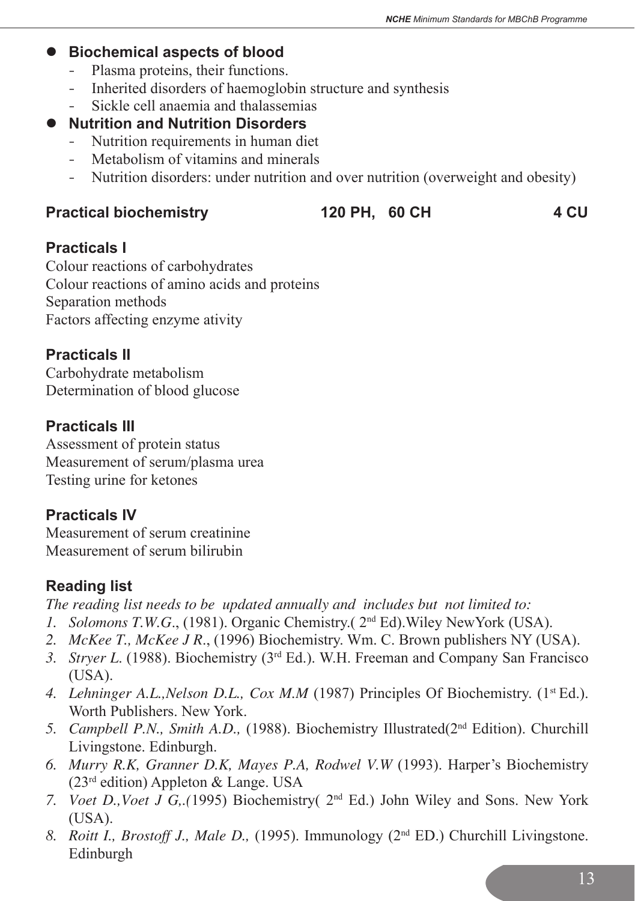- **Biochemical aspects of blood**
    - Plasma proteins, their functions.
    - Inherited disorders of haemoglobin structure and synthesis
    - Sickle cell anaemia and thalassemias
- **Nutrition and Nutrition Disorders**
    - Nutrition requirements in human diet
    - Metabolism of vitamins and minerals
    - Nutrition disorders: under nutrition and over nutrition (overweight and obesity)

**Practical biochemistry 120 PH, 60 CH 4 CU**

### Practicals I

Colour reactions of carbohydrates
Colour reactions of amino acids and proteins
Separation methods
Factors affecting enzyme ativity

### Practicals II

Carbohydrate metabolism
Determination of blood glucose

### Practicals III

Assessment of protein status
Measurement of serum/plasma urea
Testing urine for ketones

### Practicals IV

Measurement of serum creatinine
Measurement of serum bilirubin

### Reading list

*The reading list needs to be updated annually and includes but not limited to:*

1. *Solomons T.W.G*., (1981). Organic Chemistry.( 2nd Ed).Wiley NewYork (USA).
2. *McKee T., McKee J R*., (1996) Biochemistry. Wm. C. Brown publishers NY (USA).
3. *Stryer L*. (1988). Biochemistry (3rd Ed.). W.H. Freeman and Company San Francisco (USA).
4. *Lehninger A.L.,Nelson D.L., Cox M.M* (1987) Principles Of Biochemistry. (1st Ed.). Worth Publishers. New York.
5. *Campbell P.N., Smith A.D.,* (1988). Biochemistry Illustrated(2nd Edition). Churchill Livingstone. Edinburgh.
6. *Murry R.K, Granner D.K, Mayes P.A, Rodwel V.W* (1993). Harper's Biochemistry (23rd edition) Appleton & Lange. USA
7. *Voet D.,Voet J G,.(*1995) Biochemistry( 2nd Ed.) John Wiley and Sons. New York (USA).
8. *Roitt I., Brostoff J., Male D.,* (1995). Immunology (2nd ED.) Churchill Livingstone. Edinburgh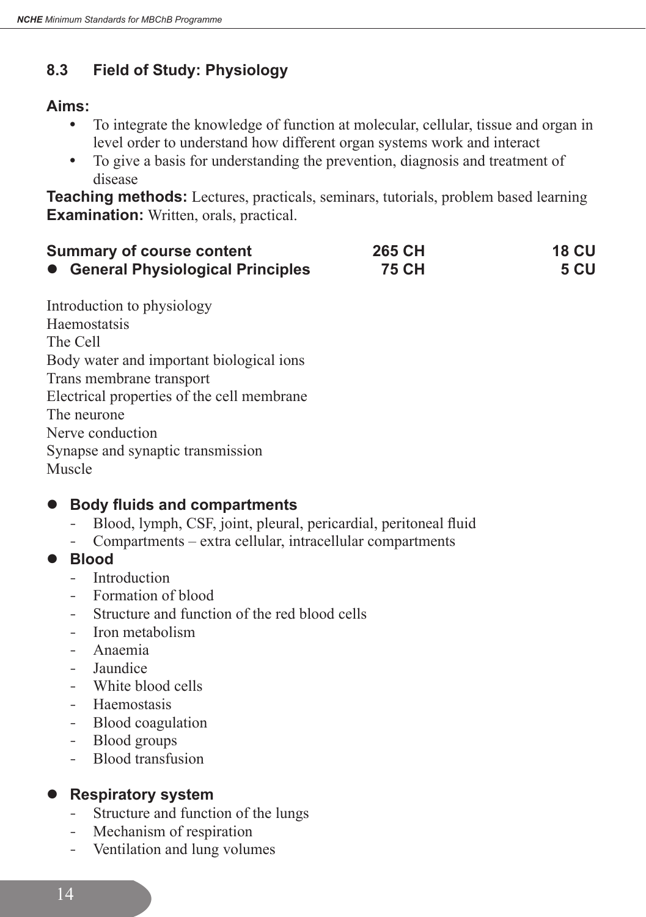## 8.3 Field of Study: Physiology

**Aims:**

- To integrate the knowledge of function at molecular, cellular, tissue and organ in level order to understand how different organ systems work and interact
- To give a basis for understanding the prevention, diagnosis and treatment of disease

**Teaching methods:** Lectures, practicals, seminars, tutorials, problem based learning
**Examination:** Written, orals, practical.

| Summary of course content | 265 CH | 18 CU |
|---|---|---|
| ● General Physiological Principles | 75 CH | 5 CU |

Introduction to physiology
Haemostatsis
The Cell
Body water and important biological ions
Trans membrane transport
Electrical properties of the cell membrane
The neurone
Nerve conduction
Synapse and synaptic transmission
Muscle

- **Body fluids and compartments**
  - Blood, lymph, CSF, joint, pleural, pericardial, peritoneal fluid
  - Compartments – extra cellular, intracellular compartments
- **Blood**
  - Introduction
  - Formation of blood
  - Structure and function of the red blood cells
  - Iron metabolism
  - Anaemia
  - Jaundice
  - White blood cells
  - Haemostasis
  - Blood coagulation
  - Blood groups
  - Blood transfusion

- **Respiratory system**
  - Structure and function of the lungs
  - Mechanism of respiration
  - Ventilation and lung volumes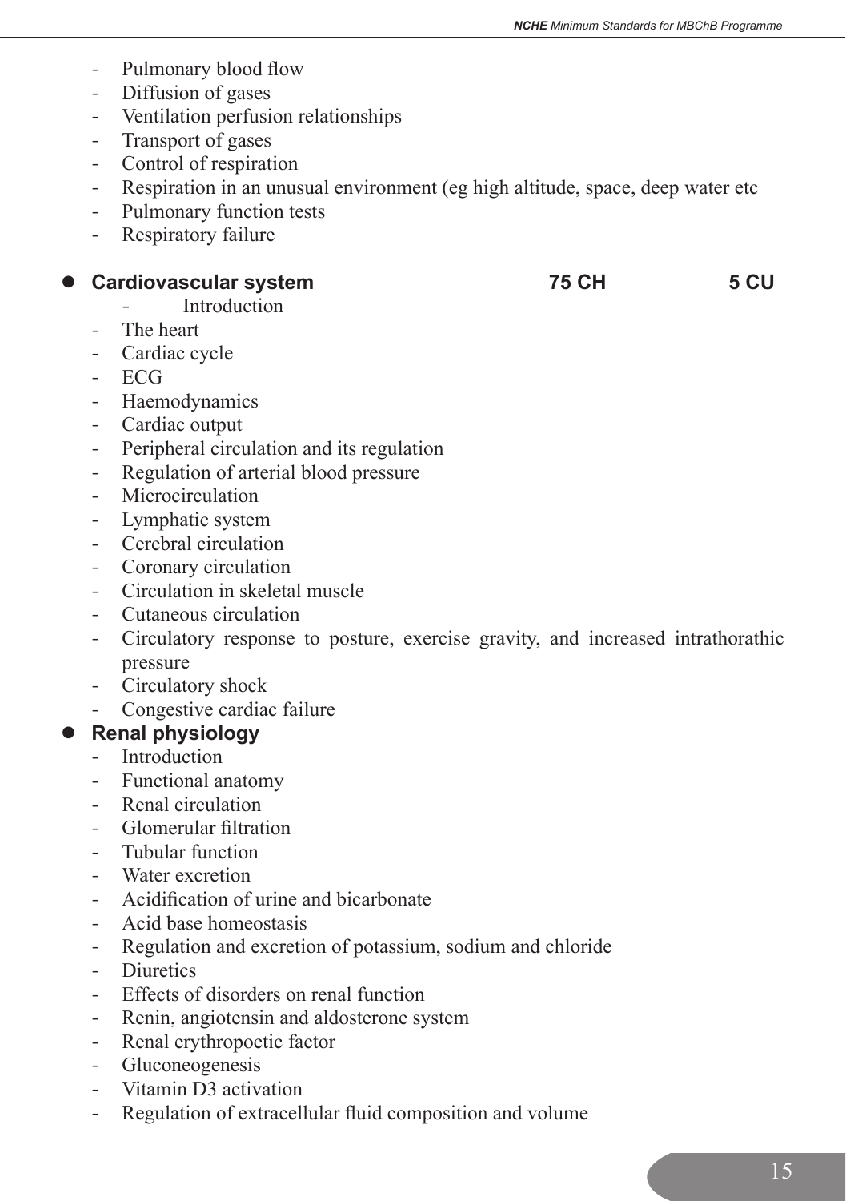- Pulmonary blood flow
- Diffusion of gases
- Ventilation perfusion relationships
- Transport of gases
- Control of respiration
- Respiration in an unusual environment (eg high altitude, space, deep water etc
- Pulmonary function tests
- Respiratory failure

- **Cardiovascular system** **75 CH** **5 CU**
  - Introduction
  - The heart
  - Cardiac cycle
  - ECG
  - Haemodynamics
  - Cardiac output
  - Peripheral circulation and its regulation
  - Regulation of arterial blood pressure
  - Microcirculation
  - Lymphatic system
  - Cerebral circulation
  - Coronary circulation
  - Circulation in skeletal muscle
  - Cutaneous circulation
  - Circulatory response to posture, exercise gravity, and increased intrathorathic pressure
  - Circulatory shock
  - Congestive cardiac failure
- **Renal physiology**
  - Introduction
  - Functional anatomy
  - Renal circulation
  - Glomerular filtration
  - Tubular function
  - Water excretion
  - Acidification of urine and bicarbonate
  - Acid base homeostasis
  - Regulation and excretion of potassium, sodium and chloride
  - Diuretics
  - Effects of disorders on renal function
  - Renin, angiotensin and aldosterone system
  - Renal erythropoetic factor
  - Gluconeogenesis
  - Vitamin D3 activation
  - Regulation of extracellular fluid composition and volume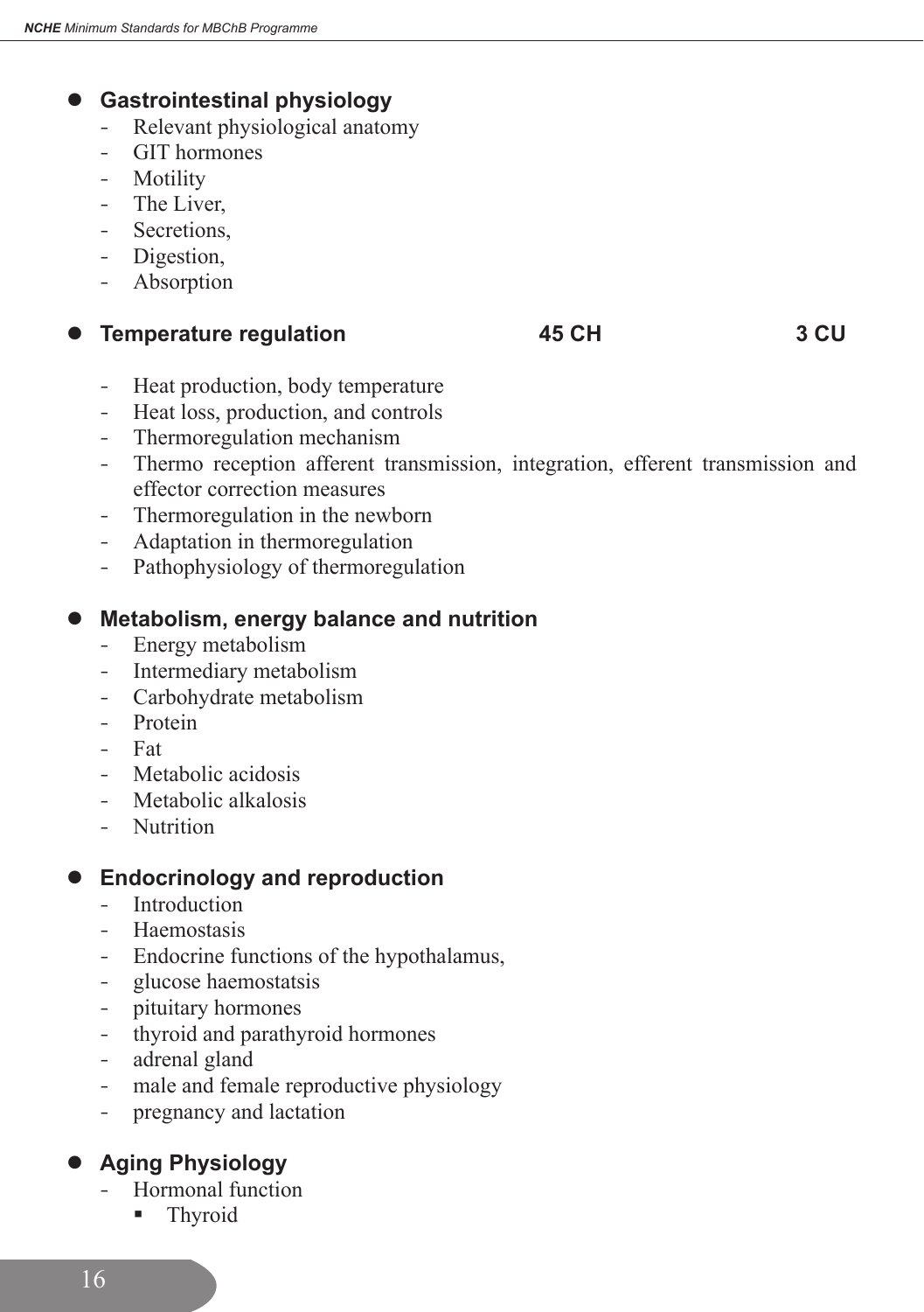- **Gastrointestinal physiology**
  - Relevant physiological anatomy
  - GIT hormones
  - Motility
  - The Liver,
  - Secretions,
  - Digestion,
  - Absorption

- **Temperature regulation 45 CH 3 CU**
  - Heat production, body temperature
  - Heat loss, production, and controls
  - Thermoregulation mechanism
  - Thermo reception afferent transmission, integration, efferent transmission and effector correction measures
  - Thermoregulation in the newborn
  - Adaptation in thermoregulation
  - Pathophysiology of thermoregulation

- **Metabolism, energy balance and nutrition**
  - Energy metabolism
  - Intermediary metabolism
  - Carbohydrate metabolism
  - Protein
  - Fat
  - Metabolic acidosis
  - Metabolic alkalosis
  - Nutrition

- **Endocrinology and reproduction**
  - Introduction
  - Haemostasis
  - Endocrine functions of the hypothalamus,
  - glucose haemostatsis
  - pituitary hormones
  - thyroid and parathyroid hormones
  - adrenal gland
  - male and female reproductive physiology
  - pregnancy and lactation

- **Aging Physiology**
  - Hormonal function
    - Thyroid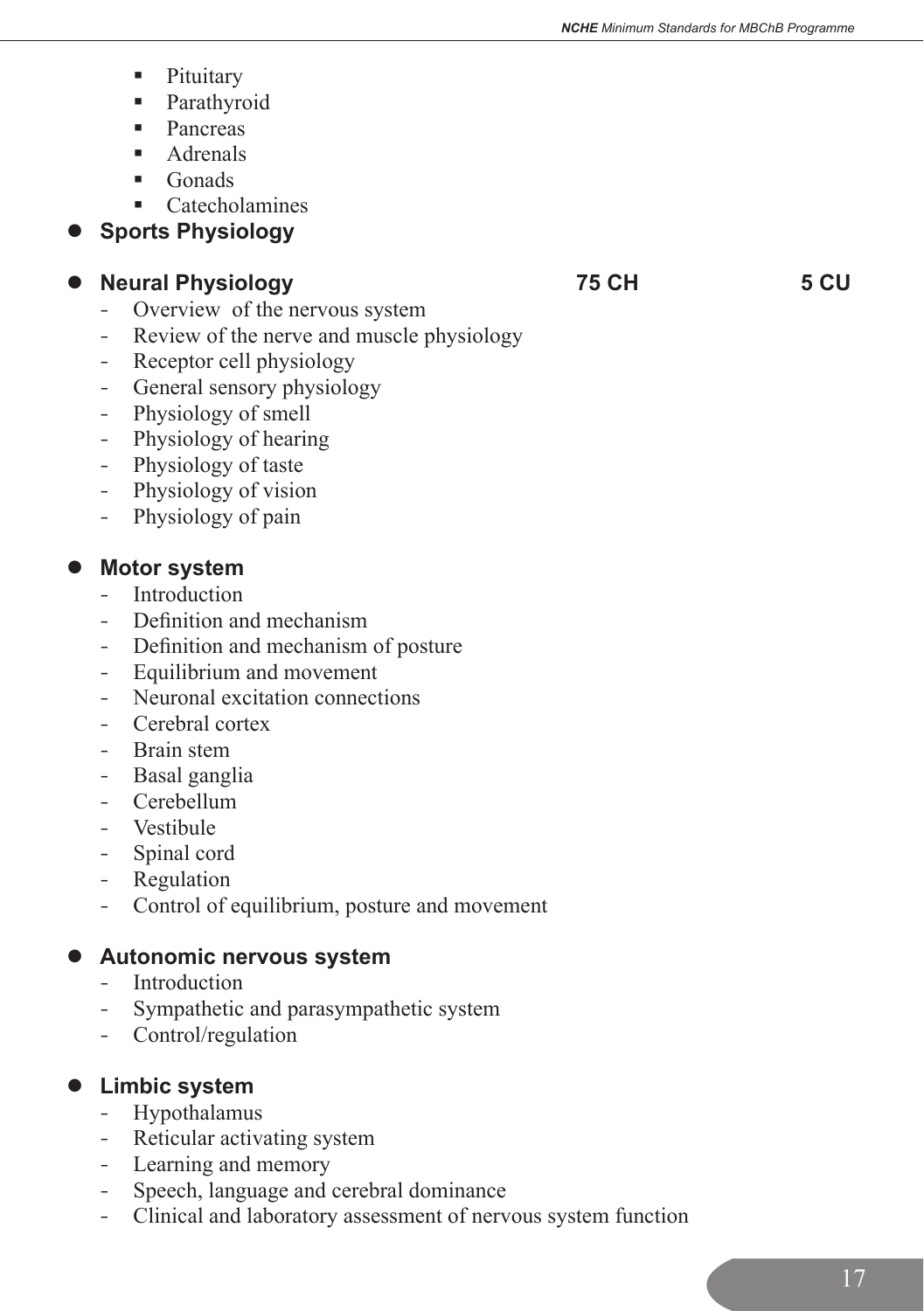- Pituitary
- Parathyroid
- Pancreas
- Adrenals
- Gonads
- Catecholamines

- **Sports Physiology**

- **Neural Physiology** **75 CH** **5 CU**
  - Overview of the nervous system
  - Review of the nerve and muscle physiology
  - Receptor cell physiology
  - General sensory physiology
  - Physiology of smell
  - Physiology of hearing
  - Physiology of taste
  - Physiology of vision
  - Physiology of pain

- **Motor system**
  - Introduction
  - Definition and mechanism
  - Definition and mechanism of posture
  - Equilibrium and movement
  - Neuronal excitation connections
  - Cerebral cortex
  - Brain stem
  - Basal ganglia
  - Cerebellum
  - Vestibule
  - Spinal cord
  - Regulation
  - Control of equilibrium, posture and movement

- **Autonomic nervous system**
  - Introduction
  - Sympathetic and parasympathetic system
  - Control/regulation

- **Limbic system**
  - Hypothalamus
  - Reticular activating system
  - Learning and memory
  - Speech, language and cerebral dominance
  - Clinical and laboratory assessment of nervous system function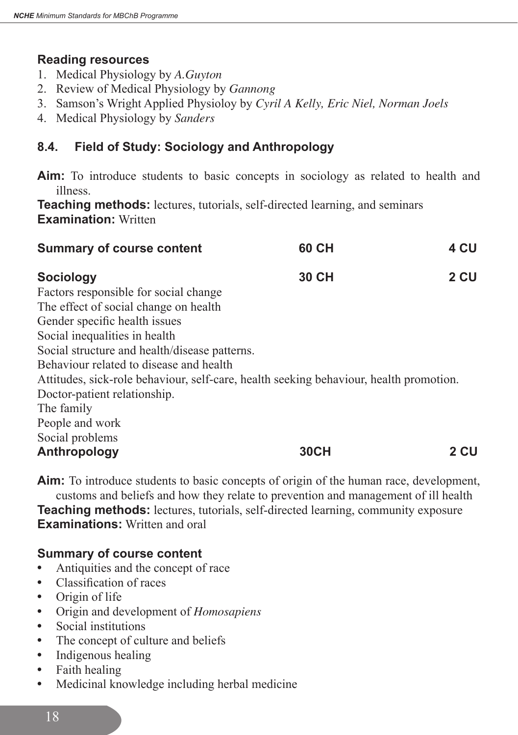**Reading resources**

1. Medical Physiology by *A.Guyton*
2. Review of Medical Physiology by *Gannong*
3. Samson's Wright Applied Physioloy by *Cyril A Kelly, Eric Niel, Norman Joels*
4. Medical Physiology by *Sanders*

## 8.4. Field of Study: Sociology and Anthropology

**Aim:** To introduce students to basic concepts in sociology as related to health and illness.

**Teaching methods:** lectures, tutorials, self-directed learning, and seminars

**Examination:** Written

| **Summary of course content** | **60 CH** | **4 CU** |
|---|---|---|
| **Sociology** | **30 CH** | **2 CU** |

Factors responsible for social change
The effect of social change on health
Gender specific health issues
Social inequalities in health
Social structure and health/disease patterns.
Behaviour related to disease and health
Attitudes, sick-role behaviour, self-care, health seeking behaviour, health promotion.
Doctor-patient relationship.
The family
People and work
Social problems

| **Anthropology** | **30CH** | **2 CU** |
|---|---|---|

**Aim:** To introduce students to basic concepts of origin of the human race, development, customs and beliefs and how they relate to prevention and management of ill health

**Teaching methods:** lectures, tutorials, self-directed learning, community exposure

**Examinations:** Written and oral

**Summary of course content**

- Antiquities and the concept of race
- Classification of races
- Origin of life
- Origin and development of *Homosapiens*
- Social institutions
- The concept of culture and beliefs
- Indigenous healing
- Faith healing
- Medicinal knowledge including herbal medicine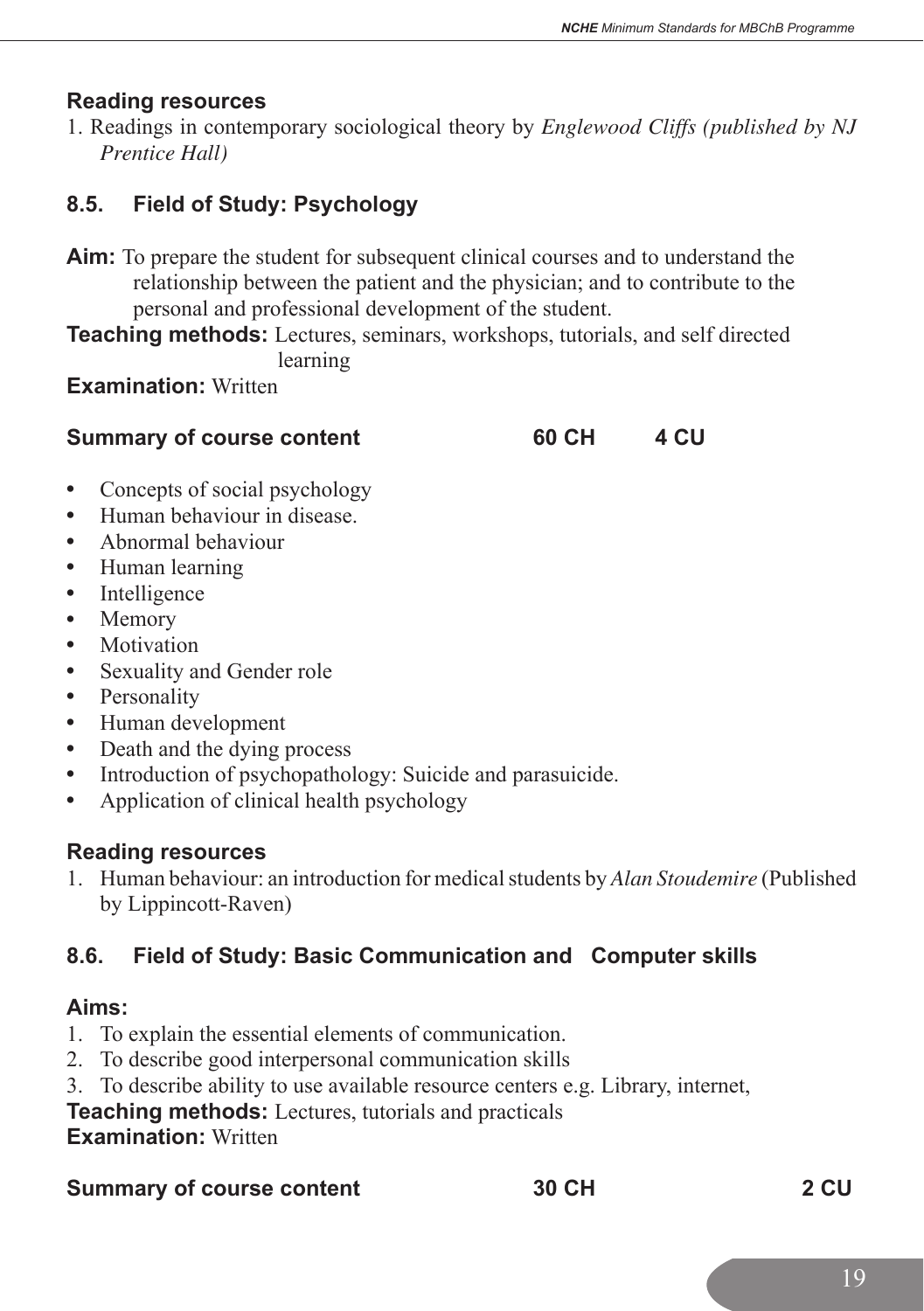### Reading resources

1. Readings in contemporary sociological theory by *Englewood Cliffs (published by NJ Prentice Hall)*

## 8.5. Field of Study: Psychology

**Aim:** To prepare the student for subsequent clinical courses and to understand the relationship between the patient and the physician; and to contribute to the personal and professional development of the student.

**Teaching methods:** Lectures, seminars, workshops, tutorials, and self directed learning

**Examination:** Written

**Summary of course content** **60 CH** **4 CU**

- Concepts of social psychology
- Human behaviour in disease.
- Abnormal behaviour
- Human learning
- Intelligence
- Memory
- Motivation
- Sexuality and Gender role
- Personality
- Human development
- Death and the dying process
- Introduction of psychopathology: Suicide and parasuicide.
- Application of clinical health psychology

### Reading resources

1. Human behaviour: an introduction for medical students by *Alan Stoudemire* (Published by Lippincott-Raven)

## 8.6. Field of Study: Basic Communication and Computer skills

### Aims:

1. To explain the essential elements of communication.
2. To describe good interpersonal communication skills
3. To describe ability to use available resource centers e.g. Library, internet,

**Teaching methods:** Lectures, tutorials and practicals

**Examination:** Written

**Summary of course content** **30 CH** **2 CU**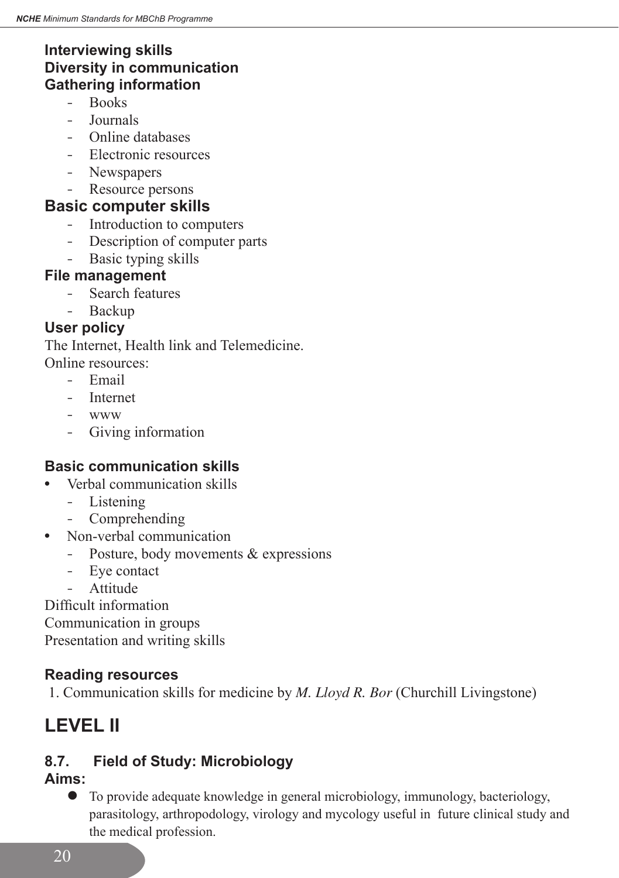**Interviewing skills**
**Diversity in communication**
**Gathering information**

- Books
- Journals
- Online databases
- Electronic resources
- Newspapers
- Resource persons

**Basic computer skills**

- Introduction to computers
- Description of computer parts
- Basic typing skills

**File management**

- Search features
- Backup

**User policy**

The Internet, Health link and Telemedicine.

Online resources:

- Email
- Internet
- www
- Giving information

**Basic communication skills**

- Verbal communication skills
  - Listening
  - Comprehending
- Non-verbal communication
  - Posture, body movements & expressions
  - Eye contact
  - Attitude

Difficult information

Communication in groups

Presentation and writing skills

**Reading resources**

1. Communication skills for medicine by *M. Lloyd R. Bor* (Churchill Livingstone)

## LEVEL II

### 8.7. Field of Study: Microbiology

**Aims:**

- To provide adequate knowledge in general microbiology, immunology, bacteriology, parasitology, arthropodology, virology and mycology useful in future clinical study and the medical profession.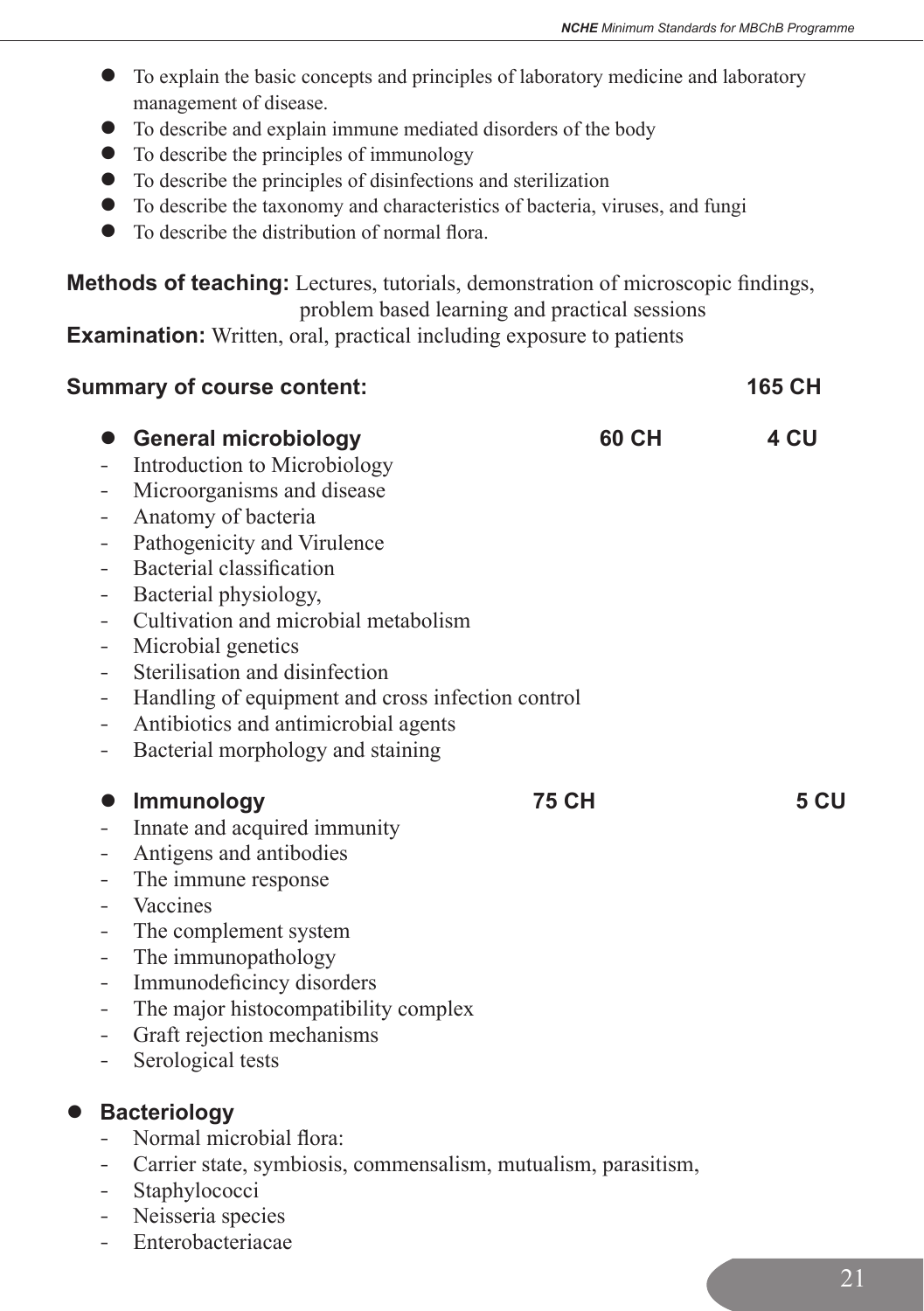- To explain the basic concepts and principles of laboratory medicine and laboratory management of disease.
- To describe and explain immune mediated disorders of the body
- To describe the principles of immunology
- To describe the principles of disinfections and sterilization
- To describe the taxonomy and characteristics of bacteria, viruses, and fungi
- To describe the distribution of normal flora.

**Methods of teaching:** Lectures, tutorials, demonstration of microscopic findings, problem based learning and practical sessions

**Examination:** Written, oral, practical including exposure to patients

**Summary of course content:** **165 CH**

- **General microbiology** **60 CH** **4 CU**
  - Introduction to Microbiology
  - Microorganisms and disease
  - Anatomy of bacteria
  - Pathogenicity and Virulence
  - Bacterial classification
  - Bacterial physiology,
  - Cultivation and microbial metabolism
  - Microbial genetics
  - Sterilisation and disinfection
  - Handling of equipment and cross infection control
  - Antibiotics and antimicrobial agents
  - Bacterial morphology and staining

- **Immunology** **75 CH** **5 CU**
  - Innate and acquired immunity
  - Antigens and antibodies
  - The immune response
  - Vaccines
  - The complement system
  - The immunopathology
  - Immunodeficincy disorders
  - The major histocompatibility complex
  - Graft rejection mechanisms
  - Serological tests

- **Bacteriology**
  - Normal microbial flora:
  - Carrier state, symbiosis, commensalism, mutualism, parasitism,
  - Staphylococci
  - Neisseria species
  - Enterobacteriacae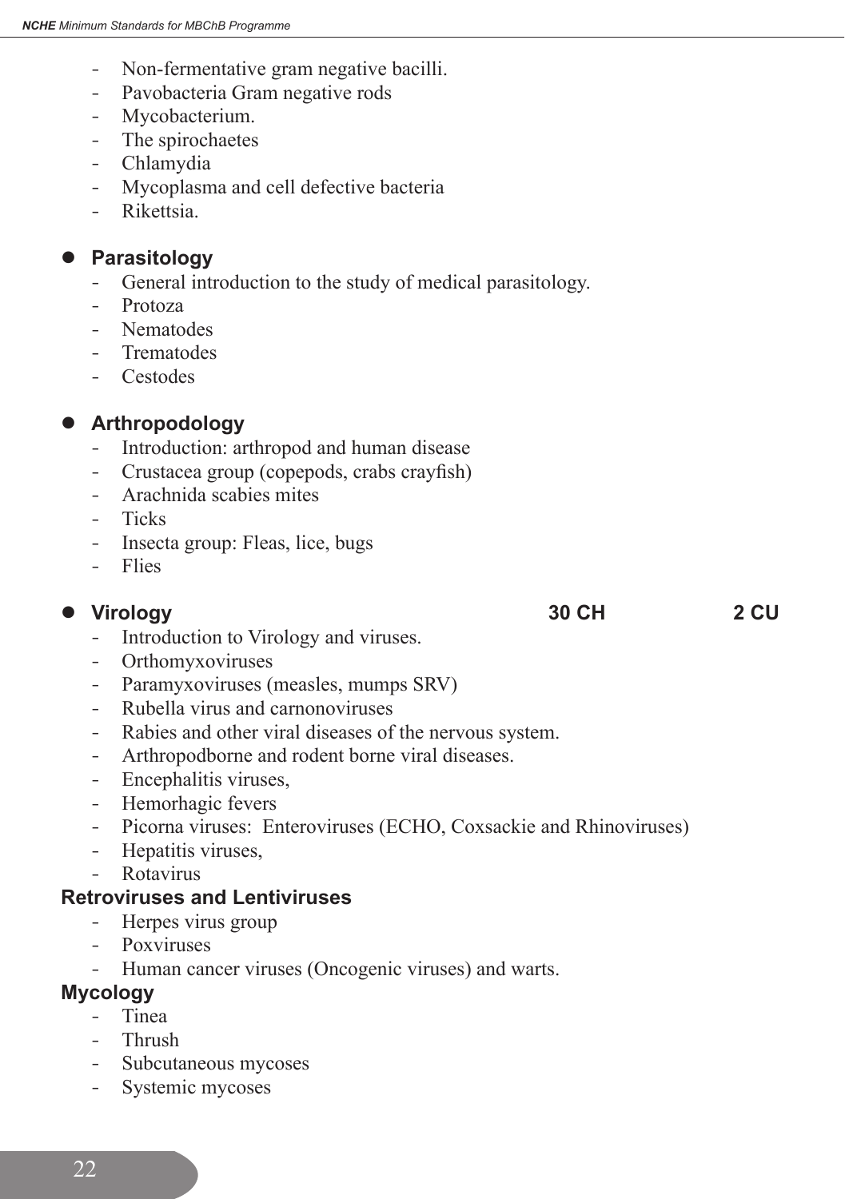- Non-fermentative gram negative bacilli.
- Pavobacteria Gram negative rods
- Mycobacterium.
- The spirochaetes
- Chlamydia
- Mycoplasma and cell defective bacteria
- Rikettsia.

- **Parasitology**
  - General introduction to the study of medical parasitology.
  - Protoza
  - Nematodes
  - Trematodes
  - Cestodes

- **Arthropodology**
  - Introduction: arthropod and human disease
  - Crustacea group (copepods, crabs crayfish)
  - Arachnida scabies mites
  - Ticks
  - Insecta group: Fleas, lice, bugs
  - Flies

- **Virology** **30 CH** **2 CU**
  - Introduction to Virology and viruses.
  - Orthomyxoviruses
  - Paramyxoviruses (measles, mumps SRV)
  - Rubella virus and carnonoviruses
  - Rabies and other viral diseases of the nervous system.
  - Arthropodborne and rodent borne viral diseases.
  - Encephalitis viruses,
  - Hemorhagic fevers
  - Picorna viruses: Enteroviruses (ECHO, Coxsackie and Rhinoviruses)
  - Hepatitis viruses,
  - Rotavirus

**Retroviruses and Lentiviruses**

- Herpes virus group
- Poxviruses
- Human cancer viruses (Oncogenic viruses) and warts.

**Mycology**

- Tinea
- Thrush
- Subcutaneous mycoses
- Systemic mycoses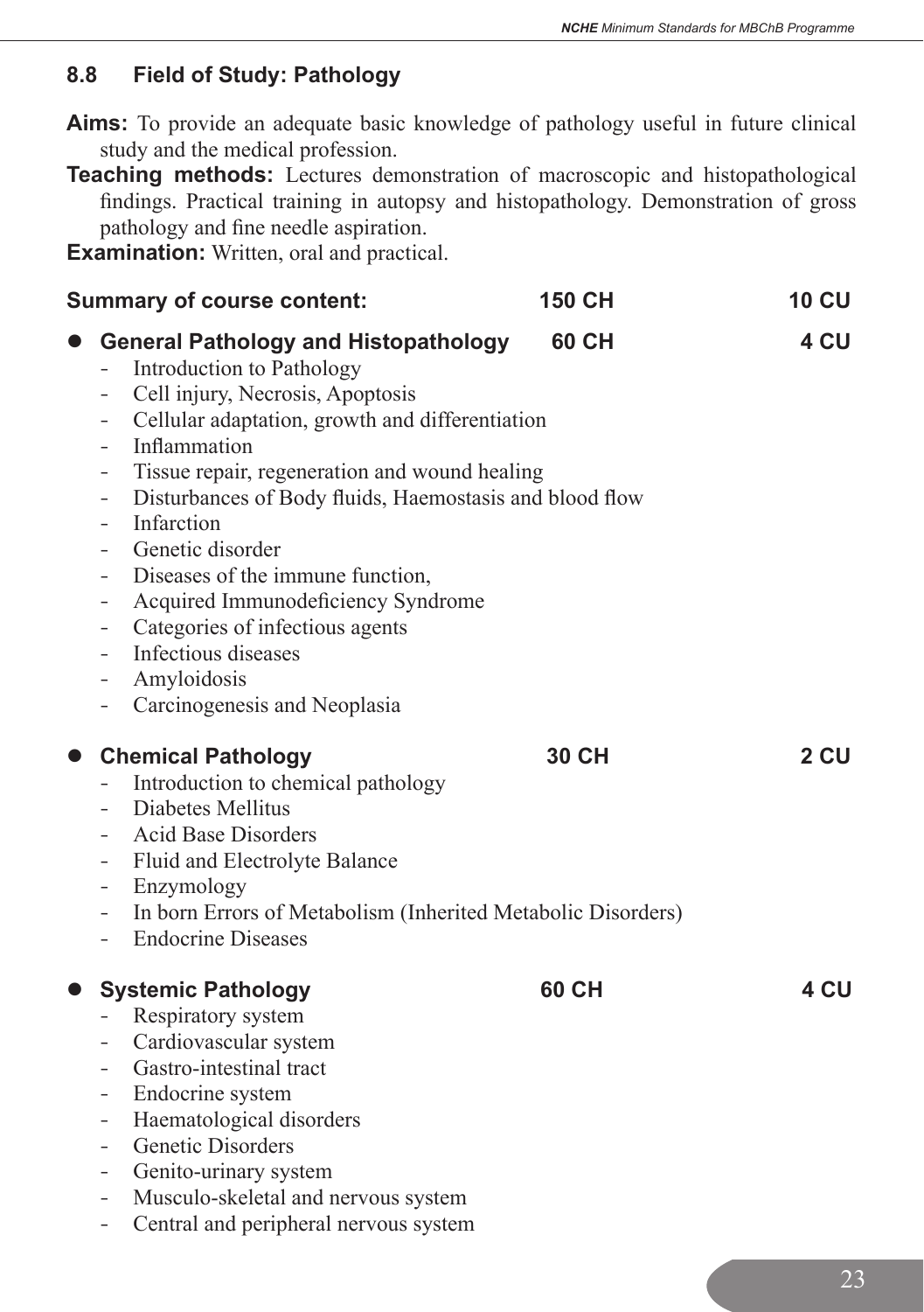## 8.8 Field of Study: Pathology

**Aims:** To provide an adequate basic knowledge of pathology useful in future clinical study and the medical profession.

**Teaching methods:** Lectures demonstration of macroscopic and histopathological findings. Practical training in autopsy and histopathology. Demonstration of gross pathology and fine needle aspiration.

**Examination:** Written, oral and practical.

| **Summary of course content:** | **150 CH** | **10 CU** |
|---|---|---|

- **General Pathology and Histopathology — 60 CH — 4 CU**
  - Introduction to Pathology
  - Cell injury, Necrosis, Apoptosis
  - Cellular adaptation, growth and differentiation
  - Inflammation
  - Tissue repair, regeneration and wound healing
  - Disturbances of Body fluids, Haemostasis and blood flow
  - Infarction
  - Genetic disorder
  - Diseases of the immune function,
  - Acquired Immunodeficiency Syndrome
  - Categories of infectious agents
  - Infectious diseases
  - Amyloidosis
  - Carcinogenesis and Neoplasia

- **Chemical Pathology — 30 CH — 2 CU**
  - Introduction to chemical pathology
  - Diabetes Mellitus
  - Acid Base Disorders
  - Fluid and Electrolyte Balance
  - Enzymology
  - In born Errors of Metabolism (Inherited Metabolic Disorders)
  - Endocrine Diseases

- **Systemic Pathology — 60 CH — 4 CU**
  - Respiratory system
  - Cardiovascular system
  - Gastro-intestinal tract
  - Endocrine system
  - Haematological disorders
  - Genetic Disorders
  - Genito-urinary system
  - Musculo-skeletal and nervous system
  - Central and peripheral nervous system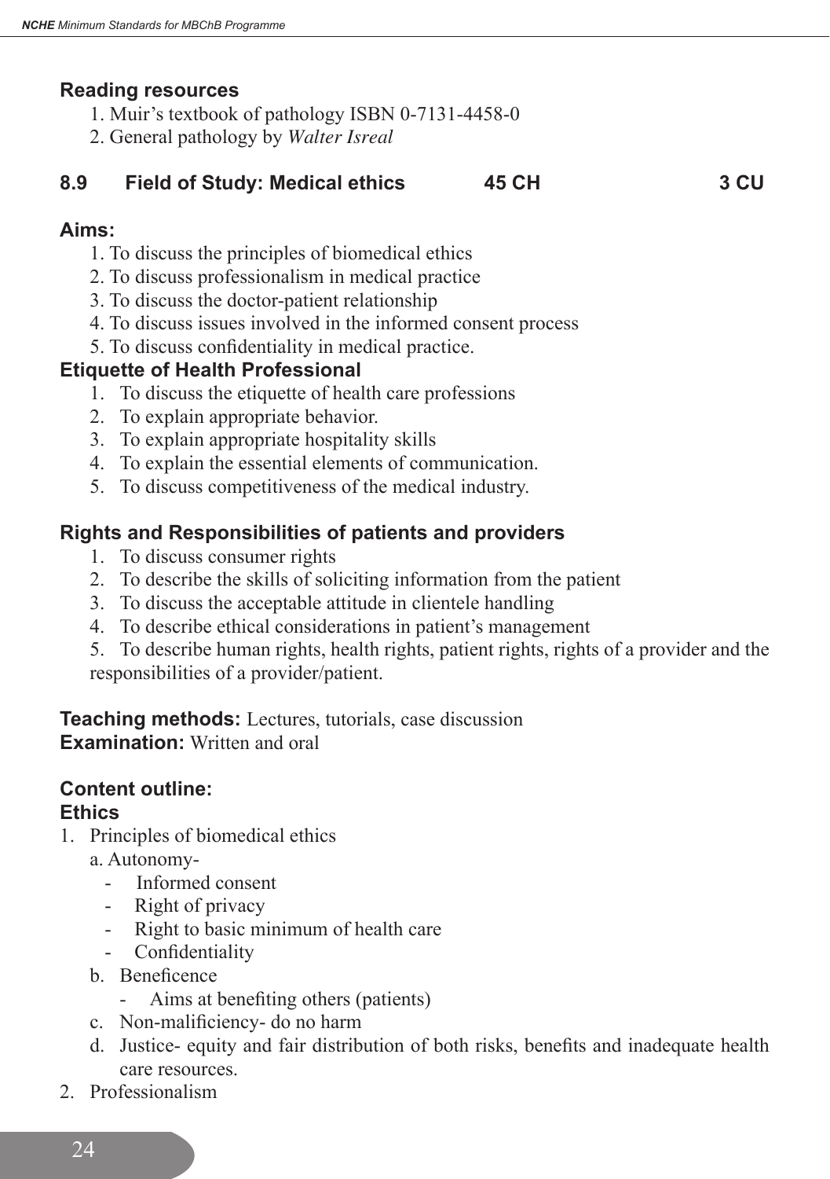### Reading resources

1. Muir's textbook of pathology ISBN 0-7131-4458-0
2. General pathology by *Walter Isreal*

## 8.9 Field of Study: Medical ethics 45 CH 3 CU

### Aims:

1. To discuss the principles of biomedical ethics
2. To discuss professionalism in medical practice
3. To discuss the doctor-patient relationship
4. To discuss issues involved in the informed consent process
5. To discuss confidentiality in medical practice.

### Etiquette of Health Professional

1. To discuss the etiquette of health care professions
2. To explain appropriate behavior.
3. To explain appropriate hospitality skills
4. To explain the essential elements of communication.
5. To discuss competitiveness of the medical industry.

### Rights and Responsibilities of patients and providers

1. To discuss consumer rights
2. To describe the skills of soliciting information from the patient
3. To discuss the acceptable attitude in clientele handling
4. To describe ethical considerations in patient's management
5. To describe human rights, health rights, patient rights, rights of a provider and the responsibilities of a provider/patient.

**Teaching methods:** Lectures, tutorials, case discussion
**Examination:** Written and oral

### Content outline:

### Ethics

1. Principles of biomedical ethics
   a. Autonomy-
      - Informed consent
      - Right of privacy
      - Right to basic minimum of health care
      - Confidentiality

   b. Beneficence
      - Aims at benefiting others (patients)

   c. Non-malificiency- do no harm

   d. Justice- equity and fair distribution of both risks, benefits and inadequate health care resources.
2. Professionalism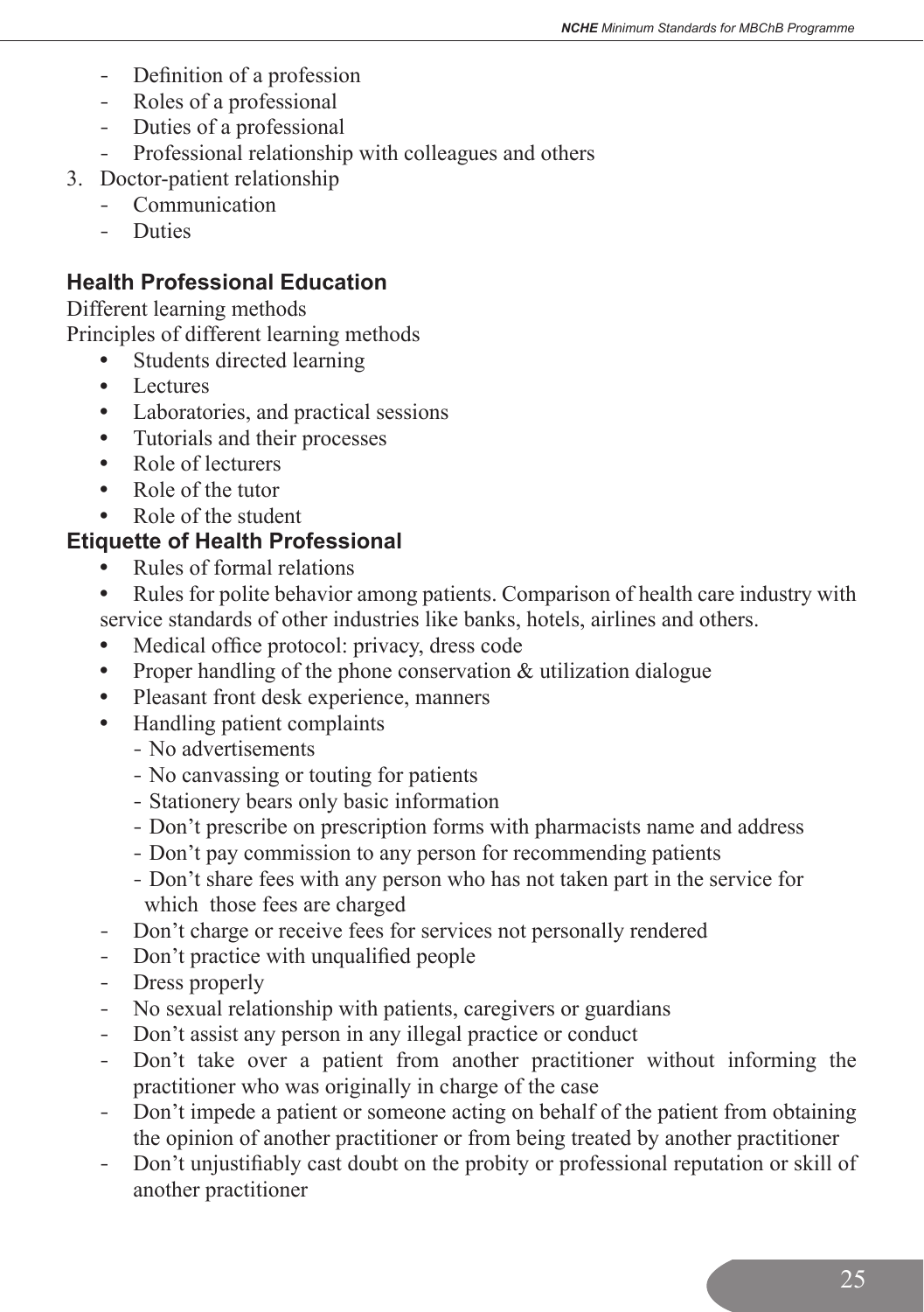- Definition of a profession
- Roles of a professional
- Duties of a professional
- Professional relationship with colleagues and others

3. Doctor-patient relationship
   - Communication
   - Duties

### Health Professional Education

Different learning methods

Principles of different learning methods

- Students directed learning
- Lectures
- Laboratories, and practical sessions
- Tutorials and their processes
- Role of lecturers
- Role of the tutor
- Role of the student

### Etiquette of Health Professional

- Rules of formal relations
- Rules for polite behavior among patients. Comparison of health care industry with service standards of other industries like banks, hotels, airlines and others.
- Medical office protocol: privacy, dress code
- Proper handling of the phone conservation & utilization dialogue
- Pleasant front desk experience, manners
- Handling patient complaints
  - No advertisements
  - No canvassing or touting for patients
  - Stationery bears only basic information
  - Don't prescribe on prescription forms with pharmacists name and address
  - Don't pay commission to any person for recommending patients
  - Don't share fees with any person who has not taken part in the service for which those fees are charged

- Don't charge or receive fees for services not personally rendered
- Don't practice with unqualified people
- Dress properly
- No sexual relationship with patients, caregivers or guardians
- Don't assist any person in any illegal practice or conduct
- Don't take over a patient from another practitioner without informing the practitioner who was originally in charge of the case
- Don't impede a patient or someone acting on behalf of the patient from obtaining the opinion of another practitioner or from being treated by another practitioner
- Don't unjustifiably cast doubt on the probity or professional reputation or skill of another practitioner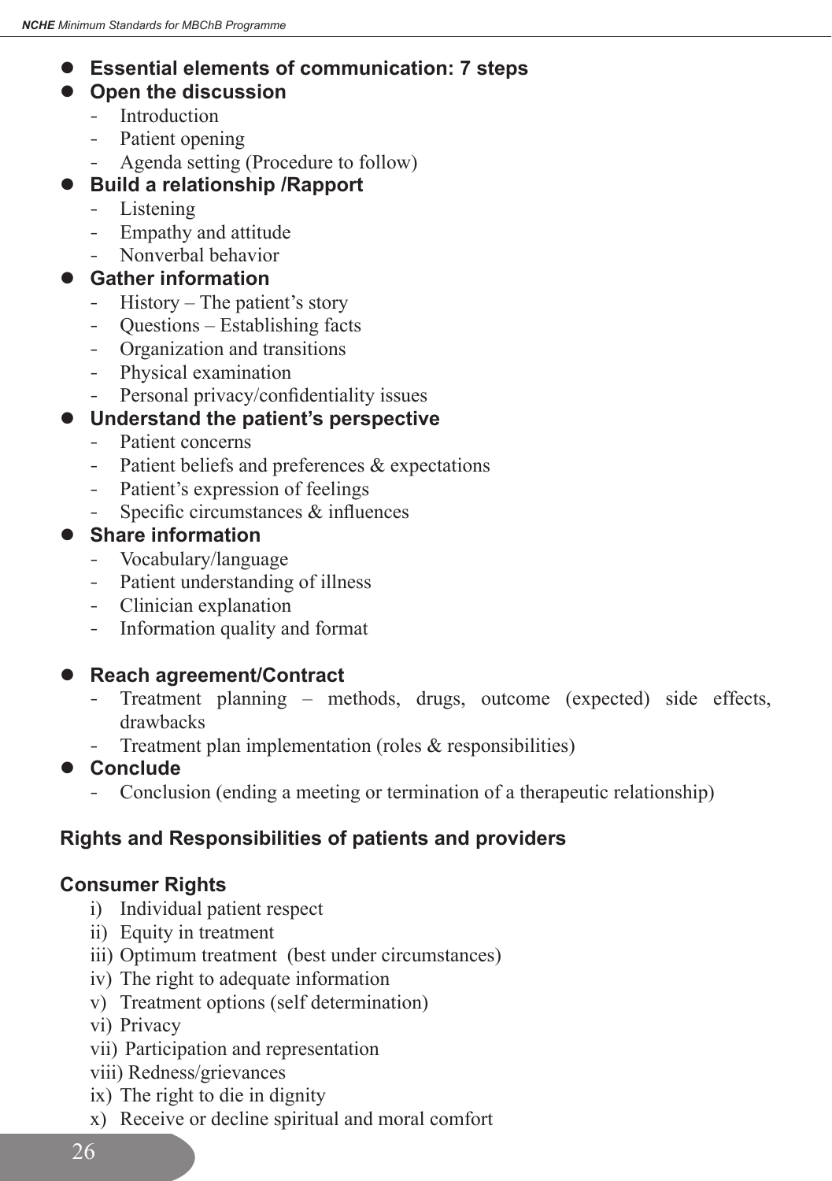- **Essential elements of communication: 7 steps**
- **Open the discussion**
  - Introduction
  - Patient opening
  - Agenda setting (Procedure to follow)
- **Build a relationship /Rapport**
  - Listening
  - Empathy and attitude
  - Nonverbal behavior
- **Gather information**
  - History – The patient's story
  - Questions – Establishing facts
  - Organization and transitions
  - Physical examination
  - Personal privacy/confidentiality issues
- **Understand the patient's perspective**
  - Patient concerns
  - Patient beliefs and preferences & expectations
  - Patient's expression of feelings
  - Specific circumstances & influences
- **Share information**
  - Vocabulary/language
  - Patient understanding of illness
  - Clinician explanation
  - Information quality and format
- **Reach agreement/Contract**
  - Treatment planning – methods, drugs, outcome (expected) side effects, drawbacks
  - Treatment plan implementation (roles & responsibilities)
- **Conclude**
  - Conclusion (ending a meeting or termination of a therapeutic relationship)

### Rights and Responsibilities of patients and providers

#### Consumer Rights

i) Individual patient respect
ii) Equity in treatment
iii) Optimum treatment (best under circumstances)
iv) The right to adequate information
v) Treatment options (self determination)
vi) Privacy
vii) Participation and representation
viii) Redness/grievances
ix) The right to die in dignity
x) Receive or decline spiritual and moral comfort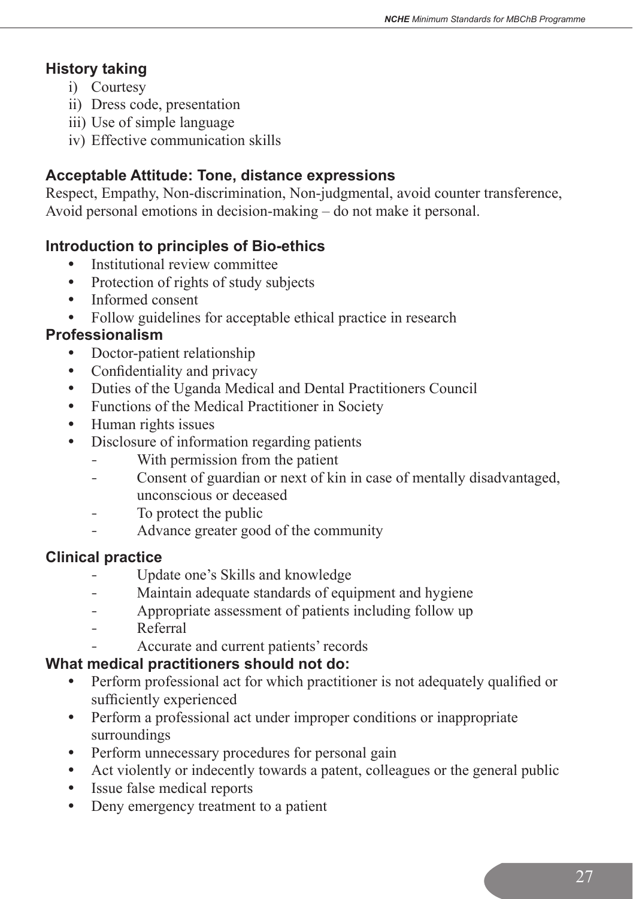### History taking

i) Courtesy
ii) Dress code, presentation
iii) Use of simple language
iv) Effective communication skills

### Acceptable Attitude: Tone, distance expressions

Respect, Empathy, Non-discrimination, Non-judgmental, avoid counter transference, Avoid personal emotions in decision-making – do not make it personal.

### Introduction to principles of Bio-ethics

- Institutional review committee
- Protection of rights of study subjects
- Informed consent
- Follow guidelines for acceptable ethical practice in research

### Professionalism

- Doctor-patient relationship
- Confidentiality and privacy
- Duties of the Uganda Medical and Dental Practitioners Council
- Functions of the Medical Practitioner in Society
- Human rights issues
- Disclosure of information regarding patients
  - With permission from the patient
  - Consent of guardian or next of kin in case of mentally disadvantaged, unconscious or deceased
  - To protect the public
  - Advance greater good of the community

### Clinical practice

- Update one's Skills and knowledge
- Maintain adequate standards of equipment and hygiene
- Appropriate assessment of patients including follow up
- Referral
- Accurate and current patients' records

### What medical practitioners should not do:

- Perform professional act for which practitioner is not adequately qualified or sufficiently experienced
- Perform a professional act under improper conditions or inappropriate surroundings
- Perform unnecessary procedures for personal gain
- Act violently or indecently towards a patent, colleagues or the general public
- Issue false medical reports
- Deny emergency treatment to a patient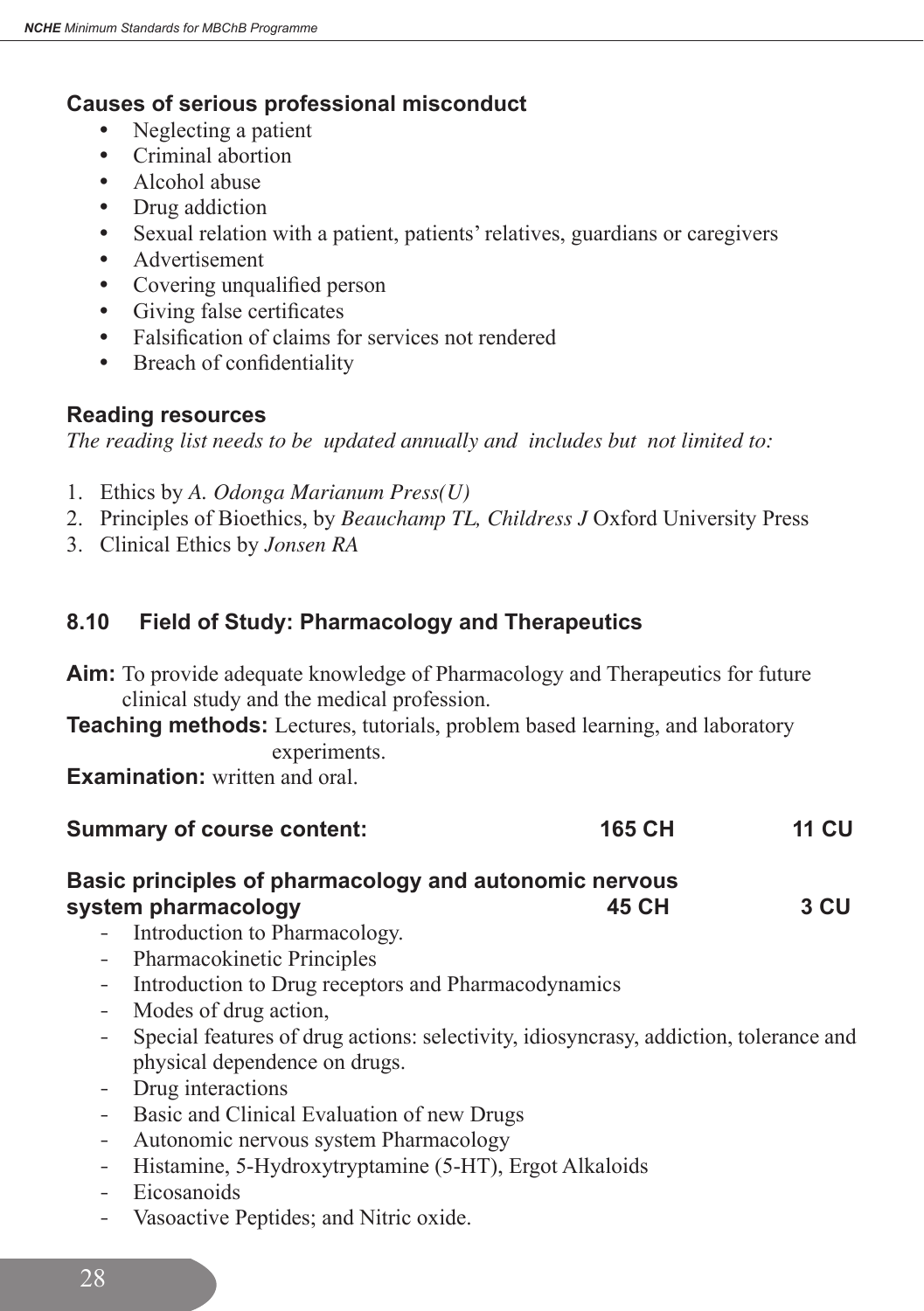### Causes of serious professional misconduct

- Neglecting a patient
- Criminal abortion
- Alcohol abuse
- Drug addiction
- Sexual relation with a patient, patients' relatives, guardians or caregivers
- Advertisement
- Covering unqualified person
- Giving false certificates
- Falsification of claims for services not rendered
- Breach of confidentiality

### Reading resources

*The reading list needs to be updated annually and includes but not limited to:*

1. Ethics by *A. Odonga Marianum Press(U)*
2. Principles of Bioethics, by *Beauchamp TL, Childress J* Oxford University Press
3. Clinical Ethics by *Jonsen RA*

## 8.10 Field of Study: Pharmacology and Therapeutics

**Aim:** To provide adequate knowledge of Pharmacology and Therapeutics for future clinical study and the medical profession.

**Teaching methods:** Lectures, tutorials, problem based learning, and laboratory experiments.

**Examination:** written and oral.

**Summary of course content: 165 CH 11 CU**

**Basic principles of pharmacology and autonomic nervous system pharmacology 45 CH 3 CU**

- Introduction to Pharmacology.
- Pharmacokinetic Principles
- Introduction to Drug receptors and Pharmacodynamics
- Modes of drug action,
- Special features of drug actions: selectivity, idiosyncrasy, addiction, tolerance and physical dependence on drugs.
- Drug interactions
- Basic and Clinical Evaluation of new Drugs
- Autonomic nervous system Pharmacology
- Histamine, 5-Hydroxytryptamine (5-HT), Ergot Alkaloids
- Eicosanoids
- Vasoactive Peptides; and Nitric oxide.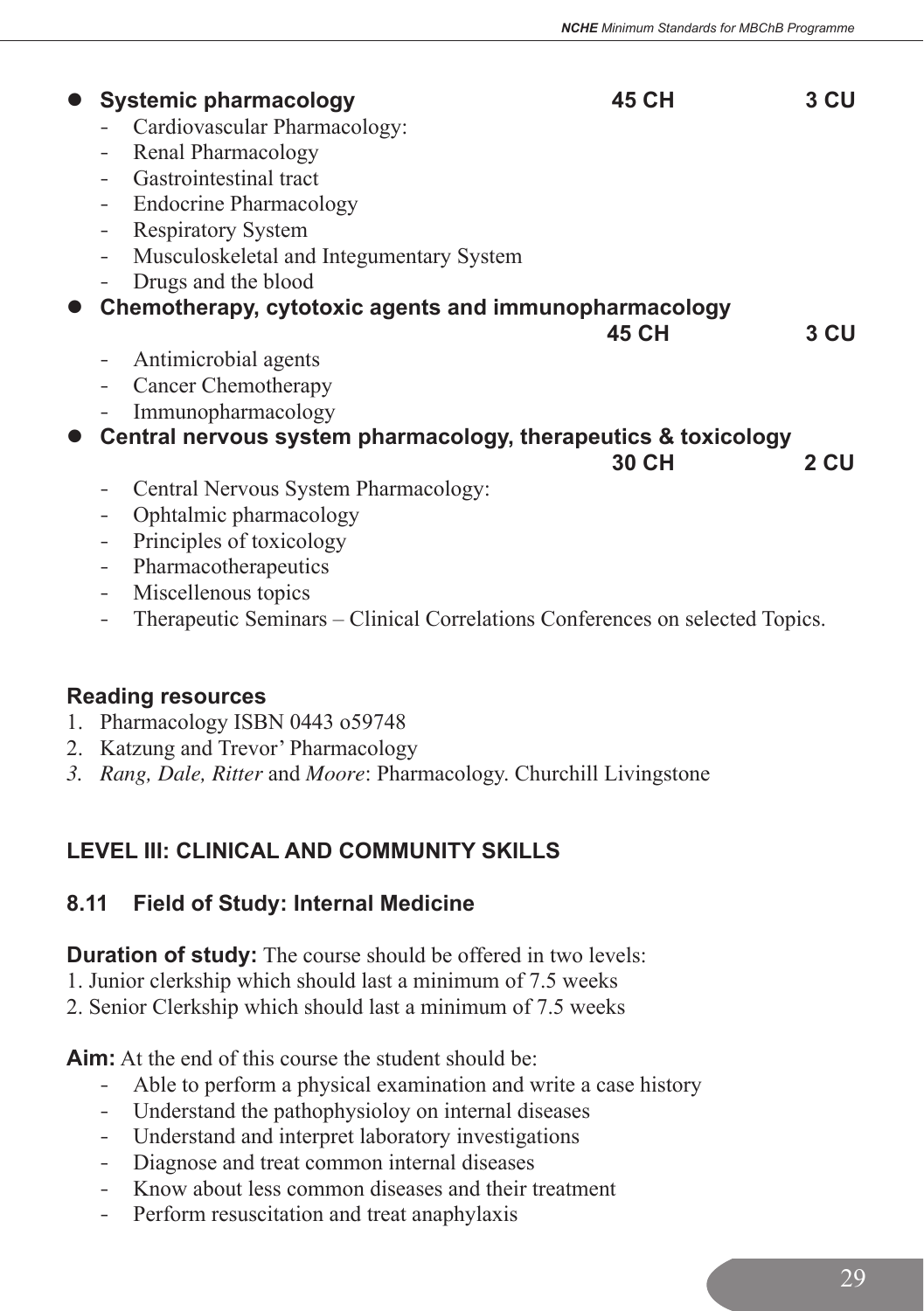- **Systemic pharmacology** **45 CH** **3 CU**
  - Cardiovascular Pharmacology:
  - Renal Pharmacology
  - Gastrointestinal tract
  - Endocrine Pharmacology
  - Respiratory System
  - Musculoskeletal and Integumentary System
  - Drugs and the blood
- **Chemotherapy, cytotoxic agents and immunopharmacology** **45 CH** **3 CU**
  - Antimicrobial agents
  - Cancer Chemotherapy
  - Immunopharmacology
- **Central nervous system pharmacology, therapeutics & toxicology** **30 CH** **2 CU**
  - Central Nervous System Pharmacology:
  - Ophtalmic pharmacology
  - Principles of toxicology
  - Pharmacotherapeutics
  - Miscellenous topics
  - Therapeutic Seminars – Clinical Correlations Conferences on selected Topics.

### Reading resources

1. Pharmacology ISBN 0443 o59748
2. Katzung and Trevor' Pharmacology
3. *Rang, Dale, Ritter* and *Moore*: Pharmacology. Churchill Livingstone

## LEVEL III: CLINICAL AND COMMUNITY SKILLS

### 8.11 Field of Study: Internal Medicine

**Duration of study:** The course should be offered in two levels:

1. Junior clerkship which should last a minimum of 7.5 weeks
2. Senior Clerkship which should last a minimum of 7.5 weeks

**Aim:** At the end of this course the student should be:

- Able to perform a physical examination and write a case history
- Understand the pathophysioloy on internal diseases
- Understand and interpret laboratory investigations
- Diagnose and treat common internal diseases
- Know about less common diseases and their treatment
- Perform resuscitation and treat anaphylaxis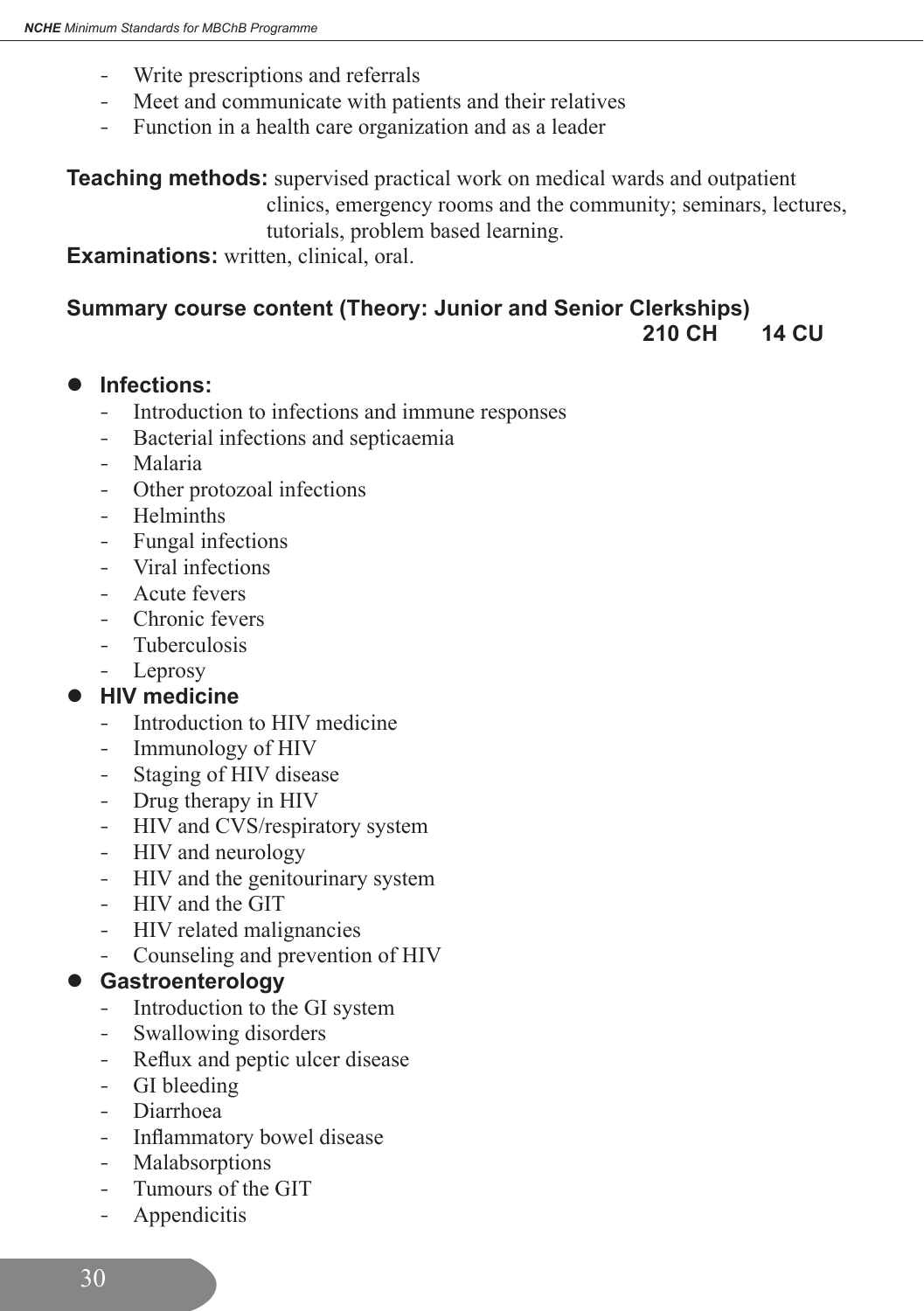- Write prescriptions and referrals
- Meet and communicate with patients and their relatives
- Function in a health care organization and as a leader

**Teaching methods:** supervised practical work on medical wards and outpatient clinics, emergency rooms and the community; seminars, lectures, tutorials, problem based learning.

**Examinations:** written, clinical, oral.

**Summary course content (Theory: Junior and Senior Clerkships)** **210 CH 14 CU**

- **Infections:**
  - Introduction to infections and immune responses
  - Bacterial infections and septicaemia
  - Malaria
  - Other protozoal infections
  - Helminths
  - Fungal infections
  - Viral infections
  - Acute fevers
  - Chronic fevers
  - Tuberculosis
  - Leprosy
- **HIV medicine**
  - Introduction to HIV medicine
  - Immunology of HIV
  - Staging of HIV disease
  - Drug therapy in HIV
  - HIV and CVS/respiratory system
  - HIV and neurology
  - HIV and the genitourinary system
  - HIV and the GIT
  - HIV related malignancies
  - Counseling and prevention of HIV
- **Gastroenterology**
  - Introduction to the GI system
  - Swallowing disorders
  - Reflux and peptic ulcer disease
  - GI bleeding
  - Diarrhoea
  - Inflammatory bowel disease
  - Malabsorptions
  - Tumours of the GIT
  - Appendicitis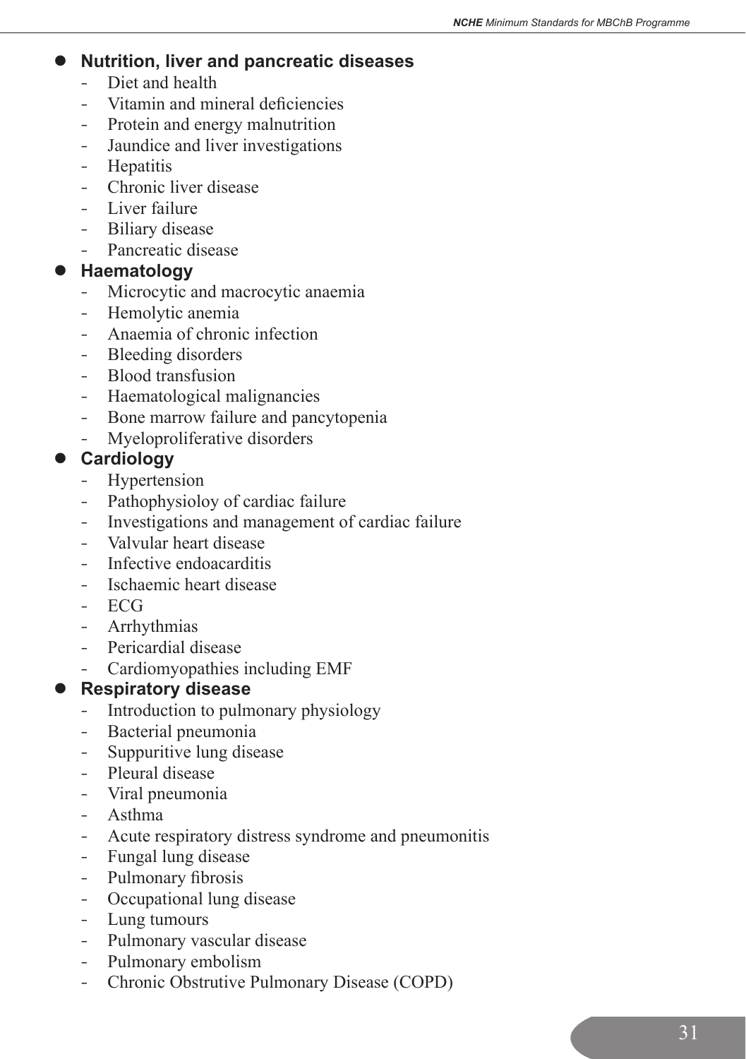- **Nutrition, liver and pancreatic diseases**
    - Diet and health
    - Vitamin and mineral deficiencies
    - Protein and energy malnutrition
    - Jaundice and liver investigations
    - Hepatitis
    - Chronic liver disease
    - Liver failure
    - Biliary disease
    - Pancreatic disease
- **Haematology**
    - Microcytic and macrocytic anaemia
    - Hemolytic anemia
    - Anaemia of chronic infection
    - Bleeding disorders
    - Blood transfusion
    - Haematological malignancies
    - Bone marrow failure and pancytopenia
    - Myeloproliferative disorders
- **Cardiology**
    - Hypertension
    - Pathophysioloy of cardiac failure
    - Investigations and management of cardiac failure
    - Valvular heart disease
    - Infective endoacarditis
    - Ischaemic heart disease
    - ECG
    - Arrhythmias
    - Pericardial disease
    - Cardiomyopathies including EMF
- **Respiratory disease**
    - Introduction to pulmonary physiology
    - Bacterial pneumonia
    - Suppuritive lung disease
    - Pleural disease
    - Viral pneumonia
    - Asthma
    - Acute respiratory distress syndrome and pneumonitis
    - Fungal lung disease
    - Pulmonary fibrosis
    - Occupational lung disease
    - Lung tumours
    - Pulmonary vascular disease
    - Pulmonary embolism
    - Chronic Obstrutive Pulmonary Disease (COPD)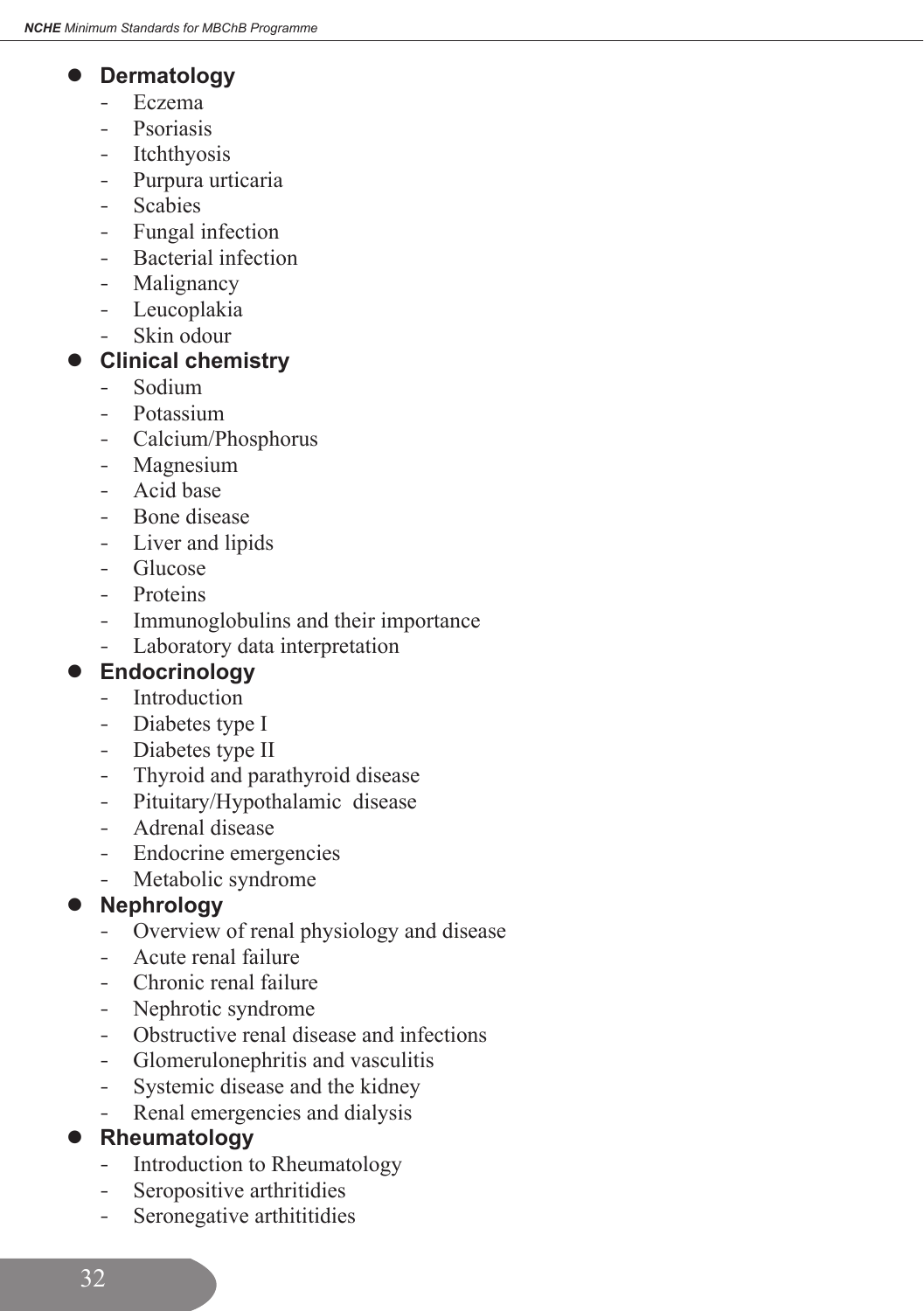- **Dermatology**
  - Eczema
  - Psoriasis
  - Itchthyosis
  - Purpura urticaria
  - Scabies
  - Fungal infection
  - Bacterial infection
  - Malignancy
  - Leucoplakia
  - Skin odour
- **Clinical chemistry**
  - Sodium
  - Potassium
  - Calcium/Phosphorus
  - Magnesium
  - Acid base
  - Bone disease
  - Liver and lipids
  - Glucose
  - Proteins
  - Immunoglobulins and their importance
  - Laboratory data interpretation
- **Endocrinology**
  - Introduction
  - Diabetes type I
  - Diabetes type II
  - Thyroid and parathyroid disease
  - Pituitary/Hypothalamic disease
  - Adrenal disease
  - Endocrine emergencies
  - Metabolic syndrome
- **Nephrology**
  - Overview of renal physiology and disease
  - Acute renal failure
  - Chronic renal failure
  - Nephrotic syndrome
  - Obstructive renal disease and infections
  - Glomerulonephritis and vasculitis
  - Systemic disease and the kidney
  - Renal emergencies and dialysis
- **Rheumatology**
  - Introduction to Rheumatology
  - Seropositive arthritidies
  - Seronegative arthititidies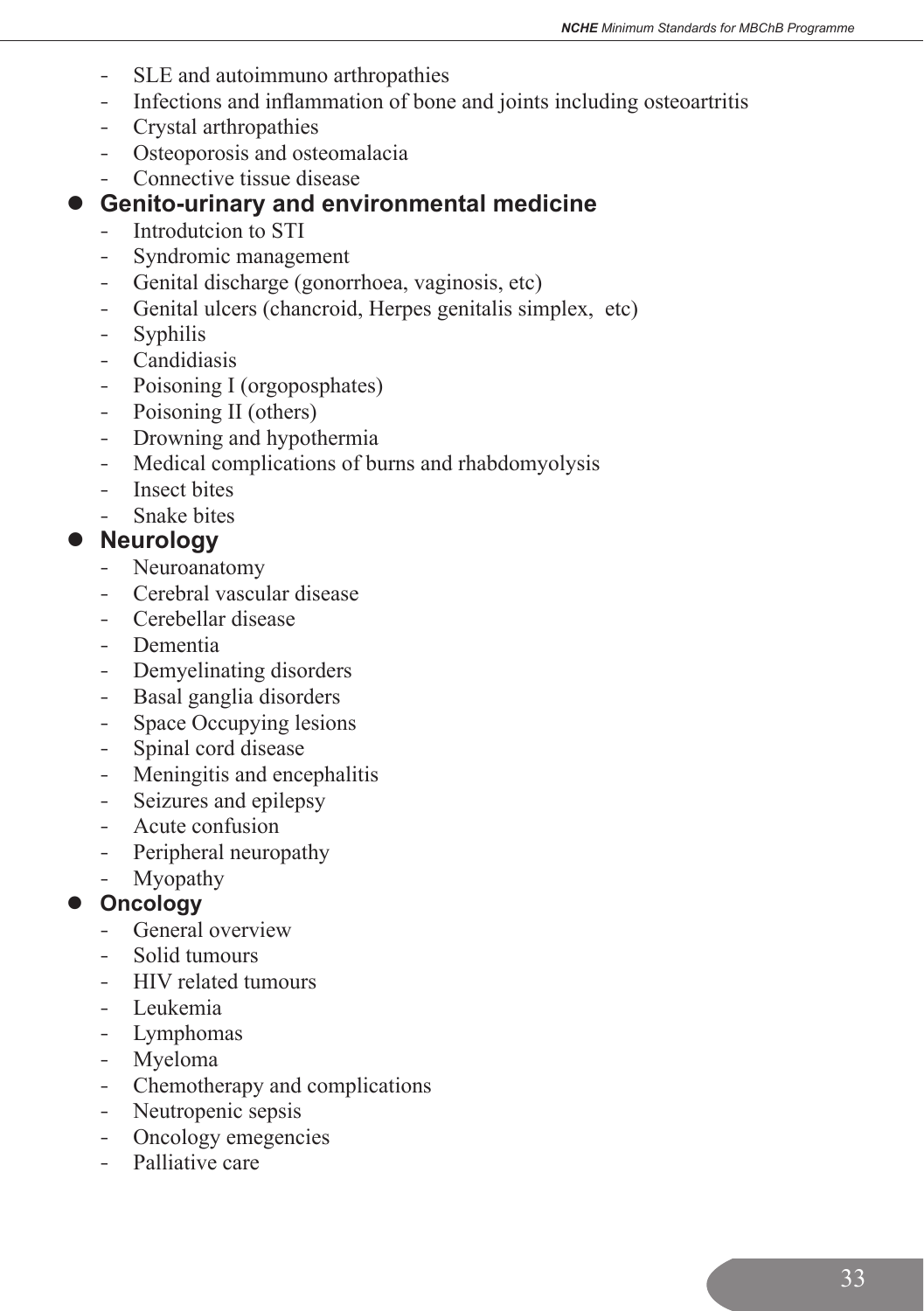- SLE and autoimmuno arthropathies
- Infections and inflammation of bone and joints including osteoartritis
- Crystal arthropathies
- Osteoporosis and osteomalacia
- Connective tissue disease

- **Genito-urinary and environmental medicine**
  - Introdutcion to STI
  - Syndromic management
  - Genital discharge (gonorrhoea, vaginosis, etc)
  - Genital ulcers (chancroid, Herpes genitalis simplex, etc)
  - Syphilis
  - Candidiasis
  - Poisoning I (orgoposphates)
  - Poisoning II (others)
  - Drowning and hypothermia
  - Medical complications of burns and rhabdomyolysis
  - Insect bites
  - Snake bites

- **Neurology**
  - Neuroanatomy
  - Cerebral vascular disease
  - Cerebellar disease
  - Dementia
  - Demyelinating disorders
  - Basal ganglia disorders
  - Space Occupying lesions
  - Spinal cord disease
  - Meningitis and encephalitis
  - Seizures and epilepsy
  - Acute confusion
  - Peripheral neuropathy
  - Myopathy

- **Oncology**
  - General overview
  - Solid tumours
  - HIV related tumours
  - Leukemia
  - Lymphomas
  - Myeloma
  - Chemotherapy and complications
  - Neutropenic sepsis
  - Oncology emegencies
  - Palliative care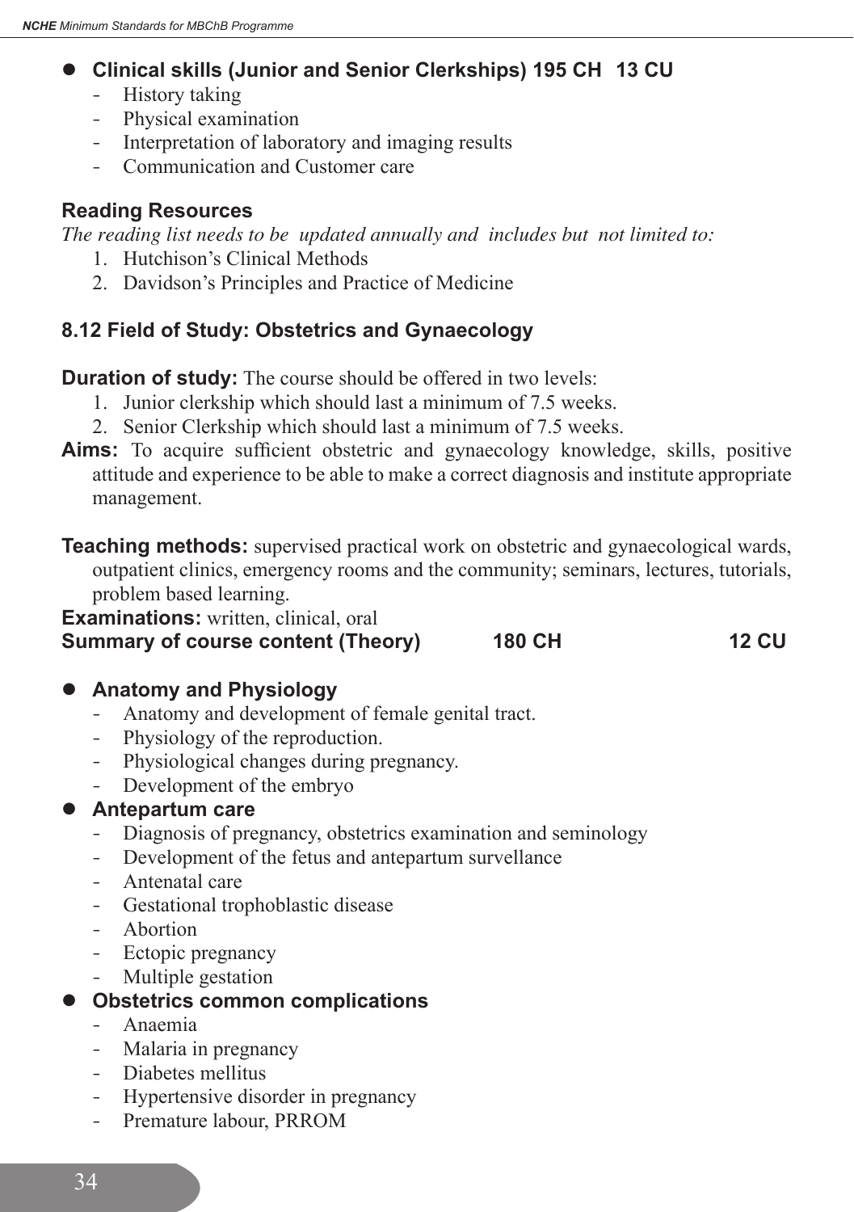- **Clinical skills (Junior and Senior Clerkships) 195 CH 13 CU**
  - History taking
  - Physical examination
  - Interpretation of laboratory and imaging results
  - Communication and Customer care

**Reading Resources**

*The reading list needs to be updated annually and includes but not limited to:*

1. Hutchison's Clinical Methods
2. Davidson's Principles and Practice of Medicine

### 8.12 Field of Study: Obstetrics and Gynaecology

**Duration of study:** The course should be offered in two levels:

1. Junior clerkship which should last a minimum of 7.5 weeks.
2. Senior Clerkship which should last a minimum of 7.5 weeks.

**Aims:** To acquire sufficient obstetric and gynaecology knowledge, skills, positive attitude and experience to be able to make a correct diagnosis and institute appropriate management.

**Teaching methods:** supervised practical work on obstetric and gynaecological wards, outpatient clinics, emergency rooms and the community; seminars, lectures, tutorials, problem based learning.

**Examinations:** written, clinical, oral

**Summary of course content (Theory) 180 CH 12 CU**

- **Anatomy and Physiology**
  - Anatomy and development of female genital tract.
  - Physiology of the reproduction.
  - Physiological changes during pregnancy.
  - Development of the embryo
- **Antepartum care**
  - Diagnosis of pregnancy, obstetrics examination and seminology
  - Development of the fetus and antepartum survellance
  - Antenatal care
  - Gestational trophoblastic disease
  - Abortion
  - Ectopic pregnancy
  - Multiple gestation
- **Obstetrics common complications**
  - Anaemia
  - Malaria in pregnancy
  - Diabetes mellitus
  - Hypertensive disorder in pregnancy
  - Premature labour, PRROM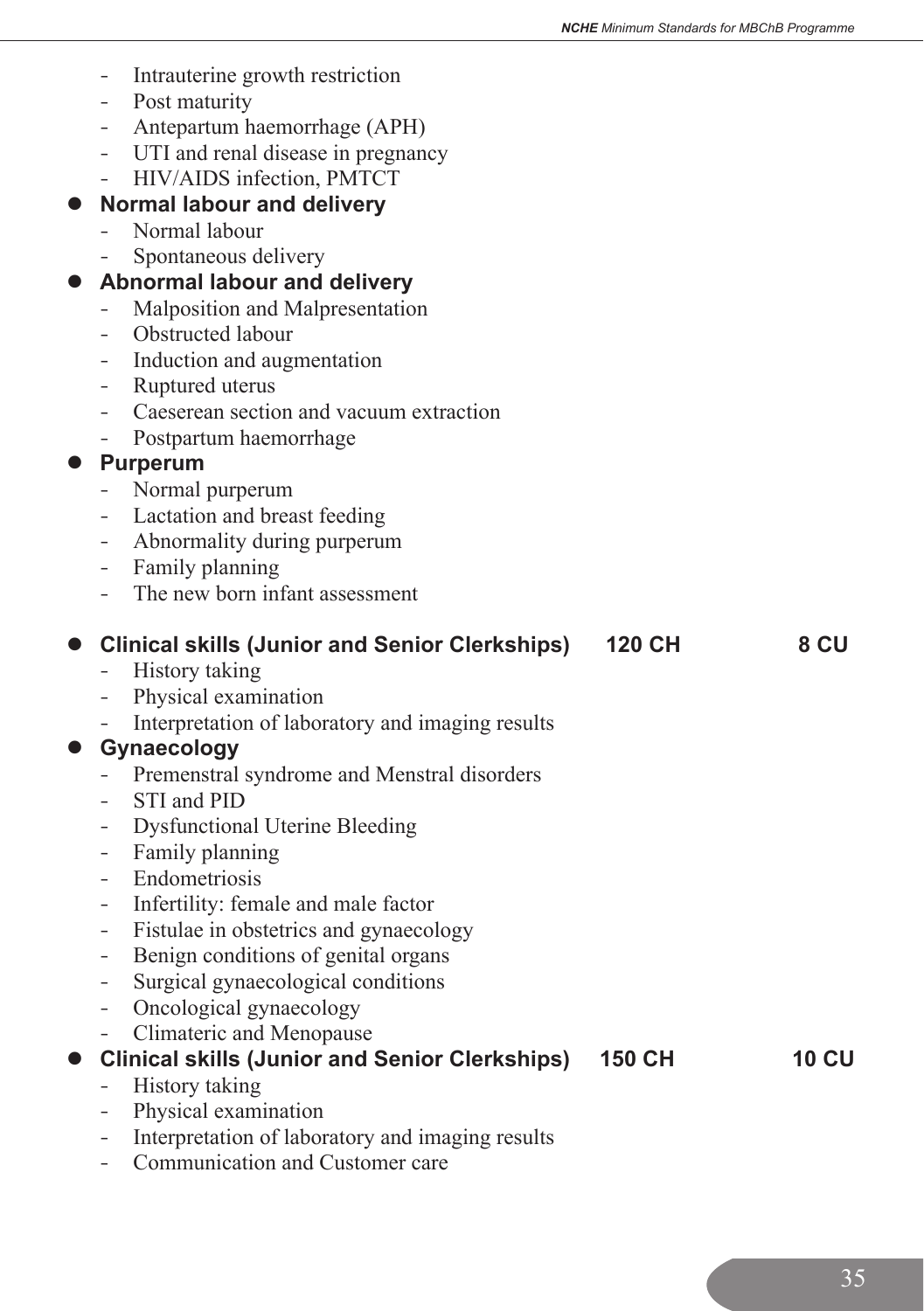- Intrauterine growth restriction
- Post maturity
- Antepartum haemorrhage (APH)
- UTI and renal disease in pregnancy
- HIV/AIDS infection, PMTCT

- **Normal labour and delivery**
  - Normal labour
  - Spontaneous delivery
- **Abnormal labour and delivery**
  - Malposition and Malpresentation
  - Obstructed labour
  - Induction and augmentation
  - Ruptured uterus
  - Caeserean section and vacuum extraction
  - Postpartum haemorrhage
- **Purperum**
  - Normal purperum
  - Lactation and breast feeding
  - Abnormality during purperum
  - Family planning
  - The new born infant assessment

- **Clinical skills (Junior and Senior Clerkships) 120 CH 8 CU**
  - History taking
  - Physical examination
  - Interpretation of laboratory and imaging results
- **Gynaecology**
  - Premenstral syndrome and Menstral disorders
  - STI and PID
  - Dysfunctional Uterine Bleeding
  - Family planning
  - Endometriosis
  - Infertility: female and male factor
  - Fistulae in obstetrics and gynaecology
  - Benign conditions of genital organs
  - Surgical gynaecological conditions
  - Oncological gynaecology
  - Climateric and Menopause
- **Clinical skills (Junior and Senior Clerkships) 150 CH 10 CU**
  - History taking
  - Physical examination
  - Interpretation of laboratory and imaging results
  - Communication and Customer care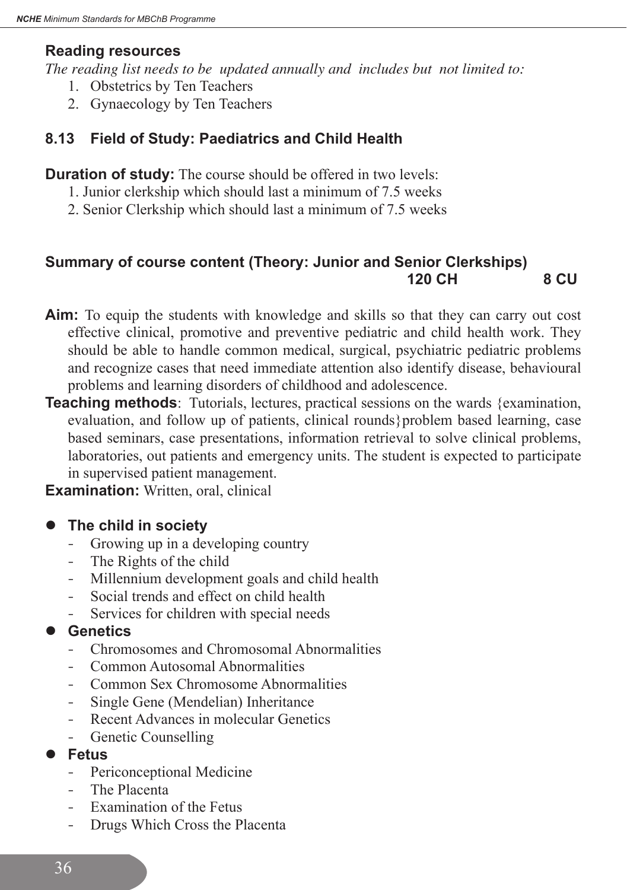### Reading resources

*The reading list needs to be updated annually and includes but not limited to:*

1. Obstetrics by Ten Teachers
2. Gynaecology by Ten Teachers

## 8.13 Field of Study: Paediatrics and Child Health

**Duration of study:** The course should be offered in two levels:

1. Junior clerkship which should last a minimum of 7.5 weeks
2. Senior Clerkship which should last a minimum of 7.5 weeks

**Summary of course content (Theory: Junior and Senior Clerkships)** **120 CH** **8 CU**

**Aim:** To equip the students with knowledge and skills so that they can carry out cost effective clinical, promotive and preventive pediatric and child health work. They should be able to handle common medical, surgical, psychiatric pediatric problems and recognize cases that need immediate attention also identify disease, behavioural problems and learning disorders of childhood and adolescence.

**Teaching methods**: Tutorials, lectures, practical sessions on the wards {examination, evaluation, and follow up of patients, clinical rounds}problem based learning, case based seminars, case presentations, information retrieval to solve clinical problems, laboratories, out patients and emergency units. The student is expected to participate in supervised patient management.

**Examination:** Written, oral, clinical

- **The child in society**
  - Growing up in a developing country
  - The Rights of the child
  - Millennium development goals and child health
  - Social trends and effect on child health
  - Services for children with special needs
- **Genetics**
  - Chromosomes and Chromosomal Abnormalities
  - Common Autosomal Abnormalities
  - Common Sex Chromosome Abnormalities
  - Single Gene (Mendelian) Inheritance
  - Recent Advances in molecular Genetics
  - Genetic Counselling
- **Fetus**
  - Periconceptional Medicine
  - The Placenta
  - Examination of the Fetus
  - Drugs Which Cross the Placenta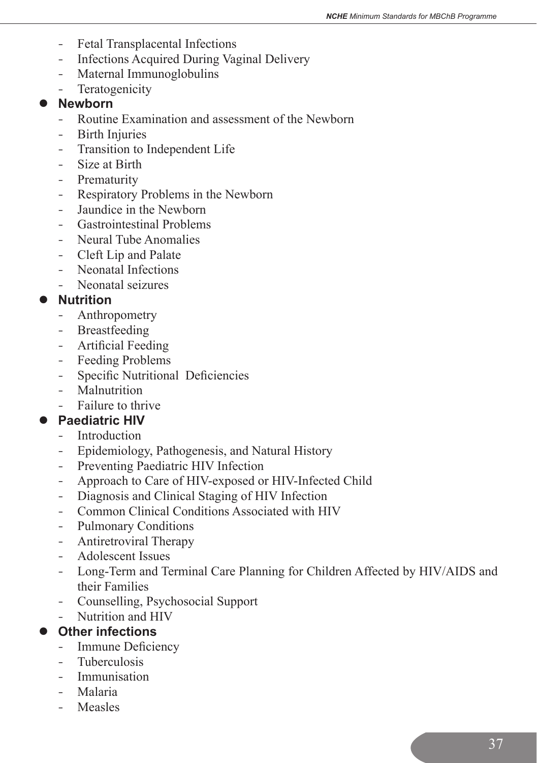- Fetal Transplacental Infections
- Infections Acquired During Vaginal Delivery
- Maternal Immunoglobulins
- Teratogenicity

- **Newborn**
  - Routine Examination and assessment of the Newborn
  - Birth Injuries
  - Transition to Independent Life
  - Size at Birth
  - Prematurity
  - Respiratory Problems in the Newborn
  - Jaundice in the Newborn
  - Gastrointestinal Problems
  - Neural Tube Anomalies
  - Cleft Lip and Palate
  - Neonatal Infections
  - Neonatal seizures
- **Nutrition**
  - Anthropometry
  - Breastfeeding
  - Artificial Feeding
  - Feeding Problems
  - Specific Nutritional Deficiencies
  - Malnutrition
  - Failure to thrive
- **Paediatric HIV**
  - Introduction
  - Epidemiology, Pathogenesis, and Natural History
  - Preventing Paediatric HIV Infection
  - Approach to Care of HIV-exposed or HIV-Infected Child
  - Diagnosis and Clinical Staging of HIV Infection
  - Common Clinical Conditions Associated with HIV
  - Pulmonary Conditions
  - Antiretroviral Therapy
  - Adolescent Issues
  - Long-Term and Terminal Care Planning for Children Affected by HIV/AIDS and their Families
  - Counselling, Psychosocial Support
  - Nutrition and HIV
- **Other infections**
  - Immune Deficiency
  - Tuberculosis
  - Immunisation
  - Malaria
  - Measles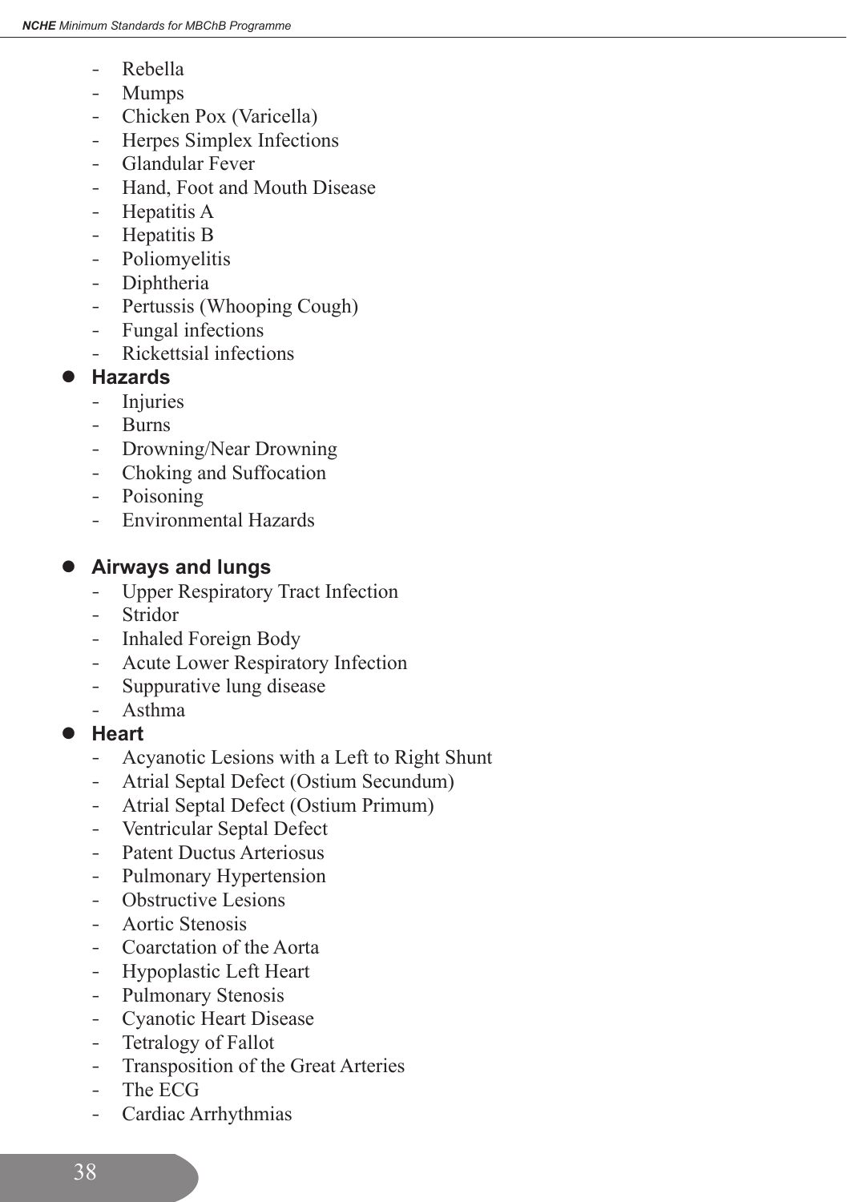- Rebella
- Mumps
- Chicken Pox (Varicella)
- Herpes Simplex Infections
- Glandular Fever
- Hand, Foot and Mouth Disease
- Hepatitis A
- Hepatitis B
- Poliomyelitis
- Diphtheria
- Pertussis (Whooping Cough)
- Fungal infections
- Rickettsial infections

- **Hazards**
  - Injuries
  - Burns
  - Drowning/Near Drowning
  - Choking and Suffocation
  - Poisoning
  - Environmental Hazards

- **Airways and lungs**
  - Upper Respiratory Tract Infection
  - Stridor
  - Inhaled Foreign Body
  - Acute Lower Respiratory Infection
  - Suppurative lung disease
  - Asthma

- **Heart**
  - Acyanotic Lesions with a Left to Right Shunt
  - Atrial Septal Defect (Ostium Secundum)
  - Atrial Septal Defect (Ostium Primum)
  - Ventricular Septal Defect
  - Patent Ductus Arteriosus
  - Pulmonary Hypertension
  - Obstructive Lesions
  - Aortic Stenosis
  - Coarctation of the Aorta
  - Hypoplastic Left Heart
  - Pulmonary Stenosis
  - Cyanotic Heart Disease
  - Tetralogy of Fallot
  - Transposition of the Great Arteries
  - The ECG
  - Cardiac Arrhythmias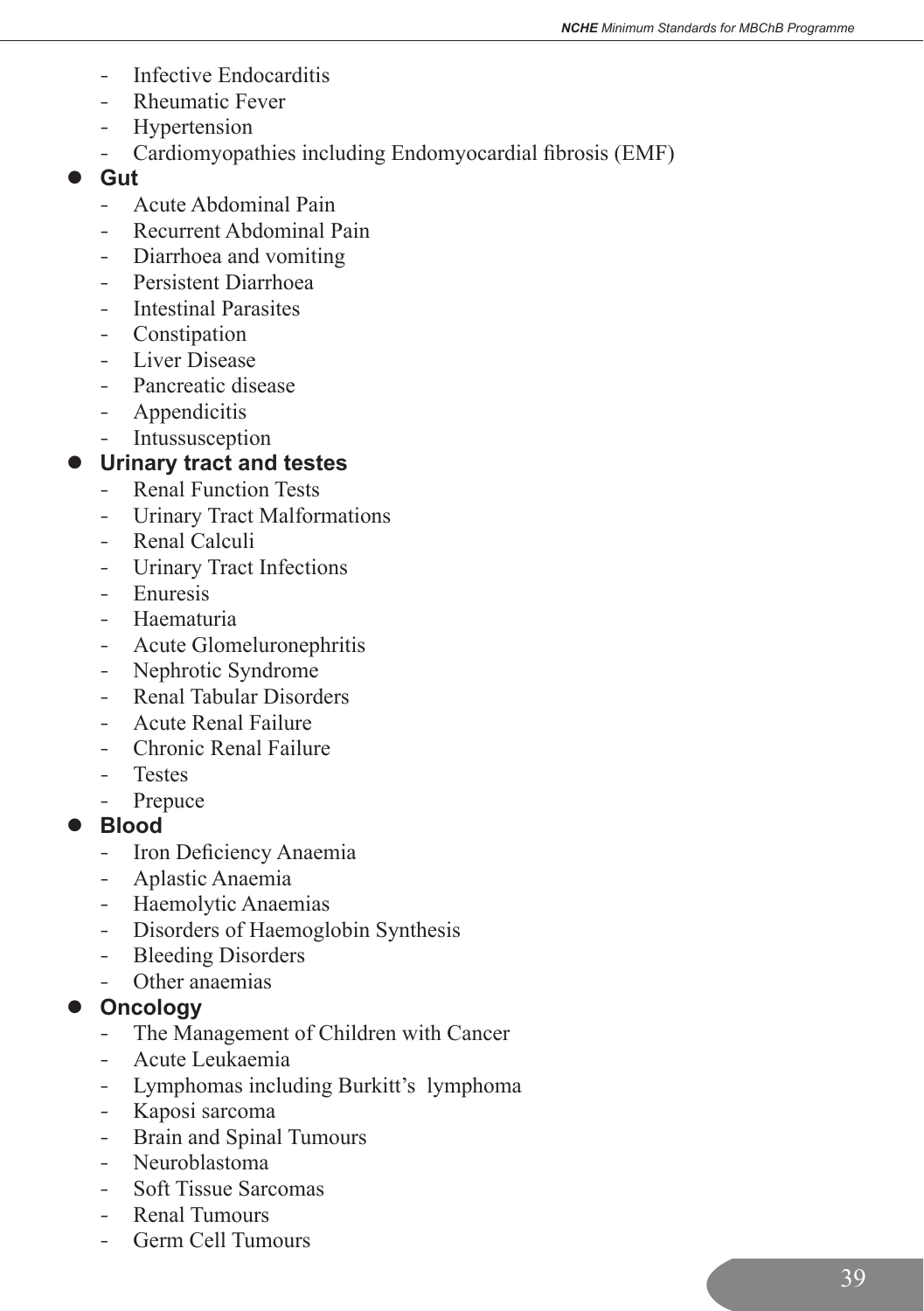- Infective Endocarditis
- Rheumatic Fever
- Hypertension
- Cardiomyopathies including Endomyocardial fibrosis (EMF)

- **Gut**
  - Acute Abdominal Pain
  - Recurrent Abdominal Pain
  - Diarrhoea and vomiting
  - Persistent Diarrhoea
  - Intestinal Parasites
  - Constipation
  - Liver Disease
  - Pancreatic disease
  - Appendicitis
  - Intussusception
- **Urinary tract and testes**
  - Renal Function Tests
  - Urinary Tract Malformations
  - Renal Calculi
  - Urinary Tract Infections
  - Enuresis
  - Haematuria
  - Acute Glomeluronephritis
  - Nephrotic Syndrome
  - Renal Tabular Disorders
  - Acute Renal Failure
  - Chronic Renal Failure
  - Testes
  - Prepuce
- **Blood**
  - Iron Deficiency Anaemia
  - Aplastic Anaemia
  - Haemolytic Anaemias
  - Disorders of Haemoglobin Synthesis
  - Bleeding Disorders
  - Other anaemias
- **Oncology**
  - The Management of Children with Cancer
  - Acute Leukaemia
  - Lymphomas including Burkitt's lymphoma
  - Kaposi sarcoma
  - Brain and Spinal Tumours
  - Neuroblastoma
  - Soft Tissue Sarcomas
  - Renal Tumours
  - Germ Cell Tumours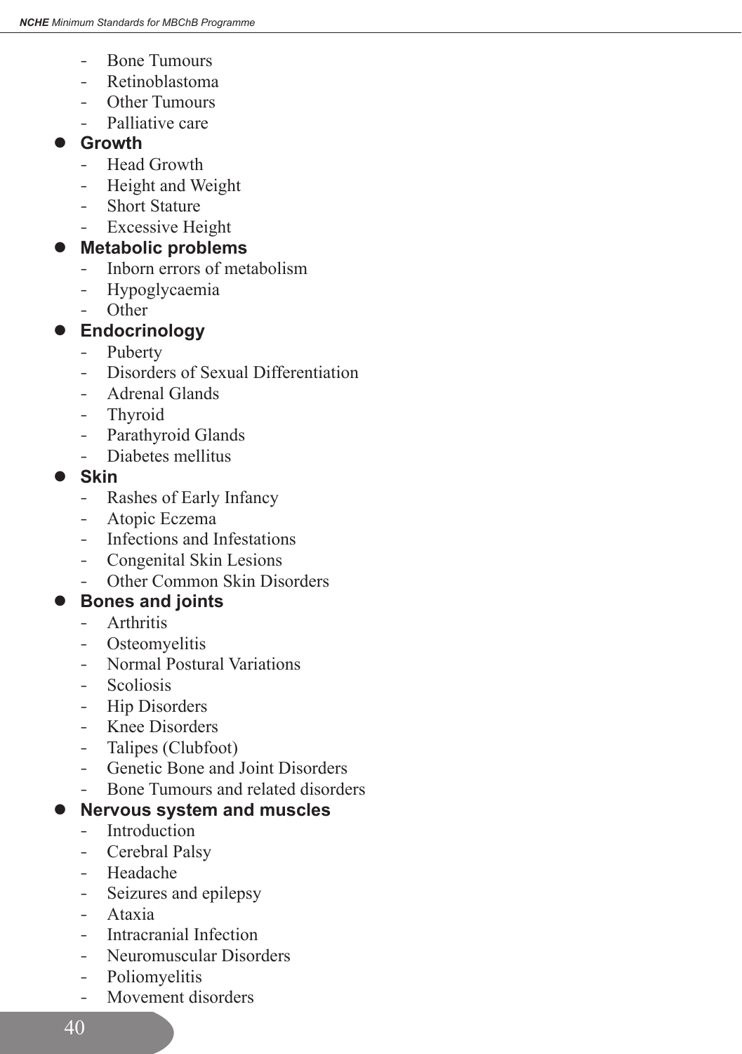- Bone Tumours
- Retinoblastoma
- Other Tumours
- Palliative care

- **Growth**
  - Head Growth
  - Height and Weight
  - Short Stature
  - Excessive Height
- **Metabolic problems**
  - Inborn errors of metabolism
  - Hypoglycaemia
  - Other
- **Endocrinology**
  - Puberty
  - Disorders of Sexual Differentiation
  - Adrenal Glands
  - Thyroid
  - Parathyroid Glands
  - Diabetes mellitus
- **Skin**
  - Rashes of Early Infancy
  - Atopic Eczema
  - Infections and Infestations
  - Congenital Skin Lesions
  - Other Common Skin Disorders
- **Bones and joints**
  - Arthritis
  - Osteomyelitis
  - Normal Postural Variations
  - Scoliosis
  - Hip Disorders
  - Knee Disorders
  - Talipes (Clubfoot)
  - Genetic Bone and Joint Disorders
  - Bone Tumours and related disorders
- **Nervous system and muscles**
  - Introduction
  - Cerebral Palsy
  - Headache
  - Seizures and epilepsy
  - Ataxia
  - Intracranial Infection
  - Neuromuscular Disorders
  - Poliomyelitis
  - Movement disorders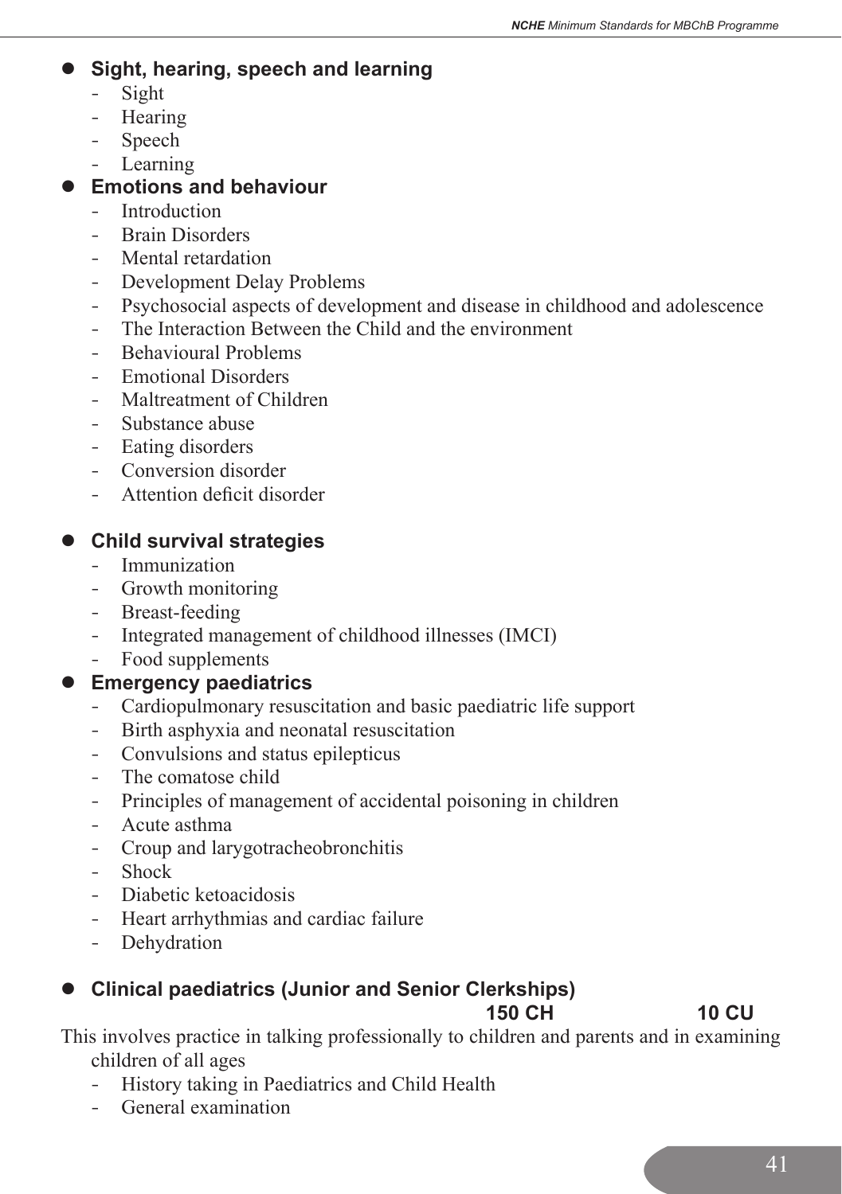- **Sight, hearing, speech and learning**
  - Sight
  - Hearing
  - Speech
  - Learning
- **Emotions and behaviour**
  - Introduction
  - Brain Disorders
  - Mental retardation
  - Development Delay Problems
  - Psychosocial aspects of development and disease in childhood and adolescence
  - The Interaction Between the Child and the environment
  - Behavioural Problems
  - Emotional Disorders
  - Maltreatment of Children
  - Substance abuse
  - Eating disorders
  - Conversion disorder
  - Attention deficit disorder

- **Child survival strategies**
  - Immunization
  - Growth monitoring
  - Breast-feeding
  - Integrated management of childhood illnesses (IMCI)
  - Food supplements
- **Emergency paediatrics**
  - Cardiopulmonary resuscitation and basic paediatric life support
  - Birth asphyxia and neonatal resuscitation
  - Convulsions and status epilepticus
  - The comatose child
  - Principles of management of accidental poisoning in children
  - Acute asthma
  - Croup and larygotracheobronchitis
  - Shock
  - Diabetic ketoacidosis
  - Heart arrhythmias and cardiac failure
  - Dehydration

- **Clinical paediatrics (Junior and Senior Clerkships)** **150 CH** **10 CU**

This involves practice in talking professionally to children and parents and in examining children of all ages

- History taking in Paediatrics and Child Health
- General examination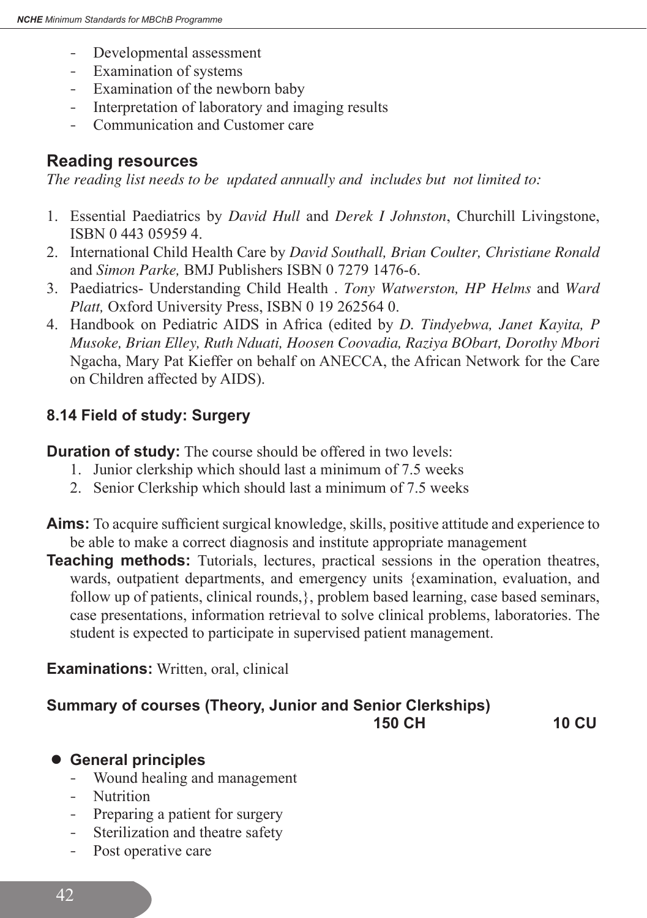- Developmental assessment
- Examination of systems
- Examination of the newborn baby
- Interpretation of laboratory and imaging results
- Communication and Customer care

## Reading resources

*The reading list needs to be updated annually and includes but not limited to:*

1. Essential Paediatrics by *David Hull* and *Derek I Johnston*, Churchill Livingstone, ISBN 0 443 05959 4.
2. International Child Health Care by *David Southall, Brian Coulter, Christiane Ronald* and *Simon Parke,* BMJ Publishers ISBN 0 7279 1476-6.
3. Paediatrics- Understanding Child Health . *Tony Watwerston, HP Helms* and *Ward Platt,* Oxford University Press, ISBN 0 19 262564 0.
4. Handbook on Pediatric AIDS in Africa (edited by *D. Tindyebwa, Janet Kayita, P Musoke, Brian Elley, Ruth Nduati, Hoosen Coovadia, Raziya BObart, Dorothy Mbori* Ngacha, Mary Pat Kieffer on behalf on ANECCA, the African Network for the Care on Children affected by AIDS).

### 8.14 Field of study: Surgery

**Duration of study:** The course should be offered in two levels:

1. Junior clerkship which should last a minimum of 7.5 weeks
2. Senior Clerkship which should last a minimum of 7.5 weeks

**Aims:** To acquire sufficient surgical knowledge, skills, positive attitude and experience to be able to make a correct diagnosis and institute appropriate management

**Teaching methods:** Tutorials, lectures, practical sessions in the operation theatres, wards, outpatient departments, and emergency units {examination, evaluation, and follow up of patients, clinical rounds,}, problem based learning, case based seminars, case presentations, information retrieval to solve clinical problems, laboratories. The student is expected to participate in supervised patient management.

**Examinations:** Written, oral, clinical

**Summary of courses (Theory, Junior and Senior Clerkships)** **150 CH** **10 CU**

- **General principles**
  - Wound healing and management
  - Nutrition
  - Preparing a patient for surgery
  - Sterilization and theatre safety
  - Post operative care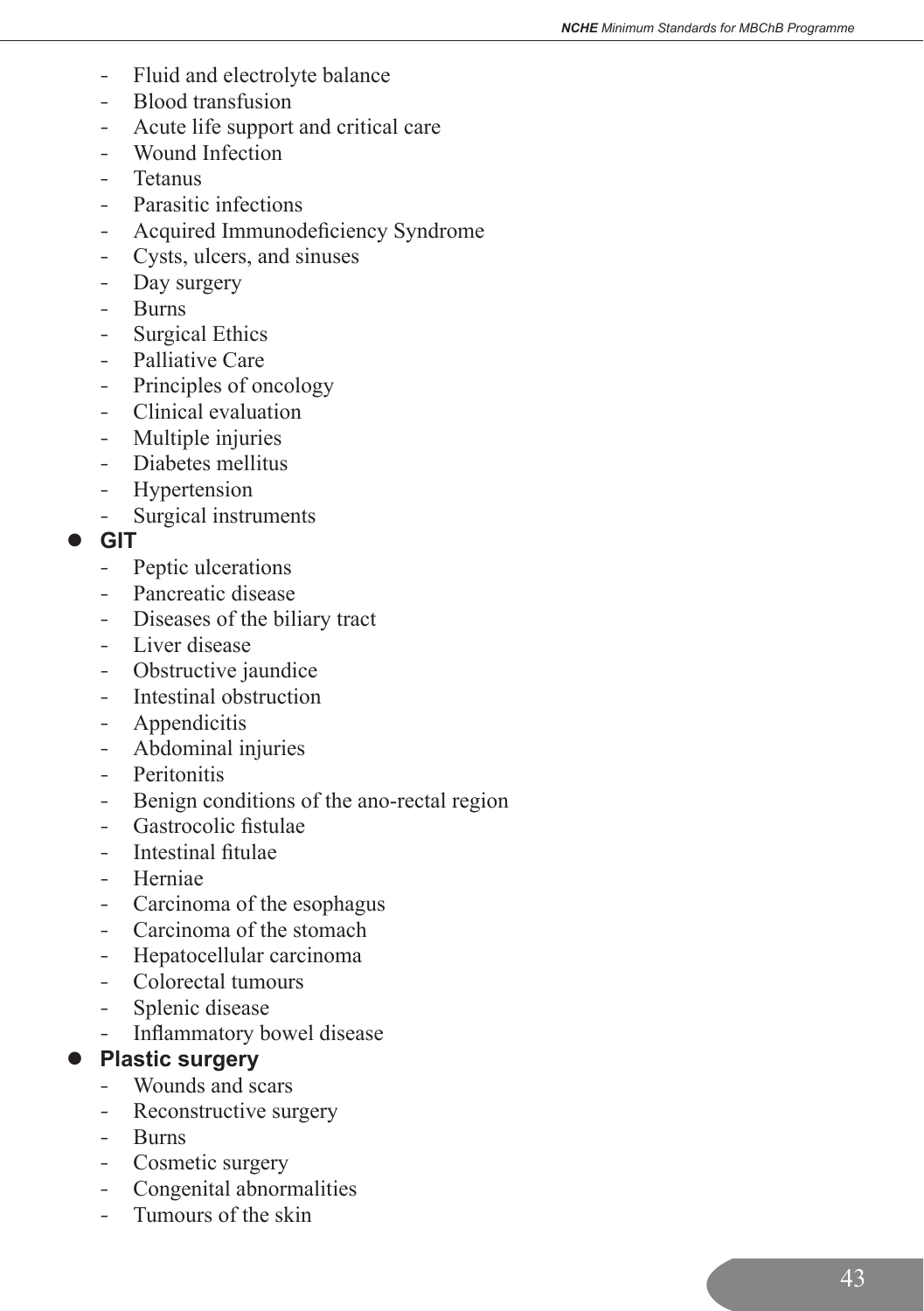- Fluid and electrolyte balance
- Blood transfusion
- Acute life support and critical care
- Wound Infection
- Tetanus
- Parasitic infections
- Acquired Immunodeficiency Syndrome
- Cysts, ulcers, and sinuses
- Day surgery
- Burns
- Surgical Ethics
- Palliative Care
- Principles of oncology
- Clinical evaluation
- Multiple injuries
- Diabetes mellitus
- Hypertension
- Surgical instruments

- **GIT**
  - Peptic ulcerations
  - Pancreatic disease
  - Diseases of the biliary tract
  - Liver disease
  - Obstructive jaundice
  - Intestinal obstruction
  - Appendicitis
  - Abdominal injuries
  - Peritonitis
  - Benign conditions of the ano-rectal region
  - Gastrocolic fistulae
  - Intestinal fitulae
  - Herniae
  - Carcinoma of the esophagus
  - Carcinoma of the stomach
  - Hepatocellular carcinoma
  - Colorectal tumours
  - Splenic disease
  - Inflammatory bowel disease

- **Plastic surgery**
  - Wounds and scars
  - Reconstructive surgery
  - Burns
  - Cosmetic surgery
  - Congenital abnormalities
  - Tumours of the skin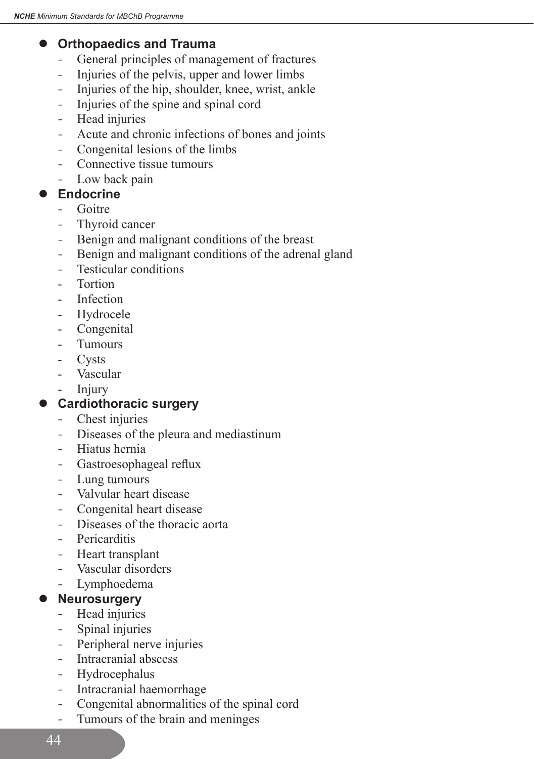- **Orthopaedics and Trauma**
  - General principles of management of fractures
  - Injuries of the pelvis, upper and lower limbs
  - Injuries of the hip, shoulder, knee, wrist, ankle
  - Injuries of the spine and spinal cord
  - Head injuries
  - Acute and chronic infections of bones and joints
  - Congenital lesions of the limbs
  - Connective tissue tumours
  - Low back pain
- **Endocrine**
  - Goitre
  - Thyroid cancer
  - Benign and malignant conditions of the breast
  - Benign and malignant conditions of the adrenal gland
  - Testicular conditions
  - Tortion
  - Infection
  - Hydrocele
  - Congenital
  - Tumours
  - Cysts
  - Vascular
  - Injury
- **Cardiothoracic surgery**
  - Chest injuries
  - Diseases of the pleura and mediastinum
  - Hiatus hernia
  - Gastroesophageal reflux
  - Lung tumours
  - Valvular heart disease
  - Congenital heart disease
  - Diseases of the thoracic aorta
  - Pericarditis
  - Heart transplant
  - Vascular disorders
  - Lymphoedema
- **Neurosurgery**
  - Head injuries
  - Spinal injuries
  - Peripheral nerve injuries
  - Intracranial abscess
  - Hydrocephalus
  - Intracranial haemorrhage
  - Congenital abnormalities of the spinal cord
  - Tumours of the brain and meninges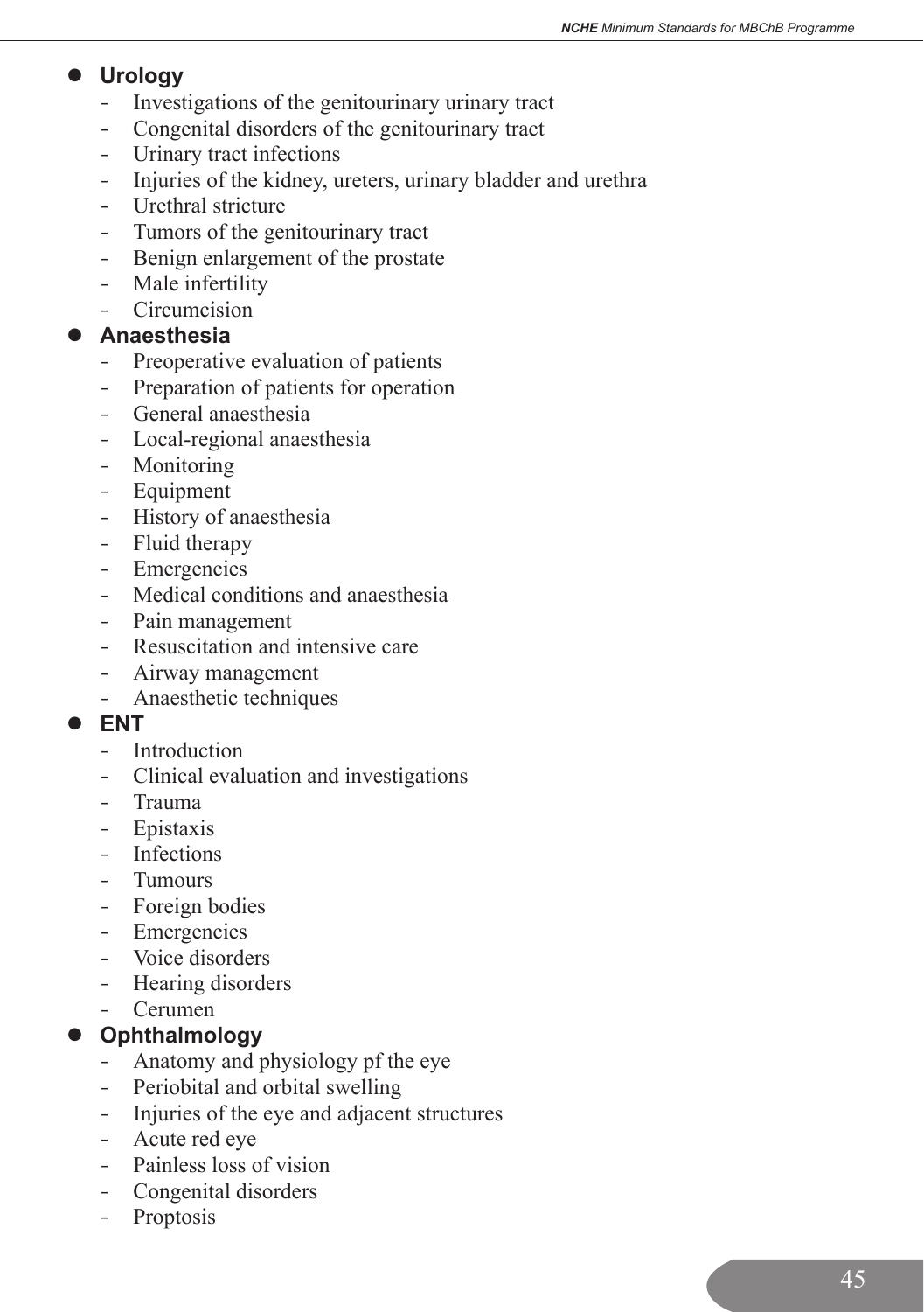- **Urology**
  - Investigations of the genitourinary urinary tract
  - Congenital disorders of the genitourinary tract
  - Urinary tract infections
  - Injuries of the kidney, ureters, urinary bladder and urethra
  - Urethral stricture
  - Tumors of the genitourinary tract
  - Benign enlargement of the prostate
  - Male infertility
  - Circumcision
- **Anaesthesia**
  - Preoperative evaluation of patients
  - Preparation of patients for operation
  - General anaesthesia
  - Local-regional anaesthesia
  - Monitoring
  - Equipment
  - History of anaesthesia
  - Fluid therapy
  - Emergencies
  - Medical conditions and anaesthesia
  - Pain management
  - Resuscitation and intensive care
  - Airway management
  - Anaesthetic techniques
- **ENT**
  - Introduction
  - Clinical evaluation and investigations
  - Trauma
  - Epistaxis
  - Infections
  - Tumours
  - Foreign bodies
  - Emergencies
  - Voice disorders
  - Hearing disorders
  - Cerumen
- **Ophthalmology**
  - Anatomy and physiology pf the eye
  - Periobital and orbital swelling
  - Injuries of the eye and adjacent structures
  - Acute red eye
  - Painless loss of vision
  - Congenital disorders
  - Proptosis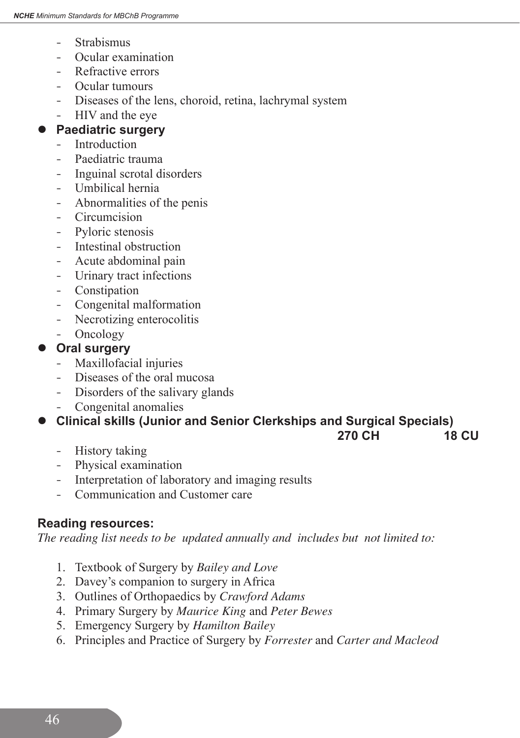- Strabismus
- Ocular examination
- Refractive errors
- Ocular tumours
- Diseases of the lens, choroid, retina, lachrymal system
- HIV and the eye

- **Paediatric surgery**
  - Introduction
  - Paediatric trauma
  - Inguinal scrotal disorders
  - Umbilical hernia
  - Abnormalities of the penis
  - Circumcision
  - Pyloric stenosis
  - Intestinal obstruction
  - Acute abdominal pain
  - Urinary tract infections
  - Constipation
  - Congenital malformation
  - Necrotizing enterocolitis
  - Oncology

- **Oral surgery**
  - Maxillofacial injuries
  - Diseases of the oral mucosa
  - Disorders of the salivary glands
  - Congenital anomalies

- **Clinical skills (Junior and Senior Clerkships and Surgical Specials)** **270 CH** **18 CU**
  - History taking
  - Physical examination
  - Interpretation of laboratory and imaging results
  - Communication and Customer care

**Reading resources:**

*The reading list needs to be updated annually and includes but not limited to:*

1. Textbook of Surgery by *Bailey and Love*
2. Davey's companion to surgery in Africa
3. Outlines of Orthopaedics by *Crawford Adams*
4. Primary Surgery by *Maurice King* and *Peter Bewes*
5. Emergency Surgery by *Hamilton Bailey*
6. Principles and Practice of Surgery by *Forrester* and *Carter and Macleod*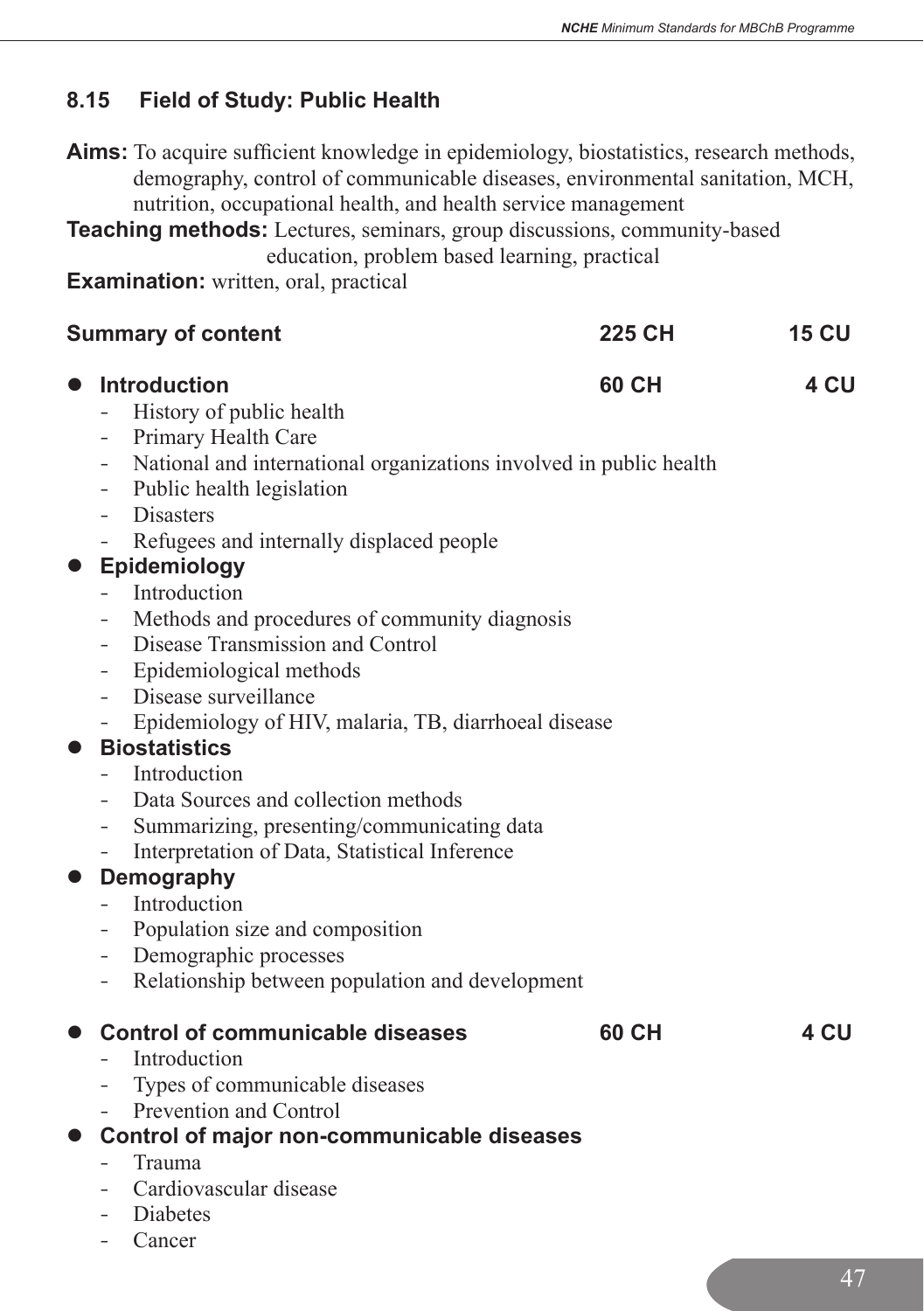## 8.15 Field of Study: Public Health

**Aims:** To acquire sufficient knowledge in epidemiology, biostatistics, research methods, demography, control of communicable diseases, environmental sanitation, MCH, nutrition, occupational health, and health service management

**Teaching methods:** Lectures, seminars, group discussions, community-based education, problem based learning, practical

**Examination:** written, oral, practical

| **Summary of content** | **225 CH** | **15 CU** |
|---|---|---|

- **Introduction** — **60 CH** — **4 CU**
  - History of public health
  - Primary Health Care
  - National and international organizations involved in public health
  - Public health legislation
  - Disasters
  - Refugees and internally displaced people
- **Epidemiology**
  - Introduction
  - Methods and procedures of community diagnosis
  - Disease Transmission and Control
  - Epidemiological methods
  - Disease surveillance
  - Epidemiology of HIV, malaria, TB, diarrhoeal disease
- **Biostatistics**
  - Introduction
  - Data Sources and collection methods
  - Summarizing, presenting/communicating data
  - Interpretation of Data, Statistical Inference
- **Demography**
  - Introduction
  - Population size and composition
  - Demographic processes
  - Relationship between population and development

- **Control of communicable diseases** — **60 CH** — **4 CU**
  - Introduction
  - Types of communicable diseases
  - Prevention and Control
- **Control of major non-communicable diseases**
  - Trauma
  - Cardiovascular disease
  - Diabetes
  - Cancer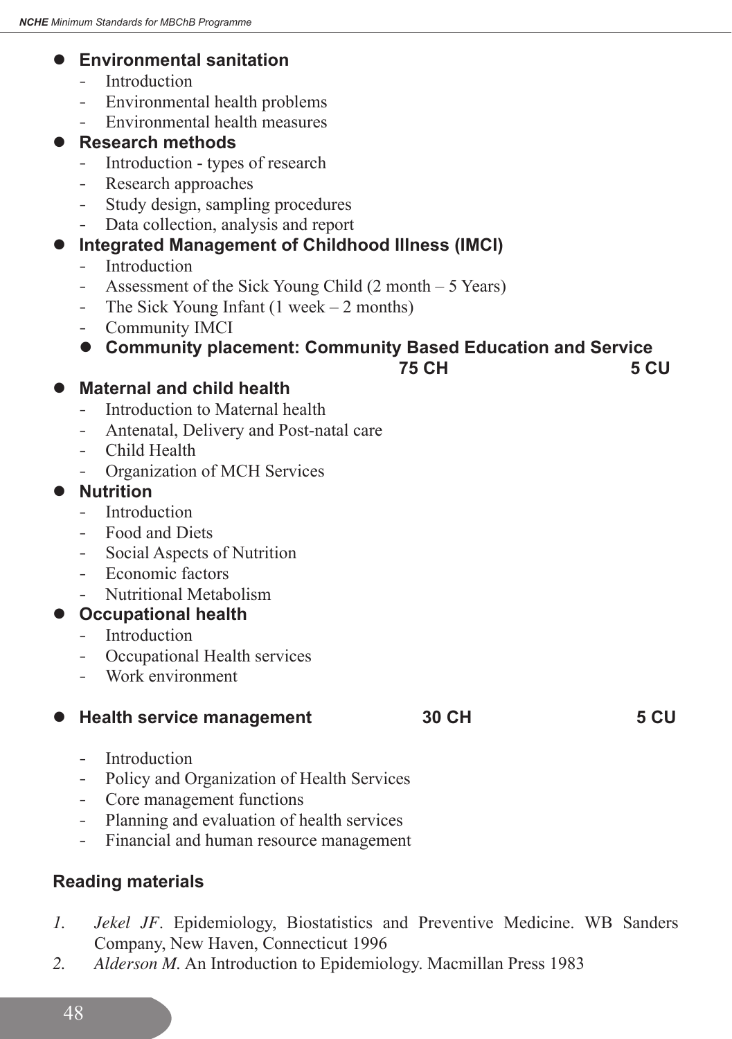- **Environmental sanitation**
  - Introduction
  - Environmental health problems
  - Environmental health measures
- **Research methods**
  - Introduction - types of research
  - Research approaches
  - Study design, sampling procedures
  - Data collection, analysis and report
- **Integrated Management of Childhood Illness (IMCI)**
  - Introduction
  - Assessment of the Sick Young Child (2 month – 5 Years)
  - The Sick Young Infant (1 week – 2 months)
  - Community IMCI
  - **Community placement: Community Based Education and Service 75 CH 5 CU**
- **Maternal and child health**
  - Introduction to Maternal health
  - Antenatal, Delivery and Post-natal care
  - Child Health
  - Organization of MCH Services
- **Nutrition**
  - Introduction
  - Food and Diets
  - Social Aspects of Nutrition
  - Economic factors
  - Nutritional Metabolism
- **Occupational health**
  - Introduction
  - Occupational Health services
  - Work environment

- **Health service management 30 CH 5 CU**
  - Introduction
  - Policy and Organization of Health Services
  - Core management functions
  - Planning and evaluation of health services
  - Financial and human resource management

### Reading materials

1. *Jekel JF*. Epidemiology, Biostatistics and Preventive Medicine. WB Sanders Company, New Haven, Connecticut 1996
2. *Alderson M.* An Introduction to Epidemiology. Macmillan Press 1983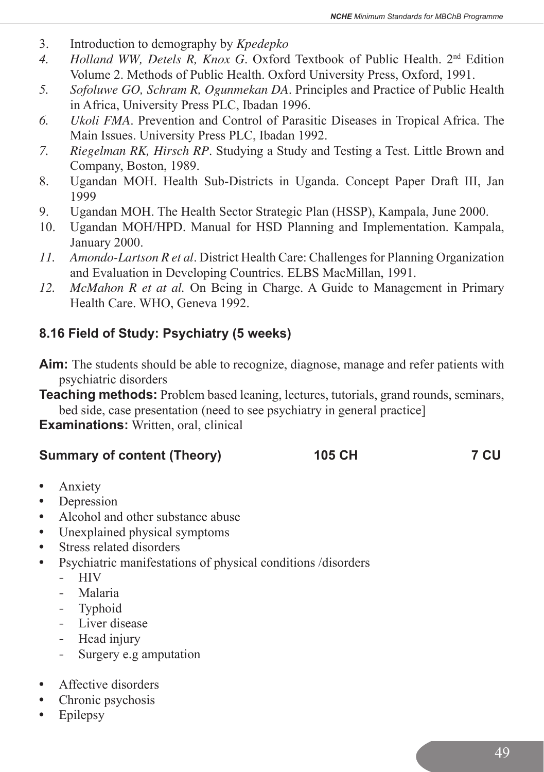3. Introduction to demography by *Kpedepko*
4. *Holland WW, Detels R, Knox G*. Oxford Textbook of Public Health. 2nd Edition Volume 2. Methods of Public Health. Oxford University Press, Oxford, 1991.
5. *Sofoluwe GO, Schram R, Ogunmekan DA*. Principles and Practice of Public Health in Africa, University Press PLC, Ibadan 1996.
6. *Ukoli FMA*. Prevention and Control of Parasitic Diseases in Tropical Africa. The Main Issues. University Press PLC, Ibadan 1992.
7. *Riegelman RK, Hirsch RP*. Studying a Study and Testing a Test. Little Brown and Company, Boston, 1989.
8. Ugandan MOH. Health Sub-Districts in Uganda. Concept Paper Draft III, Jan 1999
9. Ugandan MOH. The Health Sector Strategic Plan (HSSP), Kampala, June 2000.
10. Ugandan MOH/HPD. Manual for HSD Planning and Implementation. Kampala, January 2000.
11. *Amondo-Lartson R et al*. District Health Care: Challenges for Planning Organization and Evaluation in Developing Countries. ELBS MacMillan, 1991.
12. *McMahon R et at al.* On Being in Charge. A Guide to Management in Primary Health Care. WHO, Geneva 1992.

### 8.16 Field of Study: Psychiatry (5 weeks)

**Aim:** The students should be able to recognize, diagnose, manage and refer patients with psychiatric disorders

**Teaching methods:** Problem based leaning, lectures, tutorials, grand rounds, seminars, bed side, case presentation (need to see psychiatry in general practice]

**Examinations:** Written, oral, clinical

**Summary of content (Theory) 105 CH 7 CU**

- Anxiety
- Depression
- Alcohol and other substance abuse
- Unexplained physical symptoms
- Stress related disorders
- Psychiatric manifestations of physical conditions /disorders
  - HIV
  - Malaria
  - Typhoid
  - Liver disease
  - Head injury
  - Surgery e.g amputation
- Affective disorders
- Chronic psychosis
- Epilepsy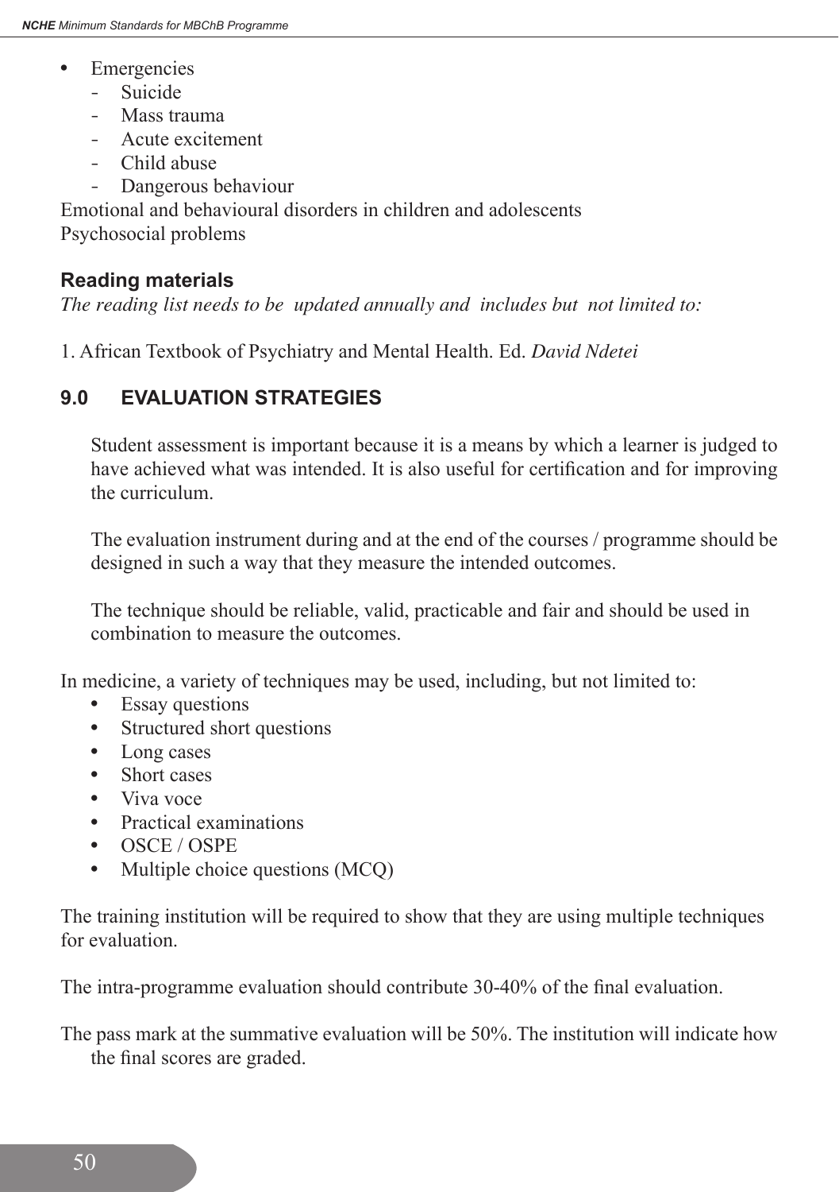- Emergencies
  - Suicide
  - Mass trauma
  - Acute excitement
  - Child abuse
  - Dangerous behaviour

Emotional and behavioural disorders in children and adolescents
Psychosocial problems

### Reading materials

*The reading list needs to be updated annually and includes but not limited to:*

1. African Textbook of Psychiatry and Mental Health. Ed. *David Ndetei*

## 9.0 EVALUATION STRATEGIES

Student assessment is important because it is a means by which a learner is judged to have achieved what was intended. It is also useful for certification and for improving the curriculum.

The evaluation instrument during and at the end of the courses / programme should be designed in such a way that they measure the intended outcomes.

The technique should be reliable, valid, practicable and fair and should be used in combination to measure the outcomes.

In medicine, a variety of techniques may be used, including, but not limited to:

- Essay questions
- Structured short questions
- Long cases
- Short cases
- Viva voce
- Practical examinations
- OSCE / OSPE
- Multiple choice questions (MCQ)

The training institution will be required to show that they are using multiple techniques for evaluation.

The intra-programme evaluation should contribute 30-40% of the final evaluation.

The pass mark at the summative evaluation will be 50%. The institution will indicate how the final scores are graded.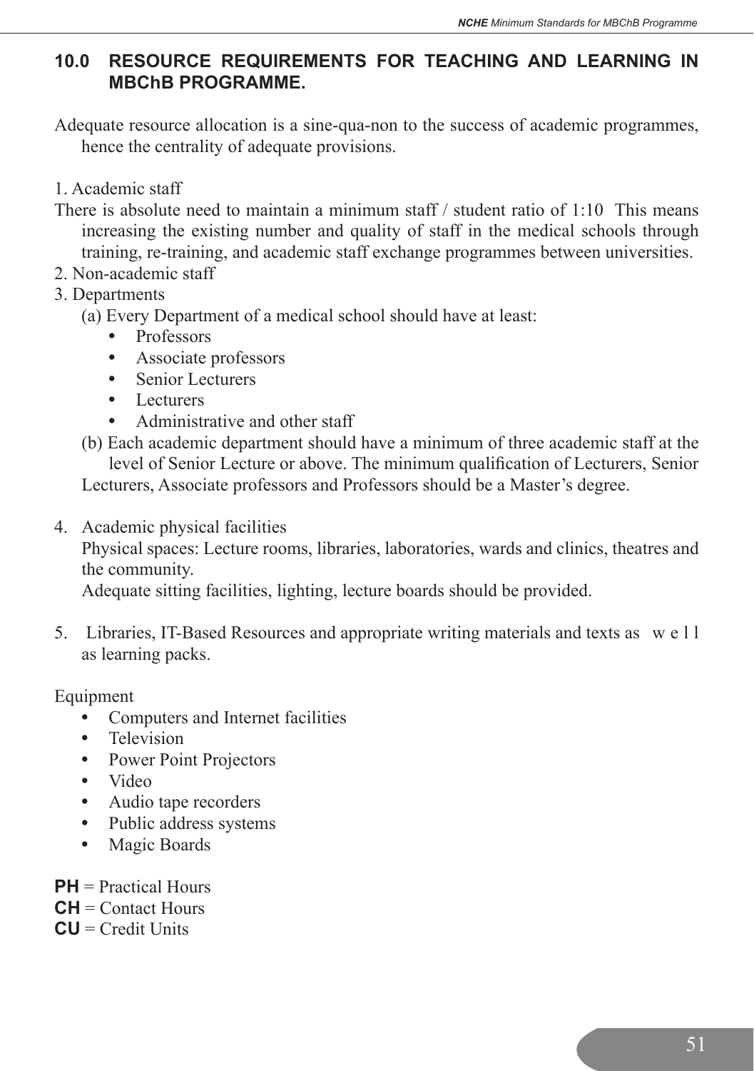## 10.0 RESOURCE REQUIREMENTS FOR TEACHING AND LEARNING IN MBChB PROGRAMME.

Adequate resource allocation is a sine-qua-non to the success of academic programmes, hence the centrality of adequate provisions.

1. Academic staff

There is absolute need to maintain a minimum staff / student ratio of 1:10 This means increasing the existing number and quality of staff in the medical schools through training, re-training, and academic staff exchange programmes between universities.

2. Non-academic staff
3. Departments
   (a) Every Department of a medical school should have at least:
   - Professors
   - Associate professors
   - Senior Lecturers
   - Lecturers
   - Administrative and other staff

   (b) Each academic department should have a minimum of three academic staff at the level of Senior Lecture or above. The minimum qualification of Lecturers, Senior Lecturers, Associate professors and Professors should be a Master's degree.

4. Academic physical facilities

   Physical spaces: Lecture rooms, libraries, laboratories, wards and clinics, theatres and the community.

   Adequate sitting facilities, lighting, lecture boards should be provided.

5. Libraries, IT-Based Resources and appropriate writing materials and texts as well as learning packs.

Equipment
- Computers and Internet facilities
- Television
- Power Point Projectors
- Video
- Audio tape recorders
- Public address systems
- Magic Boards

**PH** = Practical Hours
**CH** = Contact Hours
**CU** = Credit Units